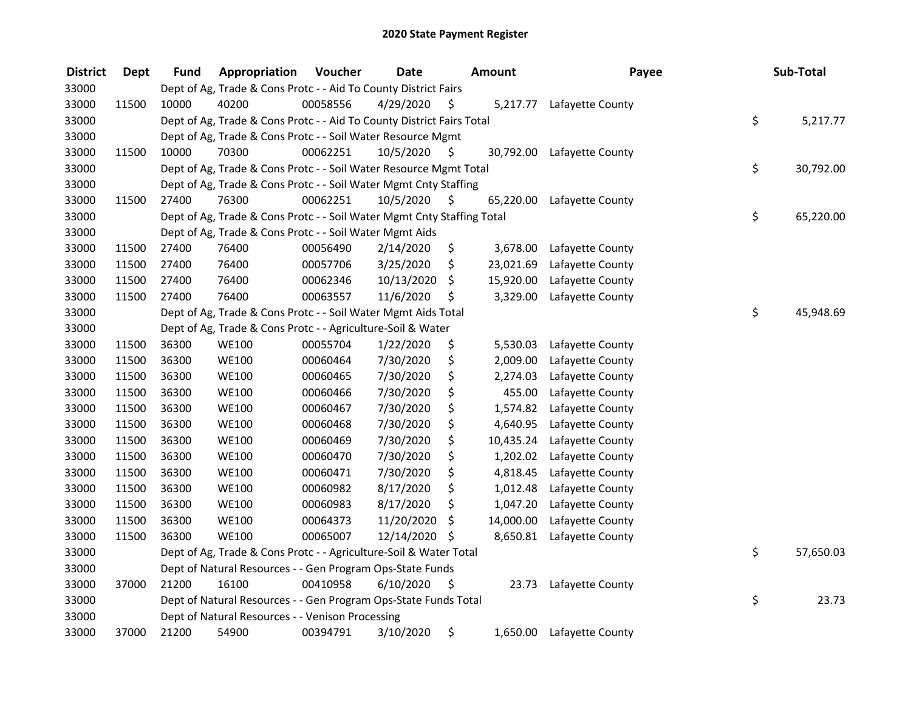# 2020 State Payment Register

| District | Dept | Fund | Appropriation | Voucher | Date | Amount | Payee | Sub-Total |
|---|---|---|---|---|---|---|---|---|
| 33000 | | Dept of Ag, Trade & Cons Protc - - Aid To County District Fairs | | | | | | |
| 33000 | 11500 | 10000 | 40200 | 00058556 | 4/29/2020 | $ 5,217.77 | Lafayette County | |
| 33000 | | Dept of Ag, Trade & Cons Protc - - Aid To County District Fairs Total | | | | | | $ 5,217.77 |
| 33000 | | Dept of Ag, Trade & Cons Protc - - Soil Water Resource Mgmt | | | | | | |
| 33000 | 11500 | 10000 | 70300 | 00062251 | 10/5/2020 | $ 30,792.00 | Lafayette County | |
| 33000 | | Dept of Ag, Trade & Cons Protc - - Soil Water Resource Mgmt Total | | | | | | $ 30,792.00 |
| 33000 | | Dept of Ag, Trade & Cons Protc - - Soil Water Mgmt Cnty Staffing | | | | | | |
| 33000 | 11500 | 27400 | 76300 | 00062251 | 10/5/2020 | $ 65,220.00 | Lafayette County | |
| 33000 | | Dept of Ag, Trade & Cons Protc - - Soil Water Mgmt Cnty Staffing Total | | | | | | $ 65,220.00 |
| 33000 | | Dept of Ag, Trade & Cons Protc - - Soil Water Mgmt Aids | | | | | | |
| 33000 | 11500 | 27400 | 76400 | 00056490 | 2/14/2020 | $ 3,678.00 | Lafayette County | |
| 33000 | 11500 | 27400 | 76400 | 00057706 | 3/25/2020 | $ 23,021.69 | Lafayette County | |
| 33000 | 11500 | 27400 | 76400 | 00062346 | 10/13/2020 | $ 15,920.00 | Lafayette County | |
| 33000 | 11500 | 27400 | 76400 | 00063557 | 11/6/2020 | $ 3,329.00 | Lafayette County | |
| 33000 | | Dept of Ag, Trade & Cons Protc - - Soil Water Mgmt Aids Total | | | | | | $ 45,948.69 |
| 33000 | | Dept of Ag, Trade & Cons Protc - - Agriculture-Soil & Water | | | | | | |
| 33000 | 11500 | 36300 | WE100 | 00055704 | 1/22/2020 | $ 5,530.03 | Lafayette County | |
| 33000 | 11500 | 36300 | WE100 | 00060464 | 7/30/2020 | $ 2,009.00 | Lafayette County | |
| 33000 | 11500 | 36300 | WE100 | 00060465 | 7/30/2020 | $ 2,274.03 | Lafayette County | |
| 33000 | 11500 | 36300 | WE100 | 00060466 | 7/30/2020 | $ 455.00 | Lafayette County | |
| 33000 | 11500 | 36300 | WE100 | 00060467 | 7/30/2020 | $ 1,574.82 | Lafayette County | |
| 33000 | 11500 | 36300 | WE100 | 00060468 | 7/30/2020 | $ 4,640.95 | Lafayette County | |
| 33000 | 11500 | 36300 | WE100 | 00060469 | 7/30/2020 | $ 10,435.24 | Lafayette County | |
| 33000 | 11500 | 36300 | WE100 | 00060470 | 7/30/2020 | $ 1,202.02 | Lafayette County | |
| 33000 | 11500 | 36300 | WE100 | 00060471 | 7/30/2020 | $ 4,818.45 | Lafayette County | |
| 33000 | 11500 | 36300 | WE100 | 00060982 | 8/17/2020 | $ 1,012.48 | Lafayette County | |
| 33000 | 11500 | 36300 | WE100 | 00060983 | 8/17/2020 | $ 1,047.20 | Lafayette County | |
| 33000 | 11500 | 36300 | WE100 | 00064373 | 11/20/2020 | $ 14,000.00 | Lafayette County | |
| 33000 | 11500 | 36300 | WE100 | 00065007 | 12/14/2020 | $ 8,650.81 | Lafayette County | |
| 33000 | | Dept of Ag, Trade & Cons Protc - - Agriculture-Soil & Water Total | | | | | | $ 57,650.03 |
| 33000 | | Dept of Natural Resources - - Gen Program Ops-State Funds | | | | | | |
| 33000 | 37000 | 21200 | 16100 | 00410958 | 6/10/2020 | $ 23.73 | Lafayette County | |
| 33000 | | Dept of Natural Resources - - Gen Program Ops-State Funds Total | | | | | | $ 23.73 |
| 33000 | | Dept of Natural Resources - - Venison Processing | | | | | | |
| 33000 | 37000 | 21200 | 54900 | 00394791 | 3/10/2020 | $ 1,650.00 | Lafayette County | |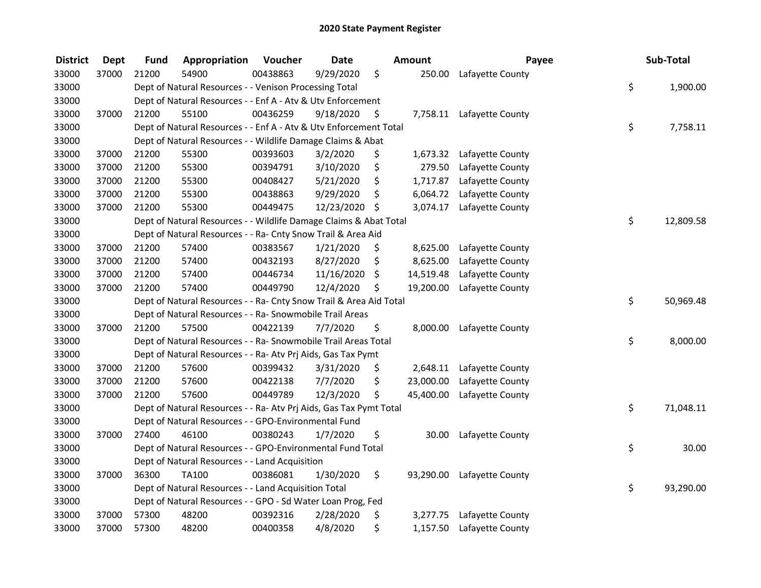# 2020 State Payment Register

| District | Dept | Fund | Appropriation | Voucher | Date | Amount | Payee | Sub-Total |
|---|---|---|---|---|---|---|---|---|
| 33000 | 37000 | 21200 | 54900 | 00438863 | 9/29/2020 | $ 250.00 | Lafayette County | |
| 33000 | | Dept of Natural Resources - - Venison Processing Total | | | | | | $ 1,900.00 |
| 33000 | | Dept of Natural Resources - - Enf A - Atv & Utv Enforcement | | | | | | |
| 33000 | 37000 | 21200 | 55100 | 00436259 | 9/18/2020 | $ 7,758.11 | Lafayette County | |
| 33000 | | Dept of Natural Resources - - Enf A - Atv & Utv Enforcement Total | | | | | | $ 7,758.11 |
| 33000 | | Dept of Natural Resources - - Wildlife Damage Claims & Abat | | | | | | |
| 33000 | 37000 | 21200 | 55300 | 00393603 | 3/2/2020 | $ 1,673.32 | Lafayette County | |
| 33000 | 37000 | 21200 | 55300 | 00394791 | 3/10/2020 | $ 279.50 | Lafayette County | |
| 33000 | 37000 | 21200 | 55300 | 00408427 | 5/21/2020 | $ 1,717.87 | Lafayette County | |
| 33000 | 37000 | 21200 | 55300 | 00438863 | 9/29/2020 | $ 6,064.72 | Lafayette County | |
| 33000 | 37000 | 21200 | 55300 | 00449475 | 12/23/2020 | $ 3,074.17 | Lafayette County | |
| 33000 | | Dept of Natural Resources - - Wildlife Damage Claims & Abat Total | | | | | | $ 12,809.58 |
| 33000 | | Dept of Natural Resources - - Ra- Cnty Snow Trail & Area Aid | | | | | | |
| 33000 | 37000 | 21200 | 57400 | 00383567 | 1/21/2020 | $ 8,625.00 | Lafayette County | |
| 33000 | 37000 | 21200 | 57400 | 00432193 | 8/27/2020 | $ 8,625.00 | Lafayette County | |
| 33000 | 37000 | 21200 | 57400 | 00446734 | 11/16/2020 | $ 14,519.48 | Lafayette County | |
| 33000 | 37000 | 21200 | 57400 | 00449790 | 12/4/2020 | $ 19,200.00 | Lafayette County | |
| 33000 | | Dept of Natural Resources - - Ra- Cnty Snow Trail & Area Aid Total | | | | | | $ 50,969.48 |
| 33000 | | Dept of Natural Resources - - Ra- Snowmobile Trail Areas | | | | | | |
| 33000 | 37000 | 21200 | 57500 | 00422139 | 7/7/2020 | $ 8,000.00 | Lafayette County | |
| 33000 | | Dept of Natural Resources - - Ra- Snowmobile Trail Areas Total | | | | | | $ 8,000.00 |
| 33000 | | Dept of Natural Resources - - Ra- Atv Prj Aids, Gas Tax Pymt | | | | | | |
| 33000 | 37000 | 21200 | 57600 | 00399432 | 3/31/2020 | $ 2,648.11 | Lafayette County | |
| 33000 | 37000 | 21200 | 57600 | 00422138 | 7/7/2020 | $ 23,000.00 | Lafayette County | |
| 33000 | 37000 | 21200 | 57600 | 00449789 | 12/3/2020 | $ 45,400.00 | Lafayette County | |
| 33000 | | Dept of Natural Resources - - Ra- Atv Prj Aids, Gas Tax Pymt Total | | | | | | $ 71,048.11 |
| 33000 | | Dept of Natural Resources - - GPO-Environmental Fund | | | | | | |
| 33000 | 37000 | 27400 | 46100 | 00380243 | 1/7/2020 | $ 30.00 | Lafayette County | |
| 33000 | | Dept of Natural Resources - - GPO-Environmental Fund Total | | | | | | $ 30.00 |
| 33000 | | Dept of Natural Resources - - Land Acquisition | | | | | | |
| 33000 | 37000 | 36300 | TA100 | 00386081 | 1/30/2020 | $ 93,290.00 | Lafayette County | |
| 33000 | | Dept of Natural Resources - - Land Acquisition Total | | | | | | $ 93,290.00 |
| 33000 | | Dept of Natural Resources - - GPO - Sd Water Loan Prog, Fed | | | | | | |
| 33000 | 37000 | 57300 | 48200 | 00392316 | 2/28/2020 | $ 3,277.75 | Lafayette County | |
| 33000 | 37000 | 57300 | 48200 | 00400358 | 4/8/2020 | $ 1,157.50 | Lafayette County | |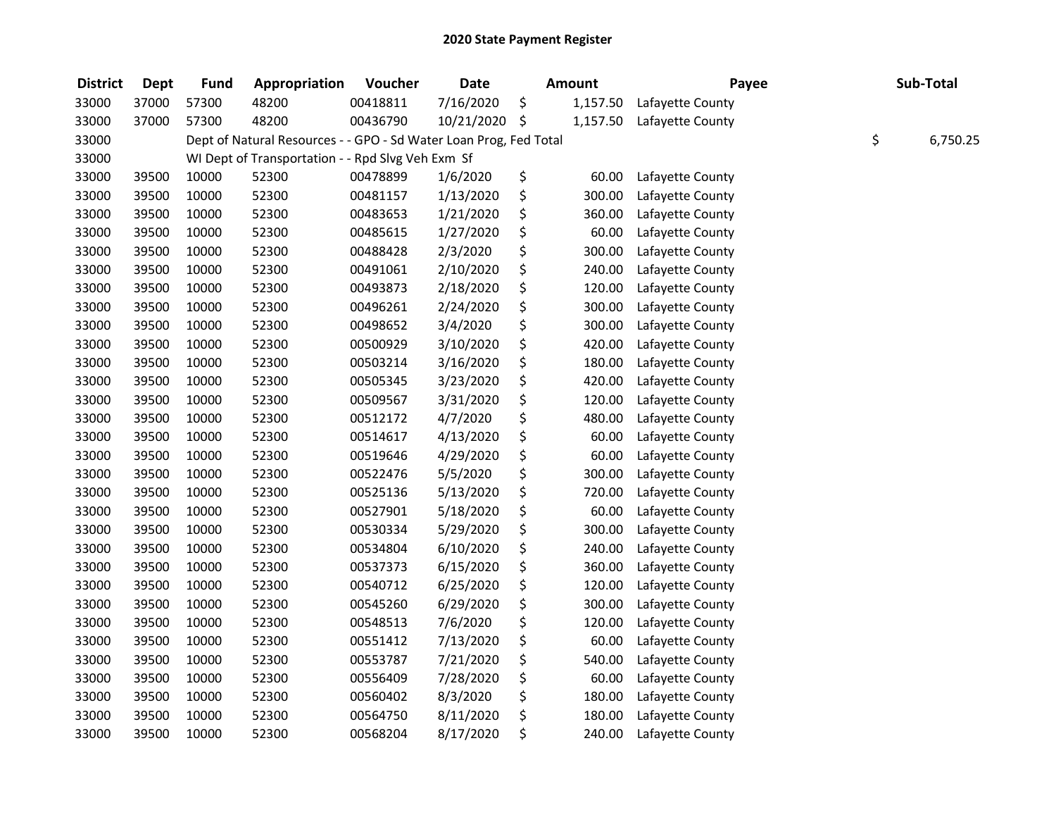# 2020 State Payment Register

| District | Dept | Fund | Appropriation | Voucher | Date | Amount | Payee | Sub-Total |
|---|---|---|---|---|---|---|---|---|
| 33000 | 37000 | 57300 | 48200 | 00418811 | 7/16/2020 | $ 1,157.50 | Lafayette County | |
| 33000 | 37000 | 57300 | 48200 | 00436790 | 10/21/2020 | $ 1,157.50 | Lafayette County | |
| 33000 | | Dept of Natural Resources - - GPO - Sd Water Loan Prog, Fed Total | | | | | | $ 6,750.25 |
| 33000 | | WI Dept of Transportation - - Rpd Slvg Veh Exm Sf | | | | | | |
| 33000 | 39500 | 10000 | 52300 | 00478899 | 1/6/2020 | $ 60.00 | Lafayette County | |
| 33000 | 39500 | 10000 | 52300 | 00481157 | 1/13/2020 | $ 300.00 | Lafayette County | |
| 33000 | 39500 | 10000 | 52300 | 00483653 | 1/21/2020 | $ 360.00 | Lafayette County | |
| 33000 | 39500 | 10000 | 52300 | 00485615 | 1/27/2020 | $ 60.00 | Lafayette County | |
| 33000 | 39500 | 10000 | 52300 | 00488428 | 2/3/2020 | $ 300.00 | Lafayette County | |
| 33000 | 39500 | 10000 | 52300 | 00491061 | 2/10/2020 | $ 240.00 | Lafayette County | |
| 33000 | 39500 | 10000 | 52300 | 00493873 | 2/18/2020 | $ 120.00 | Lafayette County | |
| 33000 | 39500 | 10000 | 52300 | 00496261 | 2/24/2020 | $ 300.00 | Lafayette County | |
| 33000 | 39500 | 10000 | 52300 | 00498652 | 3/4/2020 | $ 300.00 | Lafayette County | |
| 33000 | 39500 | 10000 | 52300 | 00500929 | 3/10/2020 | $ 420.00 | Lafayette County | |
| 33000 | 39500 | 10000 | 52300 | 00503214 | 3/16/2020 | $ 180.00 | Lafayette County | |
| 33000 | 39500 | 10000 | 52300 | 00505345 | 3/23/2020 | $ 420.00 | Lafayette County | |
| 33000 | 39500 | 10000 | 52300 | 00509567 | 3/31/2020 | $ 120.00 | Lafayette County | |
| 33000 | 39500 | 10000 | 52300 | 00512172 | 4/7/2020 | $ 480.00 | Lafayette County | |
| 33000 | 39500 | 10000 | 52300 | 00514617 | 4/13/2020 | $ 60.00 | Lafayette County | |
| 33000 | 39500 | 10000 | 52300 | 00519646 | 4/29/2020 | $ 60.00 | Lafayette County | |
| 33000 | 39500 | 10000 | 52300 | 00522476 | 5/5/2020 | $ 300.00 | Lafayette County | |
| 33000 | 39500 | 10000 | 52300 | 00525136 | 5/13/2020 | $ 720.00 | Lafayette County | |
| 33000 | 39500 | 10000 | 52300 | 00527901 | 5/18/2020 | $ 60.00 | Lafayette County | |
| 33000 | 39500 | 10000 | 52300 | 00530334 | 5/29/2020 | $ 300.00 | Lafayette County | |
| 33000 | 39500 | 10000 | 52300 | 00534804 | 6/10/2020 | $ 240.00 | Lafayette County | |
| 33000 | 39500 | 10000 | 52300 | 00537373 | 6/15/2020 | $ 360.00 | Lafayette County | |
| 33000 | 39500 | 10000 | 52300 | 00540712 | 6/25/2020 | $ 120.00 | Lafayette County | |
| 33000 | 39500 | 10000 | 52300 | 00545260 | 6/29/2020 | $ 300.00 | Lafayette County | |
| 33000 | 39500 | 10000 | 52300 | 00548513 | 7/6/2020 | $ 120.00 | Lafayette County | |
| 33000 | 39500 | 10000 | 52300 | 00551412 | 7/13/2020 | $ 60.00 | Lafayette County | |
| 33000 | 39500 | 10000 | 52300 | 00553787 | 7/21/2020 | $ 540.00 | Lafayette County | |
| 33000 | 39500 | 10000 | 52300 | 00556409 | 7/28/2020 | $ 60.00 | Lafayette County | |
| 33000 | 39500 | 10000 | 52300 | 00560402 | 8/3/2020 | $ 180.00 | Lafayette County | |
| 33000 | 39500 | 10000 | 52300 | 00564750 | 8/11/2020 | $ 180.00 | Lafayette County | |
| 33000 | 39500 | 10000 | 52300 | 00568204 | 8/17/2020 | $ 240.00 | Lafayette County | |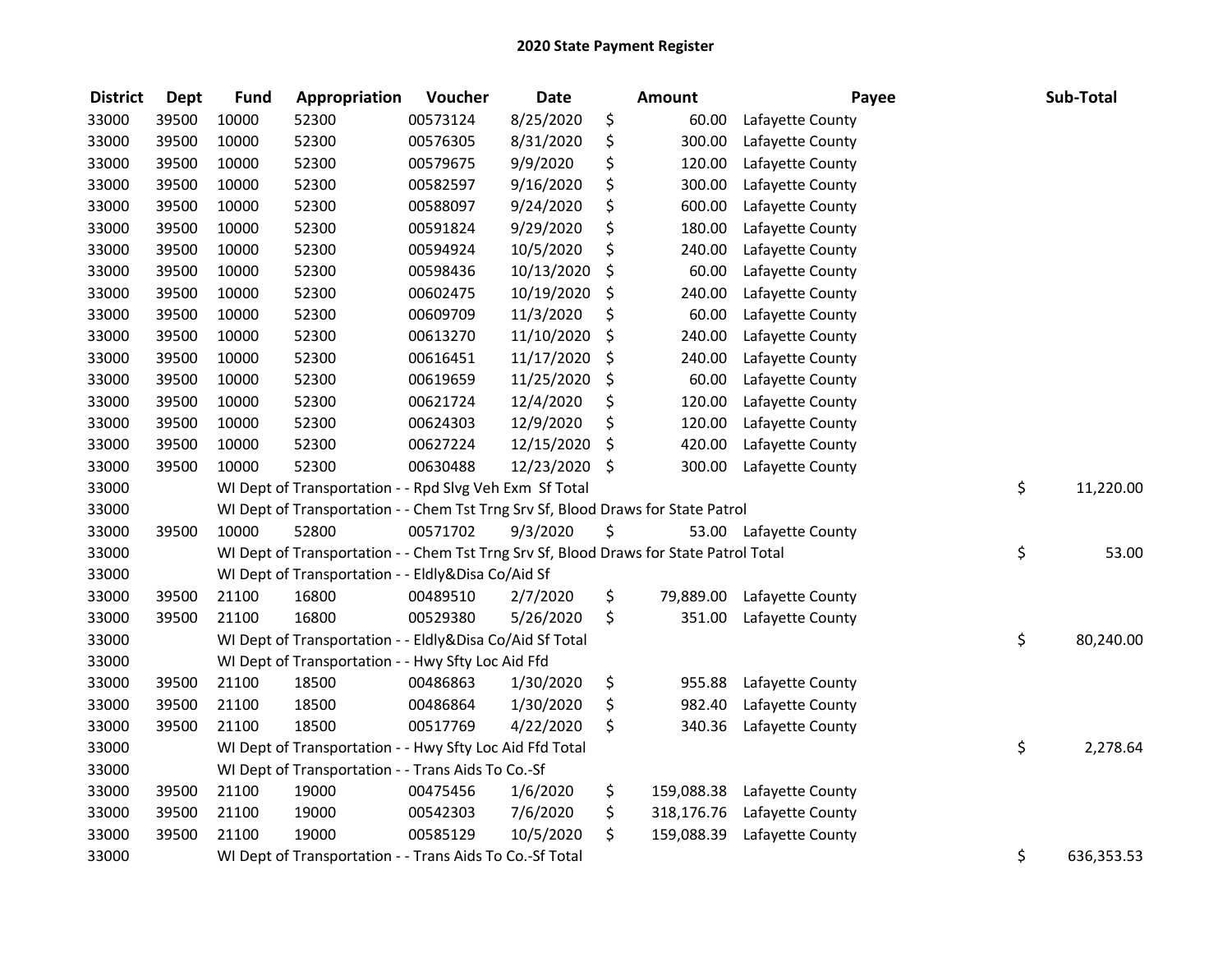# 2020 State Payment Register

| District | Dept | Fund | Appropriation | Voucher | Date | Amount | Payee | Sub-Total |
|---|---|---|---|---|---|---|---|---|
| 33000 | 39500 | 10000 | 52300 | 00573124 | 8/25/2020 | $ 60.00 | Lafayette County | |
| 33000 | 39500 | 10000 | 52300 | 00576305 | 8/31/2020 | $ 300.00 | Lafayette County | |
| 33000 | 39500 | 10000 | 52300 | 00579675 | 9/9/2020 | $ 120.00 | Lafayette County | |
| 33000 | 39500 | 10000 | 52300 | 00582597 | 9/16/2020 | $ 300.00 | Lafayette County | |
| 33000 | 39500 | 10000 | 52300 | 00588097 | 9/24/2020 | $ 600.00 | Lafayette County | |
| 33000 | 39500 | 10000 | 52300 | 00591824 | 9/29/2020 | $ 180.00 | Lafayette County | |
| 33000 | 39500 | 10000 | 52300 | 00594924 | 10/5/2020 | $ 240.00 | Lafayette County | |
| 33000 | 39500 | 10000 | 52300 | 00598436 | 10/13/2020 | $ 60.00 | Lafayette County | |
| 33000 | 39500 | 10000 | 52300 | 00602475 | 10/19/2020 | $ 240.00 | Lafayette County | |
| 33000 | 39500 | 10000 | 52300 | 00609709 | 11/3/2020 | $ 60.00 | Lafayette County | |
| 33000 | 39500 | 10000 | 52300 | 00613270 | 11/10/2020 | $ 240.00 | Lafayette County | |
| 33000 | 39500 | 10000 | 52300 | 00616451 | 11/17/2020 | $ 240.00 | Lafayette County | |
| 33000 | 39500 | 10000 | 52300 | 00619659 | 11/25/2020 | $ 60.00 | Lafayette County | |
| 33000 | 39500 | 10000 | 52300 | 00621724 | 12/4/2020 | $ 120.00 | Lafayette County | |
| 33000 | 39500 | 10000 | 52300 | 00624303 | 12/9/2020 | $ 120.00 | Lafayette County | |
| 33000 | 39500 | 10000 | 52300 | 00627224 | 12/15/2020 | $ 420.00 | Lafayette County | |
| 33000 | 39500 | 10000 | 52300 | 00630488 | 12/23/2020 | $ 300.00 | Lafayette County | |
| 33000 | | WI Dept of Transportation - - Rpd Slvg Veh Exm Sf Total | | | | | | $ 11,220.00 |
| 33000 | | WI Dept of Transportation - - Chem Tst Trng Srv Sf, Blood Draws for State Patrol | | | | | | |
| 33000 | 39500 | 10000 | 52800 | 00571702 | 9/3/2020 | $ 53.00 | Lafayette County | |
| 33000 | | WI Dept of Transportation - - Chem Tst Trng Srv Sf, Blood Draws for State Patrol Total | | | | | | $ 53.00 |
| 33000 | | WI Dept of Transportation - - Eldly&Disa Co/Aid Sf | | | | | | |
| 33000 | 39500 | 21100 | 16800 | 00489510 | 2/7/2020 | $ 79,889.00 | Lafayette County | |
| 33000 | 39500 | 21100 | 16800 | 00529380 | 5/26/2020 | $ 351.00 | Lafayette County | |
| 33000 | | WI Dept of Transportation - - Eldly&Disa Co/Aid Sf Total | | | | | | $ 80,240.00 |
| 33000 | | WI Dept of Transportation - - Hwy Sfty Loc Aid Ffd | | | | | | |
| 33000 | 39500 | 21100 | 18500 | 00486863 | 1/30/2020 | $ 955.88 | Lafayette County | |
| 33000 | 39500 | 21100 | 18500 | 00486864 | 1/30/2020 | $ 982.40 | Lafayette County | |
| 33000 | 39500 | 21100 | 18500 | 00517769 | 4/22/2020 | $ 340.36 | Lafayette County | |
| 33000 | | WI Dept of Transportation - - Hwy Sfty Loc Aid Ffd Total | | | | | | $ 2,278.64 |
| 33000 | | WI Dept of Transportation - - Trans Aids To Co.-Sf | | | | | | |
| 33000 | 39500 | 21100 | 19000 | 00475456 | 1/6/2020 | $ 159,088.38 | Lafayette County | |
| 33000 | 39500 | 21100 | 19000 | 00542303 | 7/6/2020 | $ 318,176.76 | Lafayette County | |
| 33000 | 39500 | 21100 | 19000 | 00585129 | 10/5/2020 | $ 159,088.39 | Lafayette County | |
| 33000 | | WI Dept of Transportation - - Trans Aids To Co.-Sf Total | | | | | | $ 636,353.53 |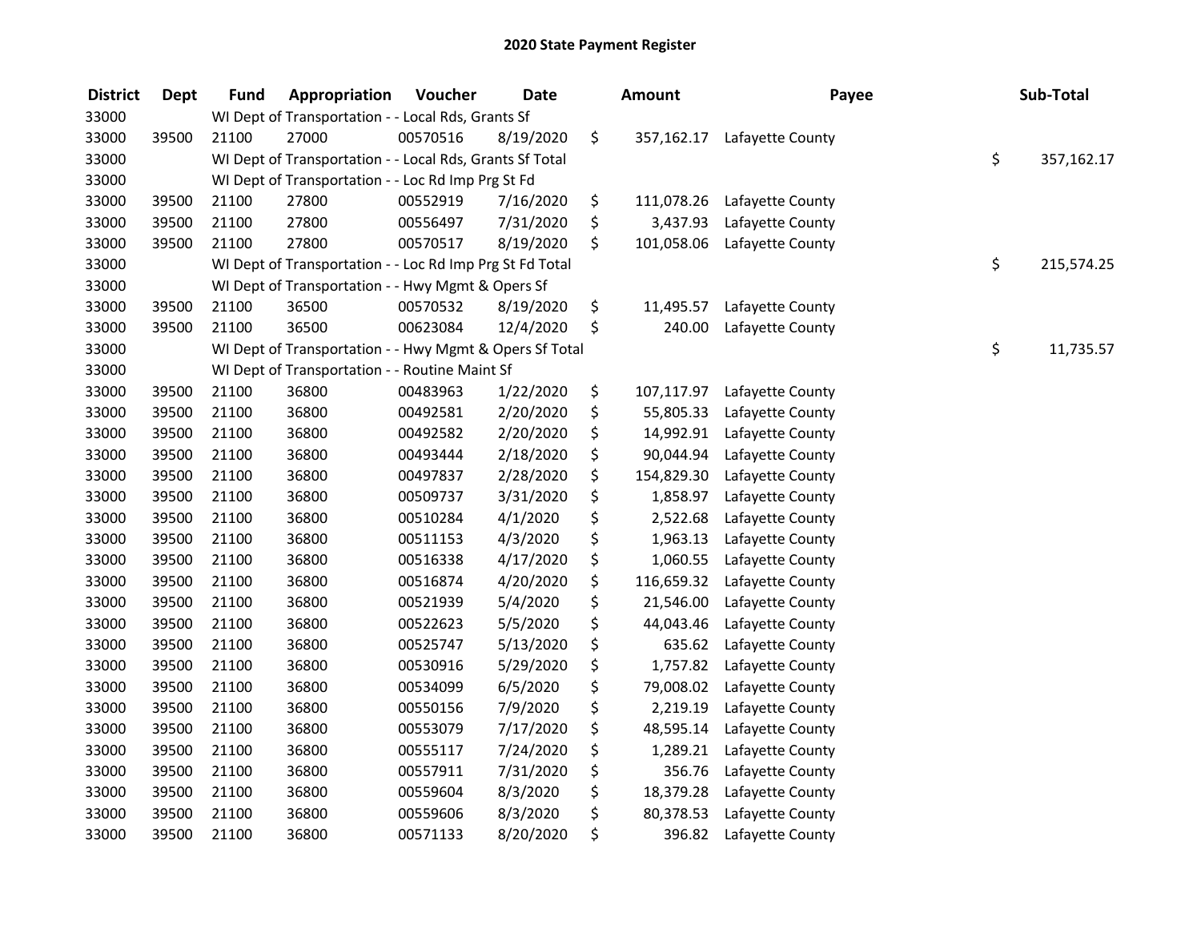## 2020 State Payment Register

| District | Dept | Fund | Appropriation | Voucher | Date | Amount | Payee | Sub-Total |
|---|---|---|---|---|---|---|---|---|
| 33000 | | WI Dept of Transportation - - Local Rds, Grants Sf | | | | | | |
| 33000 | 39500 | 21100 | 27000 | 00570516 | 8/19/2020 | $ 357,162.17 | Lafayette County | |
| 33000 | | WI Dept of Transportation - - Local Rds, Grants Sf Total | | | | | | $ 357,162.17 |
| 33000 | | WI Dept of Transportation - - Loc Rd Imp Prg St Fd | | | | | | |
| 33000 | 39500 | 21100 | 27800 | 00552919 | 7/16/2020 | $ 111,078.26 | Lafayette County | |
| 33000 | 39500 | 21100 | 27800 | 00556497 | 7/31/2020 | $ 3,437.93 | Lafayette County | |
| 33000 | 39500 | 21100 | 27800 | 00570517 | 8/19/2020 | $ 101,058.06 | Lafayette County | |
| 33000 | | WI Dept of Transportation - - Loc Rd Imp Prg St Fd Total | | | | | | $ 215,574.25 |
| 33000 | | WI Dept of Transportation - - Hwy Mgmt & Opers Sf | | | | | | |
| 33000 | 39500 | 21100 | 36500 | 00570532 | 8/19/2020 | $ 11,495.57 | Lafayette County | |
| 33000 | 39500 | 21100 | 36500 | 00623084 | 12/4/2020 | $ 240.00 | Lafayette County | |
| 33000 | | WI Dept of Transportation - - Hwy Mgmt & Opers Sf Total | | | | | | $ 11,735.57 |
| 33000 | | WI Dept of Transportation - - Routine Maint Sf | | | | | | |
| 33000 | 39500 | 21100 | 36800 | 00483963 | 1/22/2020 | $ 107,117.97 | Lafayette County | |
| 33000 | 39500 | 21100 | 36800 | 00492581 | 2/20/2020 | $ 55,805.33 | Lafayette County | |
| 33000 | 39500 | 21100 | 36800 | 00492582 | 2/20/2020 | $ 14,992.91 | Lafayette County | |
| 33000 | 39500 | 21100 | 36800 | 00493444 | 2/18/2020 | $ 90,044.94 | Lafayette County | |
| 33000 | 39500 | 21100 | 36800 | 00497837 | 2/28/2020 | $ 154,829.30 | Lafayette County | |
| 33000 | 39500 | 21100 | 36800 | 00509737 | 3/31/2020 | $ 1,858.97 | Lafayette County | |
| 33000 | 39500 | 21100 | 36800 | 00510284 | 4/1/2020 | $ 2,522.68 | Lafayette County | |
| 33000 | 39500 | 21100 | 36800 | 00511153 | 4/3/2020 | $ 1,963.13 | Lafayette County | |
| 33000 | 39500 | 21100 | 36800 | 00516338 | 4/17/2020 | $ 1,060.55 | Lafayette County | |
| 33000 | 39500 | 21100 | 36800 | 00516874 | 4/20/2020 | $ 116,659.32 | Lafayette County | |
| 33000 | 39500 | 21100 | 36800 | 00521939 | 5/4/2020 | $ 21,546.00 | Lafayette County | |
| 33000 | 39500 | 21100 | 36800 | 00522623 | 5/5/2020 | $ 44,043.46 | Lafayette County | |
| 33000 | 39500 | 21100 | 36800 | 00525747 | 5/13/2020 | $ 635.62 | Lafayette County | |
| 33000 | 39500 | 21100 | 36800 | 00530916 | 5/29/2020 | $ 1,757.82 | Lafayette County | |
| 33000 | 39500 | 21100 | 36800 | 00534099 | 6/5/2020 | $ 79,008.02 | Lafayette County | |
| 33000 | 39500 | 21100 | 36800 | 00550156 | 7/9/2020 | $ 2,219.19 | Lafayette County | |
| 33000 | 39500 | 21100 | 36800 | 00553079 | 7/17/2020 | $ 48,595.14 | Lafayette County | |
| 33000 | 39500 | 21100 | 36800 | 00555117 | 7/24/2020 | $ 1,289.21 | Lafayette County | |
| 33000 | 39500 | 21100 | 36800 | 00557911 | 7/31/2020 | $ 356.76 | Lafayette County | |
| 33000 | 39500 | 21100 | 36800 | 00559604 | 8/3/2020 | $ 18,379.28 | Lafayette County | |
| 33000 | 39500 | 21100 | 36800 | 00559606 | 8/3/2020 | $ 80,378.53 | Lafayette County | |
| 33000 | 39500 | 21100 | 36800 | 00571133 | 8/20/2020 | $ 396.82 | Lafayette County | |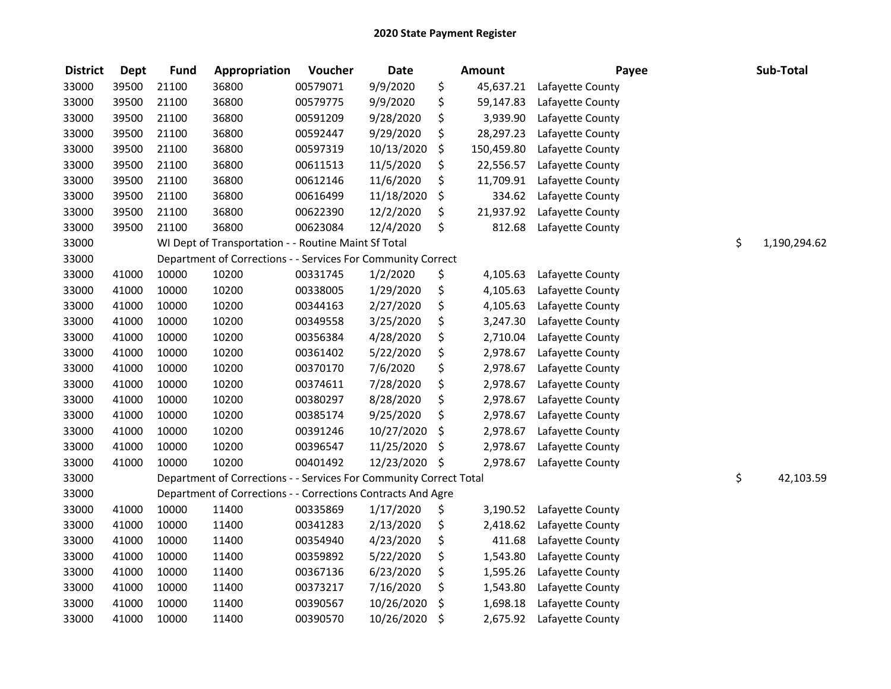# 2020 State Payment Register

| District | Dept | Fund | Appropriation | Voucher | Date | Amount | Payee | Sub-Total |
|---|---|---|---|---|---|---|---|---|
| 33000 | 39500 | 21100 | 36800 | 00579071 | 9/9/2020 | $ 45,637.21 | Lafayette County | |
| 33000 | 39500 | 21100 | 36800 | 00579775 | 9/9/2020 | $ 59,147.83 | Lafayette County | |
| 33000 | 39500 | 21100 | 36800 | 00591209 | 9/28/2020 | $ 3,939.90 | Lafayette County | |
| 33000 | 39500 | 21100 | 36800 | 00592447 | 9/29/2020 | $ 28,297.23 | Lafayette County | |
| 33000 | 39500 | 21100 | 36800 | 00597319 | 10/13/2020 | $ 150,459.80 | Lafayette County | |
| 33000 | 39500 | 21100 | 36800 | 00611513 | 11/5/2020 | $ 22,556.57 | Lafayette County | |
| 33000 | 39500 | 21100 | 36800 | 00612146 | 11/6/2020 | $ 11,709.91 | Lafayette County | |
| 33000 | 39500 | 21100 | 36800 | 00616499 | 11/18/2020 | $ 334.62 | Lafayette County | |
| 33000 | 39500 | 21100 | 36800 | 00622390 | 12/2/2020 | $ 21,937.92 | Lafayette County | |
| 33000 | 39500 | 21100 | 36800 | 00623084 | 12/4/2020 | $ 812.68 | Lafayette County | |
| 33000 | | WI Dept of Transportation - - Routine Maint Sf Total | | | | | | $ 1,190,294.62 |
| 33000 | | Department of Corrections - - Services For Community Correct | | | | | | |
| 33000 | 41000 | 10000 | 10200 | 00331745 | 1/2/2020 | $ 4,105.63 | Lafayette County | |
| 33000 | 41000 | 10000 | 10200 | 00338005 | 1/29/2020 | $ 4,105.63 | Lafayette County | |
| 33000 | 41000 | 10000 | 10200 | 00344163 | 2/27/2020 | $ 4,105.63 | Lafayette County | |
| 33000 | 41000 | 10000 | 10200 | 00349558 | 3/25/2020 | $ 3,247.30 | Lafayette County | |
| 33000 | 41000 | 10000 | 10200 | 00356384 | 4/28/2020 | $ 2,710.04 | Lafayette County | |
| 33000 | 41000 | 10000 | 10200 | 00361402 | 5/22/2020 | $ 2,978.67 | Lafayette County | |
| 33000 | 41000 | 10000 | 10200 | 00370170 | 7/6/2020 | $ 2,978.67 | Lafayette County | |
| 33000 | 41000 | 10000 | 10200 | 00374611 | 7/28/2020 | $ 2,978.67 | Lafayette County | |
| 33000 | 41000 | 10000 | 10200 | 00380297 | 8/28/2020 | $ 2,978.67 | Lafayette County | |
| 33000 | 41000 | 10000 | 10200 | 00385174 | 9/25/2020 | $ 2,978.67 | Lafayette County | |
| 33000 | 41000 | 10000 | 10200 | 00391246 | 10/27/2020 | $ 2,978.67 | Lafayette County | |
| 33000 | 41000 | 10000 | 10200 | 00396547 | 11/25/2020 | $ 2,978.67 | Lafayette County | |
| 33000 | 41000 | 10000 | 10200 | 00401492 | 12/23/2020 | $ 2,978.67 | Lafayette County | |
| 33000 | | Department of Corrections - - Services For Community Correct Total | | | | | | $ 42,103.59 |
| 33000 | | Department of Corrections - - Corrections Contracts And Agre | | | | | | |
| 33000 | 41000 | 10000 | 11400 | 00335869 | 1/17/2020 | $ 3,190.52 | Lafayette County | |
| 33000 | 41000 | 10000 | 11400 | 00341283 | 2/13/2020 | $ 2,418.62 | Lafayette County | |
| 33000 | 41000 | 10000 | 11400 | 00354940 | 4/23/2020 | $ 411.68 | Lafayette County | |
| 33000 | 41000 | 10000 | 11400 | 00359892 | 5/22/2020 | $ 1,543.80 | Lafayette County | |
| 33000 | 41000 | 10000 | 11400 | 00367136 | 6/23/2020 | $ 1,595.26 | Lafayette County | |
| 33000 | 41000 | 10000 | 11400 | 00373217 | 7/16/2020 | $ 1,543.80 | Lafayette County | |
| 33000 | 41000 | 10000 | 11400 | 00390567 | 10/26/2020 | $ 1,698.18 | Lafayette County | |
| 33000 | 41000 | 10000 | 11400 | 00390570 | 10/26/2020 | $ 2,675.92 | Lafayette County | |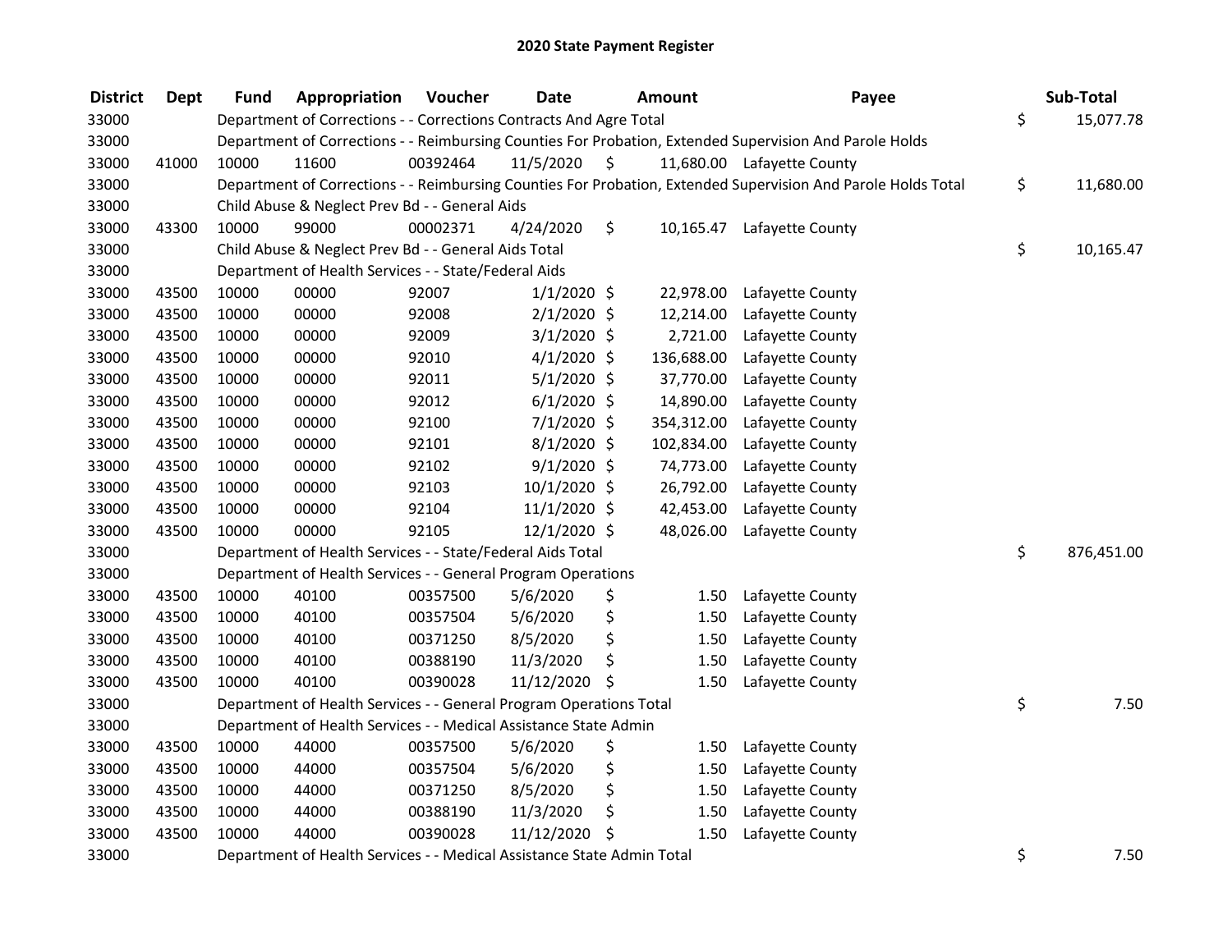# 2020 State Payment Register

| District | Dept | Fund | Appropriation | Voucher | Date | Amount | Payee | Sub-Total |
|---|---|---|---|---|---|---|---|---|
| 33000 | | Department of Corrections - - Corrections Contracts And Agre Total | | | | | | $ 15,077.78 |
| 33000 | | Department of Corrections - - Reimbursing Counties For Probation, Extended Supervision And Parole Holds | | | | | | |
| 33000 | 41000 | 10000 | 11600 | 00392464 | 11/5/2020 | $ 11,680.00 | Lafayette County | |
| 33000 | | Department of Corrections - - Reimbursing Counties For Probation, Extended Supervision And Parole Holds Total | | | | | | $ 11,680.00 |
| 33000 | | Child Abuse & Neglect Prev Bd - - General Aids | | | | | | |
| 33000 | 43300 | 10000 | 99000 | 00002371 | 4/24/2020 | $ 10,165.47 | Lafayette County | |
| 33000 | | Child Abuse & Neglect Prev Bd - - General Aids Total | | | | | | $ 10,165.47 |
| 33000 | | Department of Health Services - - State/Federal Aids | | | | | | |
| 33000 | 43500 | 10000 | 00000 | 92007 | 1/1/2020 | $ 22,978.00 | Lafayette County | |
| 33000 | 43500 | 10000 | 00000 | 92008 | 2/1/2020 | $ 12,214.00 | Lafayette County | |
| 33000 | 43500 | 10000 | 00000 | 92009 | 3/1/2020 | $ 2,721.00 | Lafayette County | |
| 33000 | 43500 | 10000 | 00000 | 92010 | 4/1/2020 | $ 136,688.00 | Lafayette County | |
| 33000 | 43500 | 10000 | 00000 | 92011 | 5/1/2020 | $ 37,770.00 | Lafayette County | |
| 33000 | 43500 | 10000 | 00000 | 92012 | 6/1/2020 | $ 14,890.00 | Lafayette County | |
| 33000 | 43500 | 10000 | 00000 | 92100 | 7/1/2020 | $ 354,312.00 | Lafayette County | |
| 33000 | 43500 | 10000 | 00000 | 92101 | 8/1/2020 | $ 102,834.00 | Lafayette County | |
| 33000 | 43500 | 10000 | 00000 | 92102 | 9/1/2020 | $ 74,773.00 | Lafayette County | |
| 33000 | 43500 | 10000 | 00000 | 92103 | 10/1/2020 | $ 26,792.00 | Lafayette County | |
| 33000 | 43500 | 10000 | 00000 | 92104 | 11/1/2020 | $ 42,453.00 | Lafayette County | |
| 33000 | 43500 | 10000 | 00000 | 92105 | 12/1/2020 | $ 48,026.00 | Lafayette County | |
| 33000 | | Department of Health Services - - State/Federal Aids Total | | | | | | $ 876,451.00 |
| 33000 | | Department of Health Services - - General Program Operations | | | | | | |
| 33000 | 43500 | 10000 | 40100 | 00357500 | 5/6/2020 | $ 1.50 | Lafayette County | |
| 33000 | 43500 | 10000 | 40100 | 00357504 | 5/6/2020 | $ 1.50 | Lafayette County | |
| 33000 | 43500 | 10000 | 40100 | 00371250 | 8/5/2020 | $ 1.50 | Lafayette County | |
| 33000 | 43500 | 10000 | 40100 | 00388190 | 11/3/2020 | $ 1.50 | Lafayette County | |
| 33000 | 43500 | 10000 | 40100 | 00390028 | 11/12/2020 | $ 1.50 | Lafayette County | |
| 33000 | | Department of Health Services - - General Program Operations Total | | | | | | $ 7.50 |
| 33000 | | Department of Health Services - - Medical Assistance State Admin | | | | | | |
| 33000 | 43500 | 10000 | 44000 | 00357500 | 5/6/2020 | $ 1.50 | Lafayette County | |
| 33000 | 43500 | 10000 | 44000 | 00357504 | 5/6/2020 | $ 1.50 | Lafayette County | |
| 33000 | 43500 | 10000 | 44000 | 00371250 | 8/5/2020 | $ 1.50 | Lafayette County | |
| 33000 | 43500 | 10000 | 44000 | 00388190 | 11/3/2020 | $ 1.50 | Lafayette County | |
| 33000 | 43500 | 10000 | 44000 | 00390028 | 11/12/2020 | $ 1.50 | Lafayette County | |
| 33000 | | Department of Health Services - - Medical Assistance State Admin Total | | | | | | $ 7.50 |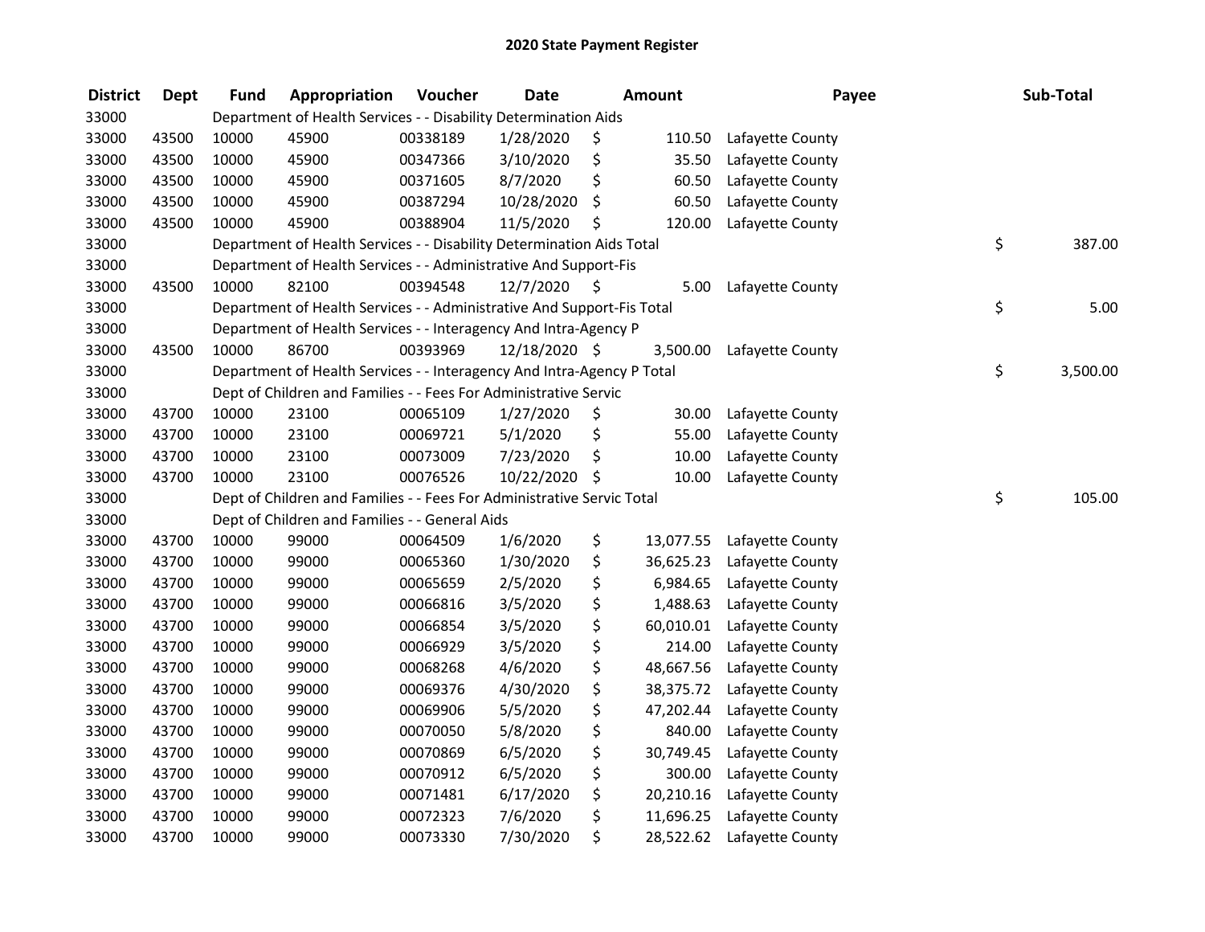# 2020 State Payment Register

| District | Dept | Fund | Appropriation | Voucher | Date | Amount | Payee | Sub-Total |
|---|---|---|---|---|---|---|---|---|
| 33000 | | | Department of Health Services - - Disability Determination Aids | | | | | |
| 33000 | 43500 | 10000 | 45900 | 00338189 | 1/28/2020 | $ 110.50 | Lafayette County | |
| 33000 | 43500 | 10000 | 45900 | 00347366 | 3/10/2020 | $ 35.50 | Lafayette County | |
| 33000 | 43500 | 10000 | 45900 | 00371605 | 8/7/2020 | $ 60.50 | Lafayette County | |
| 33000 | 43500 | 10000 | 45900 | 00387294 | 10/28/2020 | $ 60.50 | Lafayette County | |
| 33000 | 43500 | 10000 | 45900 | 00388904 | 11/5/2020 | $ 120.00 | Lafayette County | |
| 33000 | | | Department of Health Services - - Disability Determination Aids Total | | | | | $ 387.00 |
| 33000 | | | Department of Health Services - - Administrative And Support-Fis | | | | | |
| 33000 | 43500 | 10000 | 82100 | 00394548 | 12/7/2020 | $ 5.00 | Lafayette County | |
| 33000 | | | Department of Health Services - - Administrative And Support-Fis Total | | | | | $ 5.00 |
| 33000 | | | Department of Health Services - - Interagency And Intra-Agency P | | | | | |
| 33000 | 43500 | 10000 | 86700 | 00393969 | 12/18/2020 | $ 3,500.00 | Lafayette County | |
| 33000 | | | Department of Health Services - - Interagency And Intra-Agency P Total | | | | | $ 3,500.00 |
| 33000 | | | Dept of Children and Families - - Fees For Administrative Servic | | | | | |
| 33000 | 43700 | 10000 | 23100 | 00065109 | 1/27/2020 | $ 30.00 | Lafayette County | |
| 33000 | 43700 | 10000 | 23100 | 00069721 | 5/1/2020 | $ 55.00 | Lafayette County | |
| 33000 | 43700 | 10000 | 23100 | 00073009 | 7/23/2020 | $ 10.00 | Lafayette County | |
| 33000 | 43700 | 10000 | 23100 | 00076526 | 10/22/2020 | $ 10.00 | Lafayette County | |
| 33000 | | | Dept of Children and Families - - Fees For Administrative Servic Total | | | | | $ 105.00 |
| 33000 | | | Dept of Children and Families - - General Aids | | | | | |
| 33000 | 43700 | 10000 | 99000 | 00064509 | 1/6/2020 | $ 13,077.55 | Lafayette County | |
| 33000 | 43700 | 10000 | 99000 | 00065360 | 1/30/2020 | $ 36,625.23 | Lafayette County | |
| 33000 | 43700 | 10000 | 99000 | 00065659 | 2/5/2020 | $ 6,984.65 | Lafayette County | |
| 33000 | 43700 | 10000 | 99000 | 00066816 | 3/5/2020 | $ 1,488.63 | Lafayette County | |
| 33000 | 43700 | 10000 | 99000 | 00066854 | 3/5/2020 | $ 60,010.01 | Lafayette County | |
| 33000 | 43700 | 10000 | 99000 | 00066929 | 3/5/2020 | $ 214.00 | Lafayette County | |
| 33000 | 43700 | 10000 | 99000 | 00068268 | 4/6/2020 | $ 48,667.56 | Lafayette County | |
| 33000 | 43700 | 10000 | 99000 | 00069376 | 4/30/2020 | $ 38,375.72 | Lafayette County | |
| 33000 | 43700 | 10000 | 99000 | 00069906 | 5/5/2020 | $ 47,202.44 | Lafayette County | |
| 33000 | 43700 | 10000 | 99000 | 00070050 | 5/8/2020 | $ 840.00 | Lafayette County | |
| 33000 | 43700 | 10000 | 99000 | 00070869 | 6/5/2020 | $ 30,749.45 | Lafayette County | |
| 33000 | 43700 | 10000 | 99000 | 00070912 | 6/5/2020 | $ 300.00 | Lafayette County | |
| 33000 | 43700 | 10000 | 99000 | 00071481 | 6/17/2020 | $ 20,210.16 | Lafayette County | |
| 33000 | 43700 | 10000 | 99000 | 00072323 | 7/6/2020 | $ 11,696.25 | Lafayette County | |
| 33000 | 43700 | 10000 | 99000 | 00073330 | 7/30/2020 | $ 28,522.62 | Lafayette County | |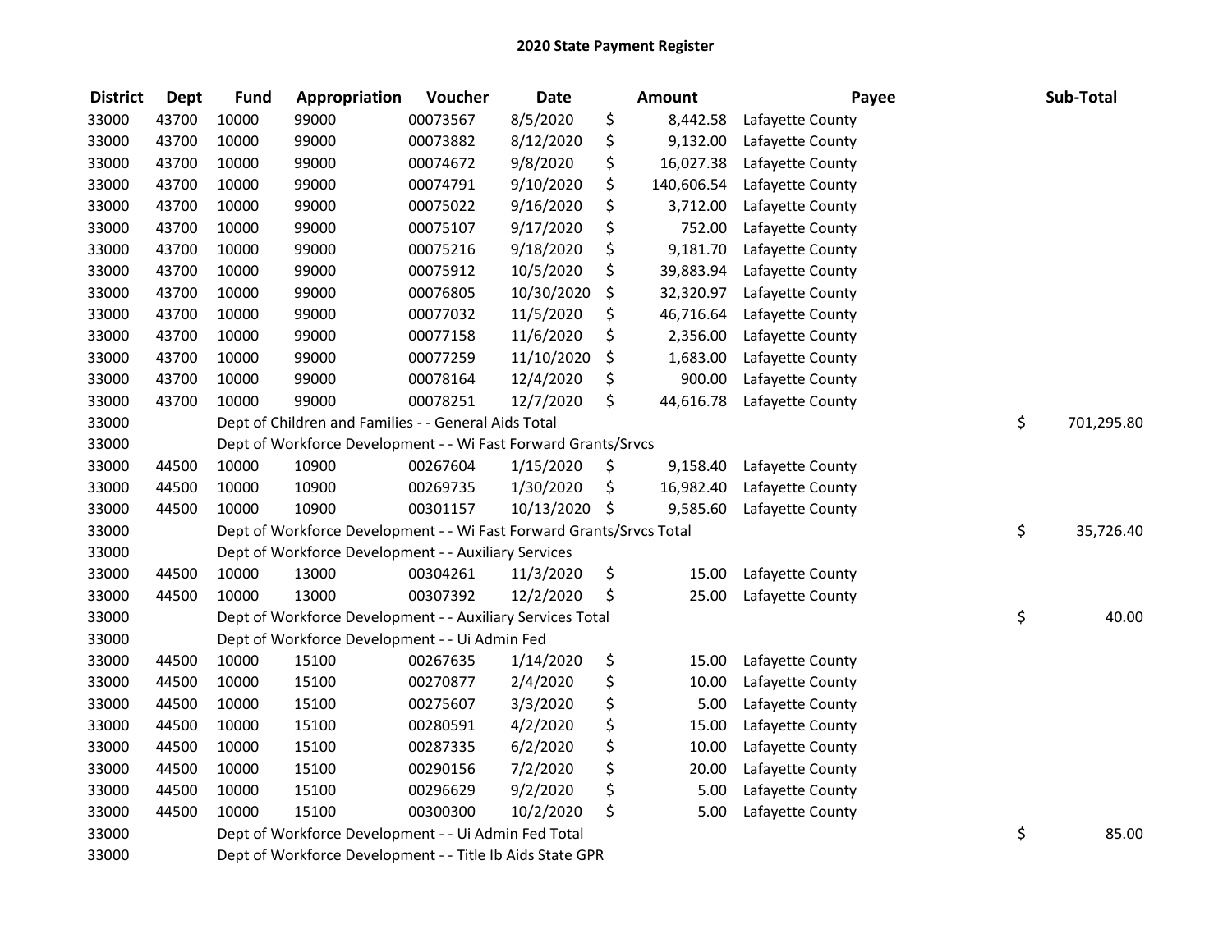# 2020 State Payment Register

| District | Dept | Fund | Appropriation | Voucher | Date | Amount | Payee | Sub-Total |
|---|---|---|---|---|---|---|---|---|
| 33000 | 43700 | 10000 | 99000 | 00073567 | 8/5/2020 | $ 8,442.58 | Lafayette County | |
| 33000 | 43700 | 10000 | 99000 | 00073882 | 8/12/2020 | $ 9,132.00 | Lafayette County | |
| 33000 | 43700 | 10000 | 99000 | 00074672 | 9/8/2020 | $ 16,027.38 | Lafayette County | |
| 33000 | 43700 | 10000 | 99000 | 00074791 | 9/10/2020 | $ 140,606.54 | Lafayette County | |
| 33000 | 43700 | 10000 | 99000 | 00075022 | 9/16/2020 | $ 3,712.00 | Lafayette County | |
| 33000 | 43700 | 10000 | 99000 | 00075107 | 9/17/2020 | $ 752.00 | Lafayette County | |
| 33000 | 43700 | 10000 | 99000 | 00075216 | 9/18/2020 | $ 9,181.70 | Lafayette County | |
| 33000 | 43700 | 10000 | 99000 | 00075912 | 10/5/2020 | $ 39,883.94 | Lafayette County | |
| 33000 | 43700 | 10000 | 99000 | 00076805 | 10/30/2020 | $ 32,320.97 | Lafayette County | |
| 33000 | 43700 | 10000 | 99000 | 00077032 | 11/5/2020 | $ 46,716.64 | Lafayette County | |
| 33000 | 43700 | 10000 | 99000 | 00077158 | 11/6/2020 | $ 2,356.00 | Lafayette County | |
| 33000 | 43700 | 10000 | 99000 | 00077259 | 11/10/2020 | $ 1,683.00 | Lafayette County | |
| 33000 | 43700 | 10000 | 99000 | 00078164 | 12/4/2020 | $ 900.00 | Lafayette County | |
| 33000 | 43700 | 10000 | 99000 | 00078251 | 12/7/2020 | $ 44,616.78 | Lafayette County | |
| 33000 | | Dept of Children and Families - - General Aids Total | | | | | | $ 701,295.80 |
| 33000 | | Dept of Workforce Development - - Wi Fast Forward Grants/Srvcs | | | | | | |
| 33000 | 44500 | 10000 | 10900 | 00267604 | 1/15/2020 | $ 9,158.40 | Lafayette County | |
| 33000 | 44500 | 10000 | 10900 | 00269735 | 1/30/2020 | $ 16,982.40 | Lafayette County | |
| 33000 | 44500 | 10000 | 10900 | 00301157 | 10/13/2020 | $ 9,585.60 | Lafayette County | |
| 33000 | | Dept of Workforce Development - - Wi Fast Forward Grants/Srvcs Total | | | | | | $ 35,726.40 |
| 33000 | | Dept of Workforce Development - - Auxiliary Services | | | | | | |
| 33000 | 44500 | 10000 | 13000 | 00304261 | 11/3/2020 | $ 15.00 | Lafayette County | |
| 33000 | 44500 | 10000 | 13000 | 00307392 | 12/2/2020 | $ 25.00 | Lafayette County | |
| 33000 | | Dept of Workforce Development - - Auxiliary Services Total | | | | | | $ 40.00 |
| 33000 | | Dept of Workforce Development - - Ui Admin Fed | | | | | | |
| 33000 | 44500 | 10000 | 15100 | 00267635 | 1/14/2020 | $ 15.00 | Lafayette County | |
| 33000 | 44500 | 10000 | 15100 | 00270877 | 2/4/2020 | $ 10.00 | Lafayette County | |
| 33000 | 44500 | 10000 | 15100 | 00275607 | 3/3/2020 | $ 5.00 | Lafayette County | |
| 33000 | 44500 | 10000 | 15100 | 00280591 | 4/2/2020 | $ 15.00 | Lafayette County | |
| 33000 | 44500 | 10000 | 15100 | 00287335 | 6/2/2020 | $ 10.00 | Lafayette County | |
| 33000 | 44500 | 10000 | 15100 | 00290156 | 7/2/2020 | $ 20.00 | Lafayette County | |
| 33000 | 44500 | 10000 | 15100 | 00296629 | 9/2/2020 | $ 5.00 | Lafayette County | |
| 33000 | 44500 | 10000 | 15100 | 00300300 | 10/2/2020 | $ 5.00 | Lafayette County | |
| 33000 | | Dept of Workforce Development - - Ui Admin Fed Total | | | | | | $ 85.00 |
| 33000 | | Dept of Workforce Development - - Title Ib Aids State GPR | | | | | | |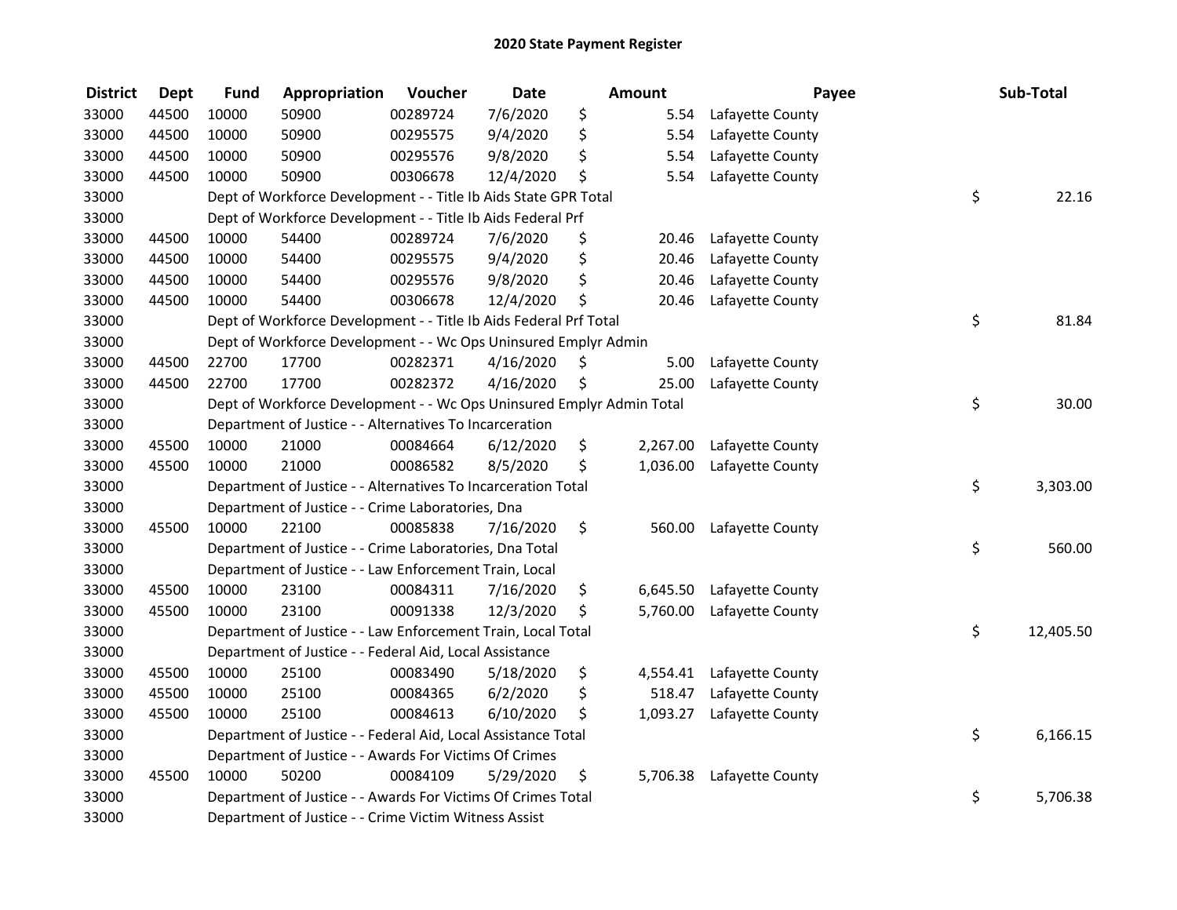# 2020 State Payment Register

| District | Dept | Fund | Appropriation | Voucher | Date | Amount | Payee | Sub-Total |
|---|---|---|---|---|---|---|---|---|
| 33000 | 44500 | 10000 | 50900 | 00289724 | 7/6/2020 | $ 5.54 | Lafayette County | |
| 33000 | 44500 | 10000 | 50900 | 00295575 | 9/4/2020 | $ 5.54 | Lafayette County | |
| 33000 | 44500 | 10000 | 50900 | 00295576 | 9/8/2020 | $ 5.54 | Lafayette County | |
| 33000 | 44500 | 10000 | 50900 | 00306678 | 12/4/2020 | $ 5.54 | Lafayette County | |
| 33000 | | Dept of Workforce Development - - Title Ib Aids State GPR Total | | | | | | $ 22.16 |
| 33000 | | Dept of Workforce Development - - Title Ib Aids Federal Prf | | | | | | |
| 33000 | 44500 | 10000 | 54400 | 00289724 | 7/6/2020 | $ 20.46 | Lafayette County | |
| 33000 | 44500 | 10000 | 54400 | 00295575 | 9/4/2020 | $ 20.46 | Lafayette County | |
| 33000 | 44500 | 10000 | 54400 | 00295576 | 9/8/2020 | $ 20.46 | Lafayette County | |
| 33000 | 44500 | 10000 | 54400 | 00306678 | 12/4/2020 | $ 20.46 | Lafayette County | |
| 33000 | | Dept of Workforce Development - - Title Ib Aids Federal Prf Total | | | | | | $ 81.84 |
| 33000 | | Dept of Workforce Development - - Wc Ops Uninsured Emplyr Admin | | | | | | |
| 33000 | 44500 | 22700 | 17700 | 00282371 | 4/16/2020 | $ 5.00 | Lafayette County | |
| 33000 | 44500 | 22700 | 17700 | 00282372 | 4/16/2020 | $ 25.00 | Lafayette County | |
| 33000 | | Dept of Workforce Development - - Wc Ops Uninsured Emplyr Admin Total | | | | | | $ 30.00 |
| 33000 | | Department of Justice - - Alternatives To Incarceration | | | | | | |
| 33000 | 45500 | 10000 | 21000 | 00084664 | 6/12/2020 | $ 2,267.00 | Lafayette County | |
| 33000 | 45500 | 10000 | 21000 | 00086582 | 8/5/2020 | $ 1,036.00 | Lafayette County | |
| 33000 | | Department of Justice - - Alternatives To Incarceration Total | | | | | | $ 3,303.00 |
| 33000 | | Department of Justice - - Crime Laboratories, Dna | | | | | | |
| 33000 | 45500 | 10000 | 22100 | 00085838 | 7/16/2020 | $ 560.00 | Lafayette County | |
| 33000 | | Department of Justice - - Crime Laboratories, Dna Total | | | | | | $ 560.00 |
| 33000 | | Department of Justice - - Law Enforcement Train, Local | | | | | | |
| 33000 | 45500 | 10000 | 23100 | 00084311 | 7/16/2020 | $ 6,645.50 | Lafayette County | |
| 33000 | 45500 | 10000 | 23100 | 00091338 | 12/3/2020 | $ 5,760.00 | Lafayette County | |
| 33000 | | Department of Justice - - Law Enforcement Train, Local Total | | | | | | $ 12,405.50 |
| 33000 | | Department of Justice - - Federal Aid, Local Assistance | | | | | | |
| 33000 | 45500 | 10000 | 25100 | 00083490 | 5/18/2020 | $ 4,554.41 | Lafayette County | |
| 33000 | 45500 | 10000 | 25100 | 00084365 | 6/2/2020 | $ 518.47 | Lafayette County | |
| 33000 | 45500 | 10000 | 25100 | 00084613 | 6/10/2020 | $ 1,093.27 | Lafayette County | |
| 33000 | | Department of Justice - - Federal Aid, Local Assistance Total | | | | | | $ 6,166.15 |
| 33000 | | Department of Justice - - Awards For Victims Of Crimes | | | | | | |
| 33000 | 45500 | 10000 | 50200 | 00084109 | 5/29/2020 | $ 5,706.38 | Lafayette County | |
| 33000 | | Department of Justice - - Awards For Victims Of Crimes Total | | | | | | $ 5,706.38 |
| 33000 | | Department of Justice - - Crime Victim Witness Assist | | | | | | |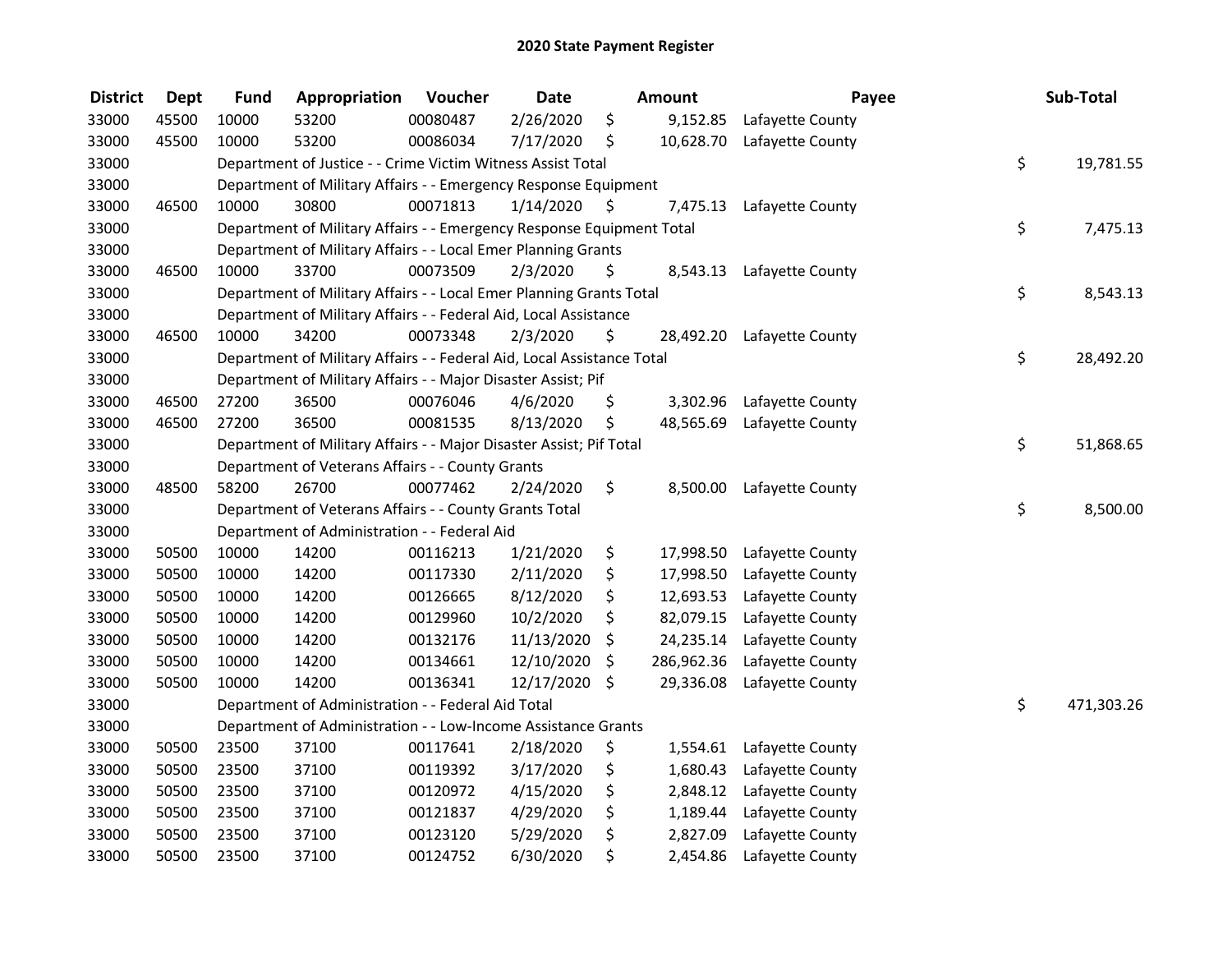## 2020 State Payment Register

| District | Dept | Fund | Appropriation | Voucher | Date | Amount | Payee | Sub-Total |
|---|---|---|---|---|---|---|---|---|
| 33000 | 45500 | 10000 | 53200 | 00080487 | 2/26/2020 | $ 9,152.85 | Lafayette County | |
| 33000 | 45500 | 10000 | 53200 | 00086034 | 7/17/2020 | $ 10,628.70 | Lafayette County | |
| 33000 | | Department of Justice - - Crime Victim Witness Assist Total | | | | | | $ 19,781.55 |
| 33000 | | Department of Military Affairs - - Emergency Response Equipment | | | | | | |
| 33000 | 46500 | 10000 | 30800 | 00071813 | 1/14/2020 | $ 7,475.13 | Lafayette County | |
| 33000 | | Department of Military Affairs - - Emergency Response Equipment Total | | | | | | $ 7,475.13 |
| 33000 | | Department of Military Affairs - - Local Emer Planning Grants | | | | | | |
| 33000 | 46500 | 10000 | 33700 | 00073509 | 2/3/2020 | $ 8,543.13 | Lafayette County | |
| 33000 | | Department of Military Affairs - - Local Emer Planning Grants Total | | | | | | $ 8,543.13 |
| 33000 | | Department of Military Affairs - - Federal Aid, Local Assistance | | | | | | |
| 33000 | 46500 | 10000 | 34200 | 00073348 | 2/3/2020 | $ 28,492.20 | Lafayette County | |
| 33000 | | Department of Military Affairs - - Federal Aid, Local Assistance Total | | | | | | $ 28,492.20 |
| 33000 | | Department of Military Affairs - - Major Disaster Assist; Pif | | | | | | |
| 33000 | 46500 | 27200 | 36500 | 00076046 | 4/6/2020 | $ 3,302.96 | Lafayette County | |
| 33000 | 46500 | 27200 | 36500 | 00081535 | 8/13/2020 | $ 48,565.69 | Lafayette County | |
| 33000 | | Department of Military Affairs - - Major Disaster Assist; Pif Total | | | | | | $ 51,868.65 |
| 33000 | | Department of Veterans Affairs - - County Grants | | | | | | |
| 33000 | 48500 | 58200 | 26700 | 00077462 | 2/24/2020 | $ 8,500.00 | Lafayette County | |
| 33000 | | Department of Veterans Affairs - - County Grants Total | | | | | | $ 8,500.00 |
| 33000 | | Department of Administration - - Federal Aid | | | | | | |
| 33000 | 50500 | 10000 | 14200 | 00116213 | 1/21/2020 | $ 17,998.50 | Lafayette County | |
| 33000 | 50500 | 10000 | 14200 | 00117330 | 2/11/2020 | $ 17,998.50 | Lafayette County | |
| 33000 | 50500 | 10000 | 14200 | 00126665 | 8/12/2020 | $ 12,693.53 | Lafayette County | |
| 33000 | 50500 | 10000 | 14200 | 00129960 | 10/2/2020 | $ 82,079.15 | Lafayette County | |
| 33000 | 50500 | 10000 | 14200 | 00132176 | 11/13/2020 | $ 24,235.14 | Lafayette County | |
| 33000 | 50500 | 10000 | 14200 | 00134661 | 12/10/2020 | $ 286,962.36 | Lafayette County | |
| 33000 | 50500 | 10000 | 14200 | 00136341 | 12/17/2020 | $ 29,336.08 | Lafayette County | |
| 33000 | | Department of Administration - - Federal Aid Total | | | | | | $ 471,303.26 |
| 33000 | | Department of Administration - - Low-Income Assistance Grants | | | | | | |
| 33000 | 50500 | 23500 | 37100 | 00117641 | 2/18/2020 | $ 1,554.61 | Lafayette County | |
| 33000 | 50500 | 23500 | 37100 | 00119392 | 3/17/2020 | $ 1,680.43 | Lafayette County | |
| 33000 | 50500 | 23500 | 37100 | 00120972 | 4/15/2020 | $ 2,848.12 | Lafayette County | |
| 33000 | 50500 | 23500 | 37100 | 00121837 | 4/29/2020 | $ 1,189.44 | Lafayette County | |
| 33000 | 50500 | 23500 | 37100 | 00123120 | 5/29/2020 | $ 2,827.09 | Lafayette County | |
| 33000 | 50500 | 23500 | 37100 | 00124752 | 6/30/2020 | $ 2,454.86 | Lafayette County | |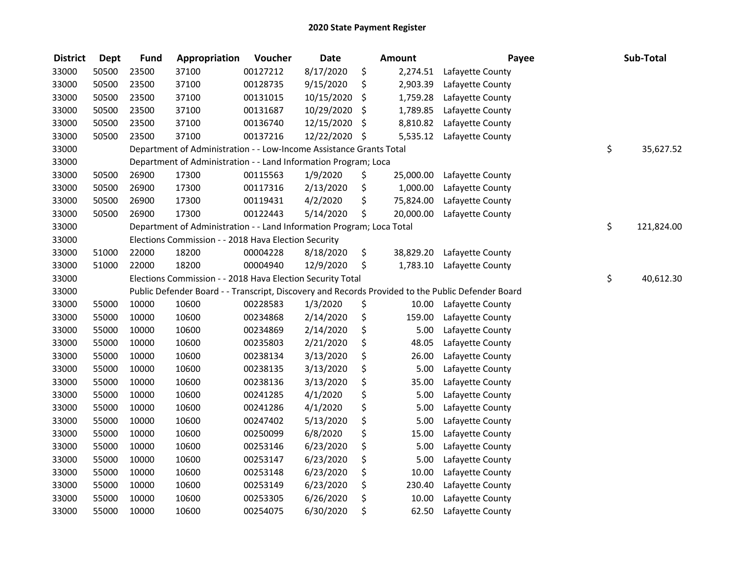# 2020 State Payment Register

| District | Dept | Fund | Appropriation | Voucher | Date | Amount | Payee | Sub-Total |
|---|---|---|---|---|---|---|---|---|
| 33000 | 50500 | 23500 | 37100 | 00127212 | 8/17/2020 | $ 2,274.51 | Lafayette County | |
| 33000 | 50500 | 23500 | 37100 | 00128735 | 9/15/2020 | $ 2,903.39 | Lafayette County | |
| 33000 | 50500 | 23500 | 37100 | 00131015 | 10/15/2020 | $ 1,759.28 | Lafayette County | |
| 33000 | 50500 | 23500 | 37100 | 00131687 | 10/29/2020 | $ 1,789.85 | Lafayette County | |
| 33000 | 50500 | 23500 | 37100 | 00136740 | 12/15/2020 | $ 8,810.82 | Lafayette County | |
| 33000 | 50500 | 23500 | 37100 | 00137216 | 12/22/2020 | $ 5,535.12 | Lafayette County | |
| 33000 | | Department of Administration - - Low-Income Assistance Grants Total | | | | | | $ 35,627.52 |
| 33000 | | Department of Administration - - Land Information Program; Loca | | | | | | |
| 33000 | 50500 | 26900 | 17300 | 00115563 | 1/9/2020 | $ 25,000.00 | Lafayette County | |
| 33000 | 50500 | 26900 | 17300 | 00117316 | 2/13/2020 | $ 1,000.00 | Lafayette County | |
| 33000 | 50500 | 26900 | 17300 | 00119431 | 4/2/2020 | $ 75,824.00 | Lafayette County | |
| 33000 | 50500 | 26900 | 17300 | 00122443 | 5/14/2020 | $ 20,000.00 | Lafayette County | |
| 33000 | | Department of Administration - - Land Information Program; Loca Total | | | | | | $ 121,824.00 |
| 33000 | | Elections Commission - - 2018 Hava Election Security | | | | | | |
| 33000 | 51000 | 22000 | 18200 | 00004228 | 8/18/2020 | $ 38,829.20 | Lafayette County | |
| 33000 | 51000 | 22000 | 18200 | 00004940 | 12/9/2020 | $ 1,783.10 | Lafayette County | |
| 33000 | | Elections Commission - - 2018 Hava Election Security Total | | | | | | $ 40,612.30 |
| 33000 | | Public Defender Board - - Transcript, Discovery and Records Provided to the Public Defender Board | | | | | | |
| 33000 | 55000 | 10000 | 10600 | 00228583 | 1/3/2020 | $ 10.00 | Lafayette County | |
| 33000 | 55000 | 10000 | 10600 | 00234868 | 2/14/2020 | $ 159.00 | Lafayette County | |
| 33000 | 55000 | 10000 | 10600 | 00234869 | 2/14/2020 | $ 5.00 | Lafayette County | |
| 33000 | 55000 | 10000 | 10600 | 00235803 | 2/21/2020 | $ 48.05 | Lafayette County | |
| 33000 | 55000 | 10000 | 10600 | 00238134 | 3/13/2020 | $ 26.00 | Lafayette County | |
| 33000 | 55000 | 10000 | 10600 | 00238135 | 3/13/2020 | $ 5.00 | Lafayette County | |
| 33000 | 55000 | 10000 | 10600 | 00238136 | 3/13/2020 | $ 35.00 | Lafayette County | |
| 33000 | 55000 | 10000 | 10600 | 00241285 | 4/1/2020 | $ 5.00 | Lafayette County | |
| 33000 | 55000 | 10000 | 10600 | 00241286 | 4/1/2020 | $ 5.00 | Lafayette County | |
| 33000 | 55000 | 10000 | 10600 | 00247402 | 5/13/2020 | $ 5.00 | Lafayette County | |
| 33000 | 55000 | 10000 | 10600 | 00250099 | 6/8/2020 | $ 15.00 | Lafayette County | |
| 33000 | 55000 | 10000 | 10600 | 00253146 | 6/23/2020 | $ 5.00 | Lafayette County | |
| 33000 | 55000 | 10000 | 10600 | 00253147 | 6/23/2020 | $ 5.00 | Lafayette County | |
| 33000 | 55000 | 10000 | 10600 | 00253148 | 6/23/2020 | $ 10.00 | Lafayette County | |
| 33000 | 55000 | 10000 | 10600 | 00253149 | 6/23/2020 | $ 230.40 | Lafayette County | |
| 33000 | 55000 | 10000 | 10600 | 00253305 | 6/26/2020 | $ 10.00 | Lafayette County | |
| 33000 | 55000 | 10000 | 10600 | 00254075 | 6/30/2020 | $ 62.50 | Lafayette County | |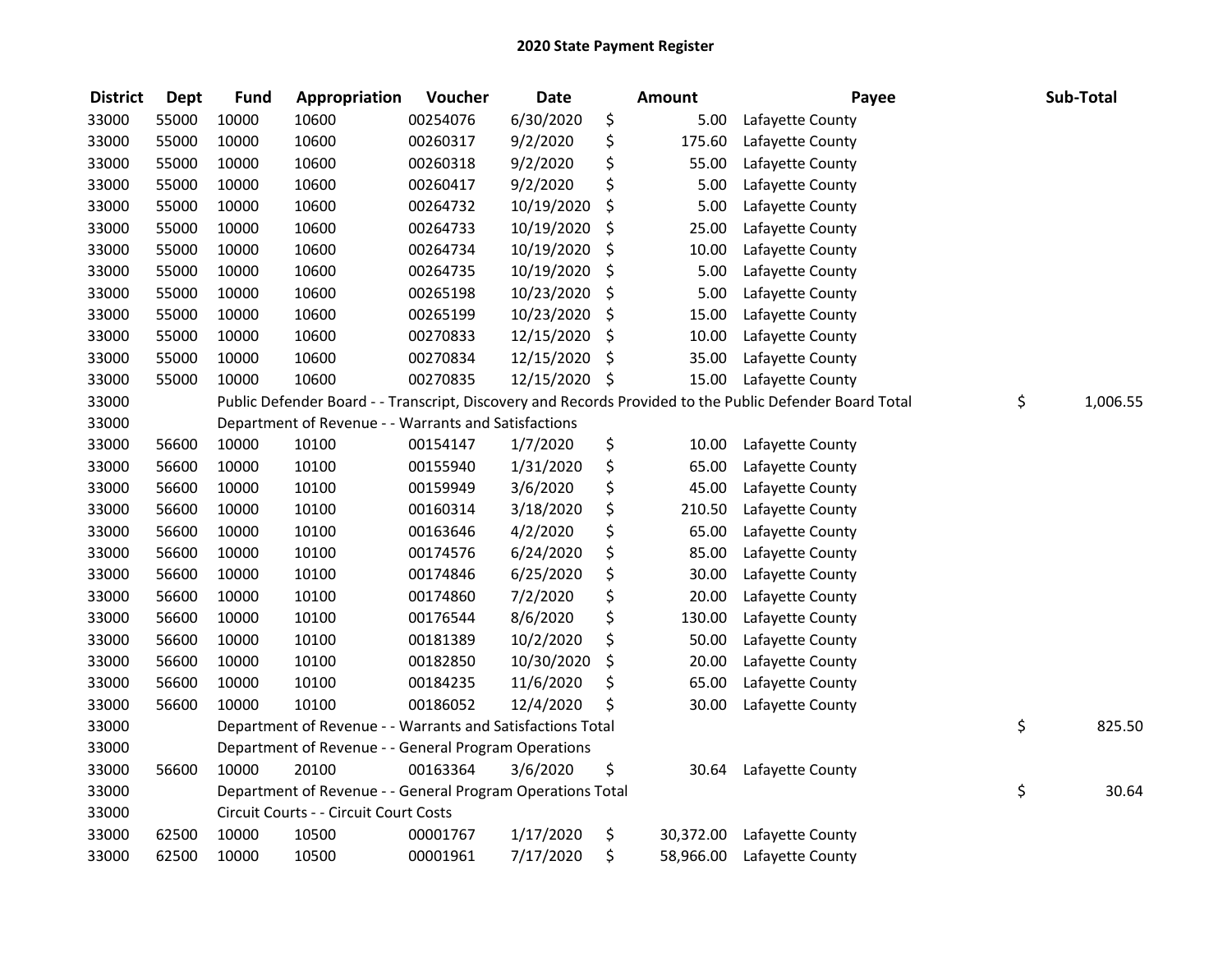# 2020 State Payment Register

| District | Dept | Fund | Appropriation | Voucher | Date | Amount | Payee | Sub-Total |
|---|---|---|---|---|---|---|---|---|
| 33000 | 55000 | 10000 | 10600 | 00254076 | 6/30/2020 | $ 5.00 | Lafayette County | |
| 33000 | 55000 | 10000 | 10600 | 00260317 | 9/2/2020 | $ 175.60 | Lafayette County | |
| 33000 | 55000 | 10000 | 10600 | 00260318 | 9/2/2020 | $ 55.00 | Lafayette County | |
| 33000 | 55000 | 10000 | 10600 | 00260417 | 9/2/2020 | $ 5.00 | Lafayette County | |
| 33000 | 55000 | 10000 | 10600 | 00264732 | 10/19/2020 | $ 5.00 | Lafayette County | |
| 33000 | 55000 | 10000 | 10600 | 00264733 | 10/19/2020 | $ 25.00 | Lafayette County | |
| 33000 | 55000 | 10000 | 10600 | 00264734 | 10/19/2020 | $ 10.00 | Lafayette County | |
| 33000 | 55000 | 10000 | 10600 | 00264735 | 10/19/2020 | $ 5.00 | Lafayette County | |
| 33000 | 55000 | 10000 | 10600 | 00265198 | 10/23/2020 | $ 5.00 | Lafayette County | |
| 33000 | 55000 | 10000 | 10600 | 00265199 | 10/23/2020 | $ 15.00 | Lafayette County | |
| 33000 | 55000 | 10000 | 10600 | 00270833 | 12/15/2020 | $ 10.00 | Lafayette County | |
| 33000 | 55000 | 10000 | 10600 | 00270834 | 12/15/2020 | $ 35.00 | Lafayette County | |
| 33000 | 55000 | 10000 | 10600 | 00270835 | 12/15/2020 | $ 15.00 | Lafayette County | |
| 33000 | | Public Defender Board - - Transcript, Discovery and Records Provided to the Public Defender Board Total | | | | | | $ 1,006.55 |
| 33000 | | Department of Revenue - - Warrants and Satisfactions | | | | | | |
| 33000 | 56600 | 10000 | 10100 | 00154147 | 1/7/2020 | $ 10.00 | Lafayette County | |
| 33000 | 56600 | 10000 | 10100 | 00155940 | 1/31/2020 | $ 65.00 | Lafayette County | |
| 33000 | 56600 | 10000 | 10100 | 00159949 | 3/6/2020 | $ 45.00 | Lafayette County | |
| 33000 | 56600 | 10000 | 10100 | 00160314 | 3/18/2020 | $ 210.50 | Lafayette County | |
| 33000 | 56600 | 10000 | 10100 | 00163646 | 4/2/2020 | $ 65.00 | Lafayette County | |
| 33000 | 56600 | 10000 | 10100 | 00174576 | 6/24/2020 | $ 85.00 | Lafayette County | |
| 33000 | 56600 | 10000 | 10100 | 00174846 | 6/25/2020 | $ 30.00 | Lafayette County | |
| 33000 | 56600 | 10000 | 10100 | 00174860 | 7/2/2020 | $ 20.00 | Lafayette County | |
| 33000 | 56600 | 10000 | 10100 | 00176544 | 8/6/2020 | $ 130.00 | Lafayette County | |
| 33000 | 56600 | 10000 | 10100 | 00181389 | 10/2/2020 | $ 50.00 | Lafayette County | |
| 33000 | 56600 | 10000 | 10100 | 00182850 | 10/30/2020 | $ 20.00 | Lafayette County | |
| 33000 | 56600 | 10000 | 10100 | 00184235 | 11/6/2020 | $ 65.00 | Lafayette County | |
| 33000 | 56600 | 10000 | 10100 | 00186052 | 12/4/2020 | $ 30.00 | Lafayette County | |
| 33000 | | Department of Revenue - - Warrants and Satisfactions Total | | | | | | $ 825.50 |
| 33000 | | Department of Revenue - - General Program Operations | | | | | | |
| 33000 | 56600 | 10000 | 20100 | 00163364 | 3/6/2020 | $ 30.64 | Lafayette County | |
| 33000 | | Department of Revenue - - General Program Operations Total | | | | | | $ 30.64 |
| 33000 | | Circuit Courts - - Circuit Court Costs | | | | | | |
| 33000 | 62500 | 10000 | 10500 | 00001767 | 1/17/2020 | $ 30,372.00 | Lafayette County | |
| 33000 | 62500 | 10000 | 10500 | 00001961 | 7/17/2020 | $ 58,966.00 | Lafayette County | |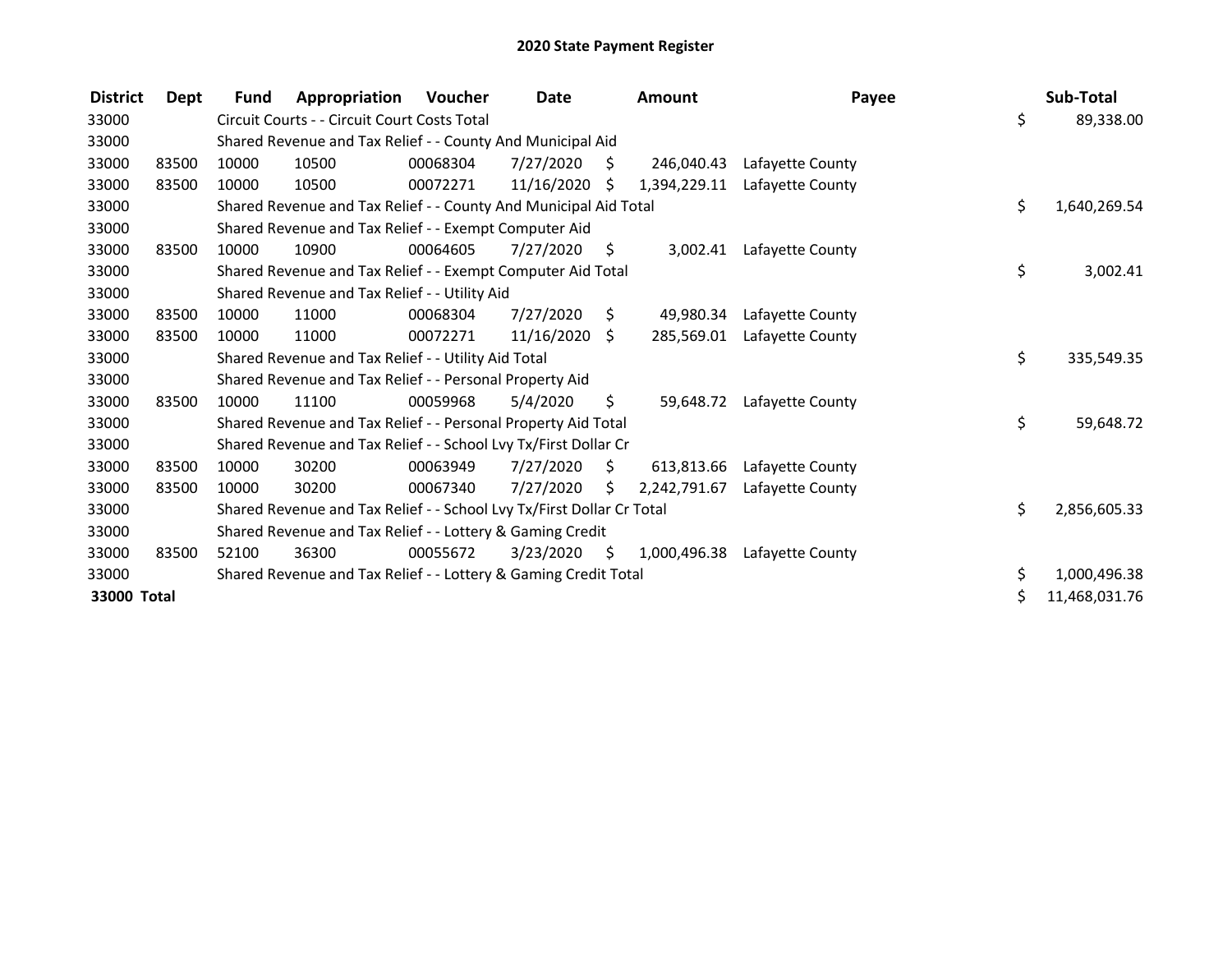# 2020 State Payment Register

| District | Dept | Fund | Appropriation | Voucher | Date | Amount | Payee | Sub-Total |
|---|---|---|---|---|---|---|---|---|
| 33000 | | Circuit Courts - - Circuit Court Costs Total | | | | | | $ 89,338.00 |
| 33000 | | Shared Revenue and Tax Relief - - County And Municipal Aid | | | | | | |
| 33000 | 83500 | 10000 | 10500 | 00068304 | 7/27/2020 | $ 246,040.43 | Lafayette County | |
| 33000 | 83500 | 10000 | 10500 | 00072271 | 11/16/2020 | $ 1,394,229.11 | Lafayette County | |
| 33000 | | Shared Revenue and Tax Relief - - County And Municipal Aid Total | | | | | | $ 1,640,269.54 |
| 33000 | | Shared Revenue and Tax Relief - - Exempt Computer Aid | | | | | | |
| 33000 | 83500 | 10000 | 10900 | 00064605 | 7/27/2020 | $ 3,002.41 | Lafayette County | |
| 33000 | | Shared Revenue and Tax Relief - - Exempt Computer Aid Total | | | | | | $ 3,002.41 |
| 33000 | | Shared Revenue and Tax Relief - - Utility Aid | | | | | | |
| 33000 | 83500 | 10000 | 11000 | 00068304 | 7/27/2020 | $ 49,980.34 | Lafayette County | |
| 33000 | 83500 | 10000 | 11000 | 00072271 | 11/16/2020 | $ 285,569.01 | Lafayette County | |
| 33000 | | Shared Revenue and Tax Relief - - Utility Aid Total | | | | | | $ 335,549.35 |
| 33000 | | Shared Revenue and Tax Relief - - Personal Property Aid | | | | | | |
| 33000 | 83500 | 10000 | 11100 | 00059968 | 5/4/2020 | $ 59,648.72 | Lafayette County | |
| 33000 | | Shared Revenue and Tax Relief - - Personal Property Aid Total | | | | | | $ 59,648.72 |
| 33000 | | Shared Revenue and Tax Relief - - School Lvy Tx/First Dollar Cr | | | | | | |
| 33000 | 83500 | 10000 | 30200 | 00063949 | 7/27/2020 | $ 613,813.66 | Lafayette County | |
| 33000 | 83500 | 10000 | 30200 | 00067340 | 7/27/2020 | $ 2,242,791.67 | Lafayette County | |
| 33000 | | Shared Revenue and Tax Relief - - School Lvy Tx/First Dollar Cr Total | | | | | | $ 2,856,605.33 |
| 33000 | | Shared Revenue and Tax Relief - - Lottery & Gaming Credit | | | | | | |
| 33000 | 83500 | 52100 | 36300 | 00055672 | 3/23/2020 | $ 1,000,496.38 | Lafayette County | |
| 33000 | | Shared Revenue and Tax Relief - - Lottery & Gaming Credit Total | | | | | | $ 1,000,496.38 |
| **33000 Total** | | | | | | | | $ 11,468,031.76 |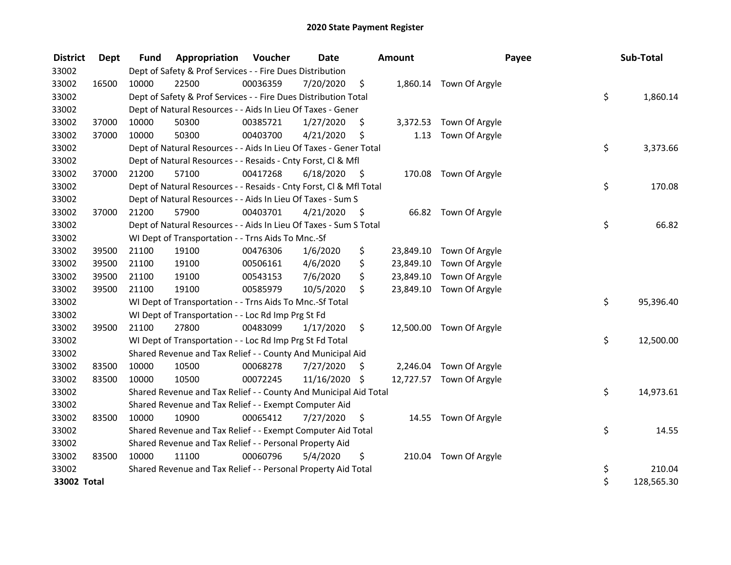# 2020 State Payment Register

| District | Dept | Fund | Appropriation | Voucher | Date | Amount | Payee | Sub-Total |
|---|---|---|---|---|---|---|---|---|
| 33002 | | Dept of Safety & Prof Services - - Fire Dues Distribution | | | | | | |
| 33002 | 16500 | 10000 | 22500 | 00036359 | 7/20/2020 | $ 1,860.14 | Town Of Argyle | |
| 33002 | | Dept of Safety & Prof Services - - Fire Dues Distribution Total | | | | | | $ 1,860.14 |
| 33002 | | Dept of Natural Resources - - Aids In Lieu Of Taxes - Gener | | | | | | |
| 33002 | 37000 | 10000 | 50300 | 00385721 | 1/27/2020 | $ 3,372.53 | Town Of Argyle | |
| 33002 | 37000 | 10000 | 50300 | 00403700 | 4/21/2020 | $ 1.13 | Town Of Argyle | |
| 33002 | | Dept of Natural Resources - - Aids In Lieu Of Taxes - Gener Total | | | | | | $ 3,373.66 |
| 33002 | | Dept of Natural Resources - - Resaids - Cnty Forst, Cl & Mfl | | | | | | |
| 33002 | 37000 | 21200 | 57100 | 00417268 | 6/18/2020 | $ 170.08 | Town Of Argyle | |
| 33002 | | Dept of Natural Resources - - Resaids - Cnty Forst, Cl & Mfl Total | | | | | | $ 170.08 |
| 33002 | | Dept of Natural Resources - - Aids In Lieu Of Taxes - Sum S | | | | | | |
| 33002 | 37000 | 21200 | 57900 | 00403701 | 4/21/2020 | $ 66.82 | Town Of Argyle | |
| 33002 | | Dept of Natural Resources - - Aids In Lieu Of Taxes - Sum S Total | | | | | | $ 66.82 |
| 33002 | | WI Dept of Transportation - - Trns Aids To Mnc.-Sf | | | | | | |
| 33002 | 39500 | 21100 | 19100 | 00476306 | 1/6/2020 | $ 23,849.10 | Town Of Argyle | |
| 33002 | 39500 | 21100 | 19100 | 00506161 | 4/6/2020 | $ 23,849.10 | Town Of Argyle | |
| 33002 | 39500 | 21100 | 19100 | 00543153 | 7/6/2020 | $ 23,849.10 | Town Of Argyle | |
| 33002 | 39500 | 21100 | 19100 | 00585979 | 10/5/2020 | $ 23,849.10 | Town Of Argyle | |
| 33002 | | WI Dept of Transportation - - Trns Aids To Mnc.-Sf Total | | | | | | $ 95,396.40 |
| 33002 | | WI Dept of Transportation - - Loc Rd Imp Prg St Fd | | | | | | |
| 33002 | 39500 | 21100 | 27800 | 00483099 | 1/17/2020 | $ 12,500.00 | Town Of Argyle | |
| 33002 | | WI Dept of Transportation - - Loc Rd Imp Prg St Fd Total | | | | | | $ 12,500.00 |
| 33002 | | Shared Revenue and Tax Relief - - County And Municipal Aid | | | | | | |
| 33002 | 83500 | 10000 | 10500 | 00068278 | 7/27/2020 | $ 2,246.04 | Town Of Argyle | |
| 33002 | 83500 | 10000 | 10500 | 00072245 | 11/16/2020 | $ 12,727.57 | Town Of Argyle | |
| 33002 | | Shared Revenue and Tax Relief - - County And Municipal Aid Total | | | | | | $ 14,973.61 |
| 33002 | | Shared Revenue and Tax Relief - - Exempt Computer Aid | | | | | | |
| 33002 | 83500 | 10000 | 10900 | 00065412 | 7/27/2020 | $ 14.55 | Town Of Argyle | |
| 33002 | | Shared Revenue and Tax Relief - - Exempt Computer Aid Total | | | | | | $ 14.55 |
| 33002 | | Shared Revenue and Tax Relief - - Personal Property Aid | | | | | | |
| 33002 | 83500 | 10000 | 11100 | 00060796 | 5/4/2020 | $ 210.04 | Town Of Argyle | |
| 33002 | | Shared Revenue and Tax Relief - - Personal Property Aid Total | | | | | | $ 210.04 |
| **33002 Total** | | | | | | | | $ 128,565.30 |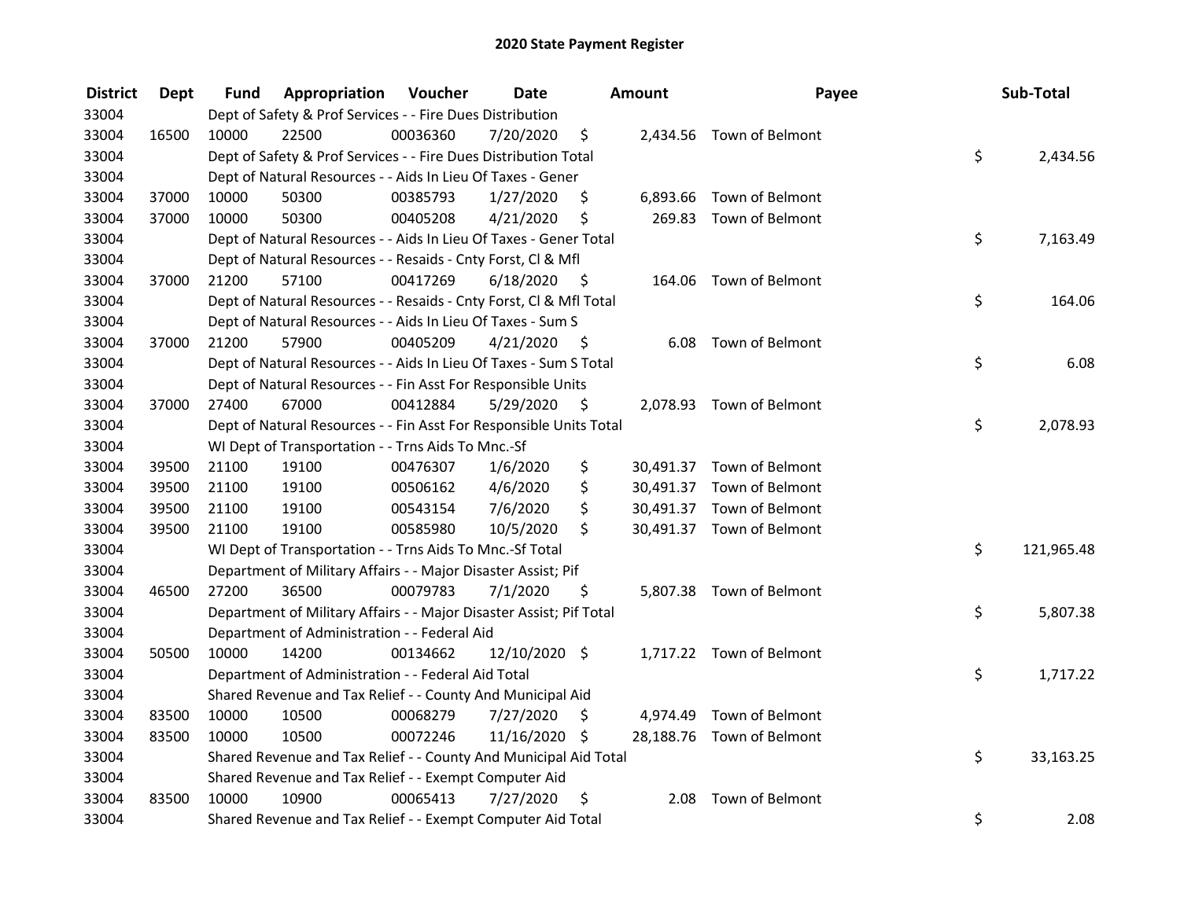# 2020 State Payment Register

| District | Dept | Fund | Appropriation | Voucher | Date | Amount | Payee | Sub-Total |
|---|---|---|---|---|---|---|---|---|
| 33004 | | | Dept of Safety & Prof Services - - Fire Dues Distribution | | | | | |
| 33004 | 16500 | 10000 | 22500 | 00036360 | 7/20/2020 | $ 2,434.56 | Town of Belmont | |
| 33004 | | | Dept of Safety & Prof Services - - Fire Dues Distribution Total | | | | | $ 2,434.56 |
| 33004 | | | Dept of Natural Resources - - Aids In Lieu Of Taxes - Gener | | | | | |
| 33004 | 37000 | 10000 | 50300 | 00385793 | 1/27/2020 | $ 6,893.66 | Town of Belmont | |
| 33004 | 37000 | 10000 | 50300 | 00405208 | 4/21/2020 | $ 269.83 | Town of Belmont | |
| 33004 | | | Dept of Natural Resources - - Aids In Lieu Of Taxes - Gener Total | | | | | $ 7,163.49 |
| 33004 | | | Dept of Natural Resources - - Resaids - Cnty Forst, Cl & Mfl | | | | | |
| 33004 | 37000 | 21200 | 57100 | 00417269 | 6/18/2020 | $ 164.06 | Town of Belmont | |
| 33004 | | | Dept of Natural Resources - - Resaids - Cnty Forst, Cl & Mfl Total | | | | | $ 164.06 |
| 33004 | | | Dept of Natural Resources - - Aids In Lieu Of Taxes - Sum S | | | | | |
| 33004 | 37000 | 21200 | 57900 | 00405209 | 4/21/2020 | $ 6.08 | Town of Belmont | |
| 33004 | | | Dept of Natural Resources - - Aids In Lieu Of Taxes - Sum S Total | | | | | $ 6.08 |
| 33004 | | | Dept of Natural Resources - - Fin Asst For Responsible Units | | | | | |
| 33004 | 37000 | 27400 | 67000 | 00412884 | 5/29/2020 | $ 2,078.93 | Town of Belmont | |
| 33004 | | | Dept of Natural Resources - - Fin Asst For Responsible Units Total | | | | | $ 2,078.93 |
| 33004 | | | WI Dept of Transportation - - Trns Aids To Mnc.-Sf | | | | | |
| 33004 | 39500 | 21100 | 19100 | 00476307 | 1/6/2020 | $ 30,491.37 | Town of Belmont | |
| 33004 | 39500 | 21100 | 19100 | 00506162 | 4/6/2020 | $ 30,491.37 | Town of Belmont | |
| 33004 | 39500 | 21100 | 19100 | 00543154 | 7/6/2020 | $ 30,491.37 | Town of Belmont | |
| 33004 | 39500 | 21100 | 19100 | 00585980 | 10/5/2020 | $ 30,491.37 | Town of Belmont | |
| 33004 | | | WI Dept of Transportation - - Trns Aids To Mnc.-Sf Total | | | | | $ 121,965.48 |
| 33004 | | | Department of Military Affairs - - Major Disaster Assist; Pif | | | | | |
| 33004 | 46500 | 27200 | 36500 | 00079783 | 7/1/2020 | $ 5,807.38 | Town of Belmont | |
| 33004 | | | Department of Military Affairs - - Major Disaster Assist; Pif Total | | | | | $ 5,807.38 |
| 33004 | | | Department of Administration - - Federal Aid | | | | | |
| 33004 | 50500 | 10000 | 14200 | 00134662 | 12/10/2020 | $ 1,717.22 | Town of Belmont | |
| 33004 | | | Department of Administration - - Federal Aid Total | | | | | $ 1,717.22 |
| 33004 | | | Shared Revenue and Tax Relief - - County And Municipal Aid | | | | | |
| 33004 | 83500 | 10000 | 10500 | 00068279 | 7/27/2020 | $ 4,974.49 | Town of Belmont | |
| 33004 | 83500 | 10000 | 10500 | 00072246 | 11/16/2020 | $ 28,188.76 | Town of Belmont | |
| 33004 | | | Shared Revenue and Tax Relief - - County And Municipal Aid Total | | | | | $ 33,163.25 |
| 33004 | | | Shared Revenue and Tax Relief - - Exempt Computer Aid | | | | | |
| 33004 | 83500 | 10000 | 10900 | 00065413 | 7/27/2020 | $ 2.08 | Town of Belmont | |
| 33004 | | | Shared Revenue and Tax Relief - - Exempt Computer Aid Total | | | | | $ 2.08 |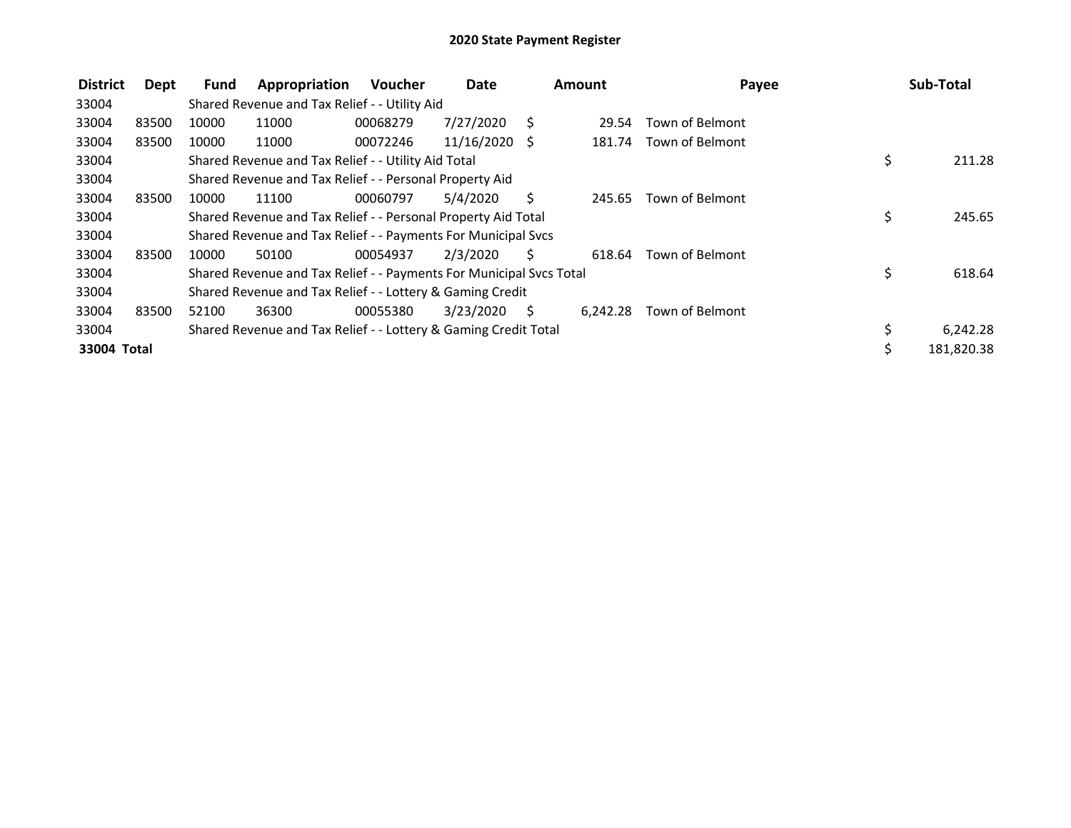# 2020 State Payment Register

| District | Dept | Fund | Appropriation | Voucher | Date | Amount | Payee | Sub-Total |
|---|---|---|---|---|---|---|---|---|
| 33004 | | Shared Revenue and Tax Relief - - Utility Aid | | | | | | |
| 33004 | 83500 | 10000 | 11000 | 00068279 | 7/27/2020 | $ 29.54 | Town of Belmont | |
| 33004 | 83500 | 10000 | 11000 | 00072246 | 11/16/2020 | $ 181.74 | Town of Belmont | |
| 33004 | | Shared Revenue and Tax Relief - - Utility Aid Total | | | | | | $ 211.28 |
| 33004 | | Shared Revenue and Tax Relief - - Personal Property Aid | | | | | | |
| 33004 | 83500 | 10000 | 11100 | 00060797 | 5/4/2020 | $ 245.65 | Town of Belmont | |
| 33004 | | Shared Revenue and Tax Relief - - Personal Property Aid Total | | | | | | $ 245.65 |
| 33004 | | Shared Revenue and Tax Relief - - Payments For Municipal Svcs | | | | | | |
| 33004 | 83500 | 10000 | 50100 | 00054937 | 2/3/2020 | $ 618.64 | Town of Belmont | |
| 33004 | | Shared Revenue and Tax Relief - - Payments For Municipal Svcs Total | | | | | | $ 618.64 |
| 33004 | | Shared Revenue and Tax Relief - - Lottery & Gaming Credit | | | | | | |
| 33004 | 83500 | 52100 | 36300 | 00055380 | 3/23/2020 | $ 6,242.28 | Town of Belmont | |
| 33004 | | Shared Revenue and Tax Relief - - Lottery & Gaming Credit Total | | | | | | $ 6,242.28 |
| **33004 Total** | | | | | | | | $ 181,820.38 |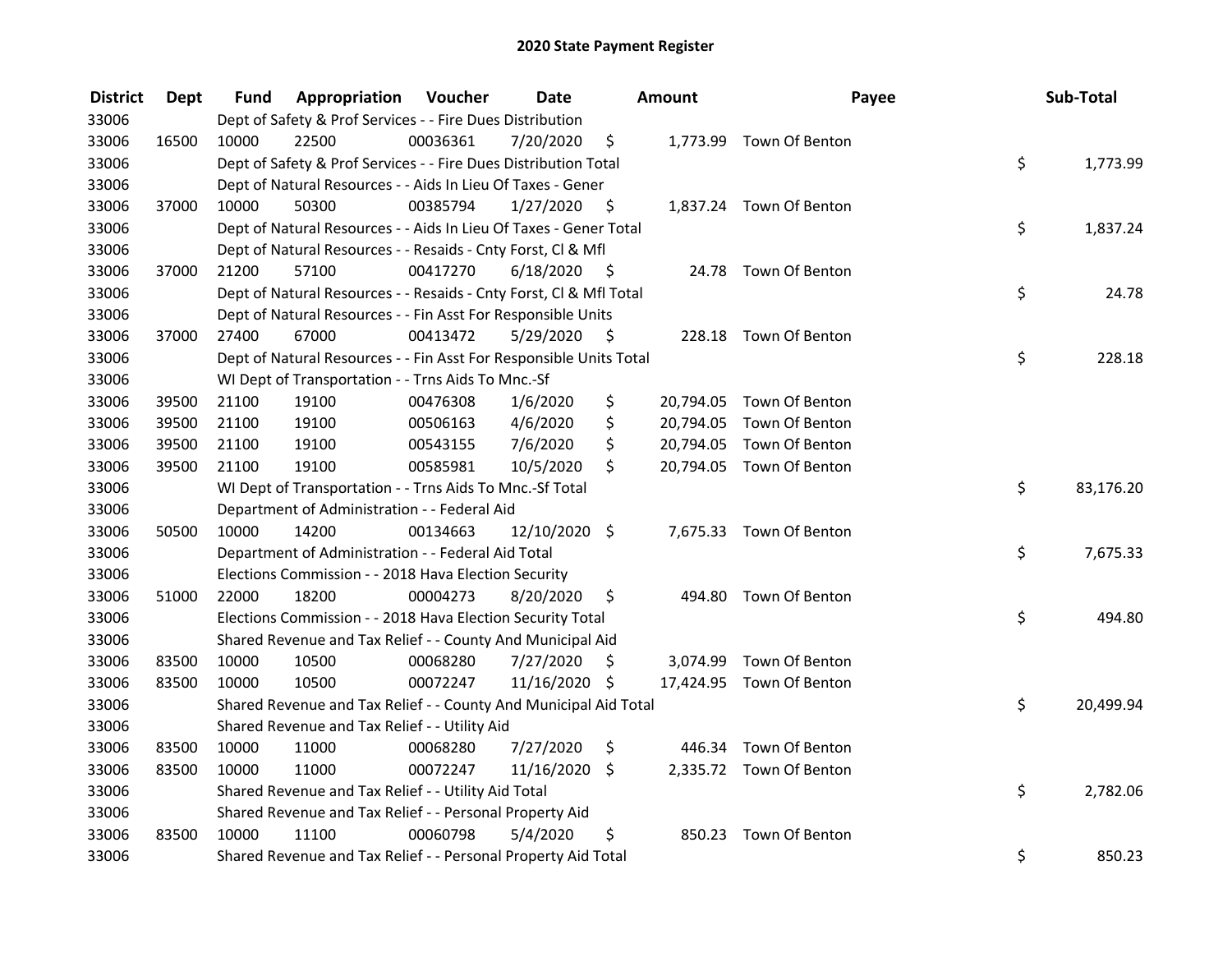# 2020 State Payment Register

| District | Dept | Fund | Appropriation | Voucher | Date | Amount | Payee | Sub-Total |
|---|---|---|---|---|---|---|---|---|
| 33006 | | Dept of Safety & Prof Services - - Fire Dues Distribution | | | | | | |
| 33006 | 16500 | 10000 | 22500 | 00036361 | 7/20/2020 | $ 1,773.99 | Town Of Benton | |
| 33006 | | Dept of Safety & Prof Services - - Fire Dues Distribution Total | | | | | | $ 1,773.99 |
| 33006 | | Dept of Natural Resources - - Aids In Lieu Of Taxes - Gener | | | | | | |
| 33006 | 37000 | 10000 | 50300 | 00385794 | 1/27/2020 | $ 1,837.24 | Town Of Benton | |
| 33006 | | Dept of Natural Resources - - Aids In Lieu Of Taxes - Gener Total | | | | | | $ 1,837.24 |
| 33006 | | Dept of Natural Resources - - Resaids - Cnty Forst, Cl & Mfl | | | | | | |
| 33006 | 37000 | 21200 | 57100 | 00417270 | 6/18/2020 | $ 24.78 | Town Of Benton | |
| 33006 | | Dept of Natural Resources - - Resaids - Cnty Forst, Cl & Mfl Total | | | | | | $ 24.78 |
| 33006 | | Dept of Natural Resources - - Fin Asst For Responsible Units | | | | | | |
| 33006 | 37000 | 27400 | 67000 | 00413472 | 5/29/2020 | $ 228.18 | Town Of Benton | |
| 33006 | | Dept of Natural Resources - - Fin Asst For Responsible Units Total | | | | | | $ 228.18 |
| 33006 | | WI Dept of Transportation - - Trns Aids To Mnc.-Sf | | | | | | |
| 33006 | 39500 | 21100 | 19100 | 00476308 | 1/6/2020 | $ 20,794.05 | Town Of Benton | |
| 33006 | 39500 | 21100 | 19100 | 00506163 | 4/6/2020 | $ 20,794.05 | Town Of Benton | |
| 33006 | 39500 | 21100 | 19100 | 00543155 | 7/6/2020 | $ 20,794.05 | Town Of Benton | |
| 33006 | 39500 | 21100 | 19100 | 00585981 | 10/5/2020 | $ 20,794.05 | Town Of Benton | |
| 33006 | | WI Dept of Transportation - - Trns Aids To Mnc.-Sf Total | | | | | | $ 83,176.20 |
| 33006 | | Department of Administration - - Federal Aid | | | | | | |
| 33006 | 50500 | 10000 | 14200 | 00134663 | 12/10/2020 | $ 7,675.33 | Town Of Benton | |
| 33006 | | Department of Administration - - Federal Aid Total | | | | | | $ 7,675.33 |
| 33006 | | Elections Commission - - 2018 Hava Election Security | | | | | | |
| 33006 | 51000 | 22000 | 18200 | 00004273 | 8/20/2020 | $ 494.80 | Town Of Benton | |
| 33006 | | Elections Commission - - 2018 Hava Election Security Total | | | | | | $ 494.80 |
| 33006 | | Shared Revenue and Tax Relief - - County And Municipal Aid | | | | | | |
| 33006 | 83500 | 10000 | 10500 | 00068280 | 7/27/2020 | $ 3,074.99 | Town Of Benton | |
| 33006 | 83500 | 10000 | 10500 | 00072247 | 11/16/2020 | $ 17,424.95 | Town Of Benton | |
| 33006 | | Shared Revenue and Tax Relief - - County And Municipal Aid Total | | | | | | $ 20,499.94 |
| 33006 | | Shared Revenue and Tax Relief - - Utility Aid | | | | | | |
| 33006 | 83500 | 10000 | 11000 | 00068280 | 7/27/2020 | $ 446.34 | Town Of Benton | |
| 33006 | 83500 | 10000 | 11000 | 00072247 | 11/16/2020 | $ 2,335.72 | Town Of Benton | |
| 33006 | | Shared Revenue and Tax Relief - - Utility Aid Total | | | | | | $ 2,782.06 |
| 33006 | | Shared Revenue and Tax Relief - - Personal Property Aid | | | | | | |
| 33006 | 83500 | 10000 | 11100 | 00060798 | 5/4/2020 | $ 850.23 | Town Of Benton | |
| 33006 | | Shared Revenue and Tax Relief - - Personal Property Aid Total | | | | | | $ 850.23 |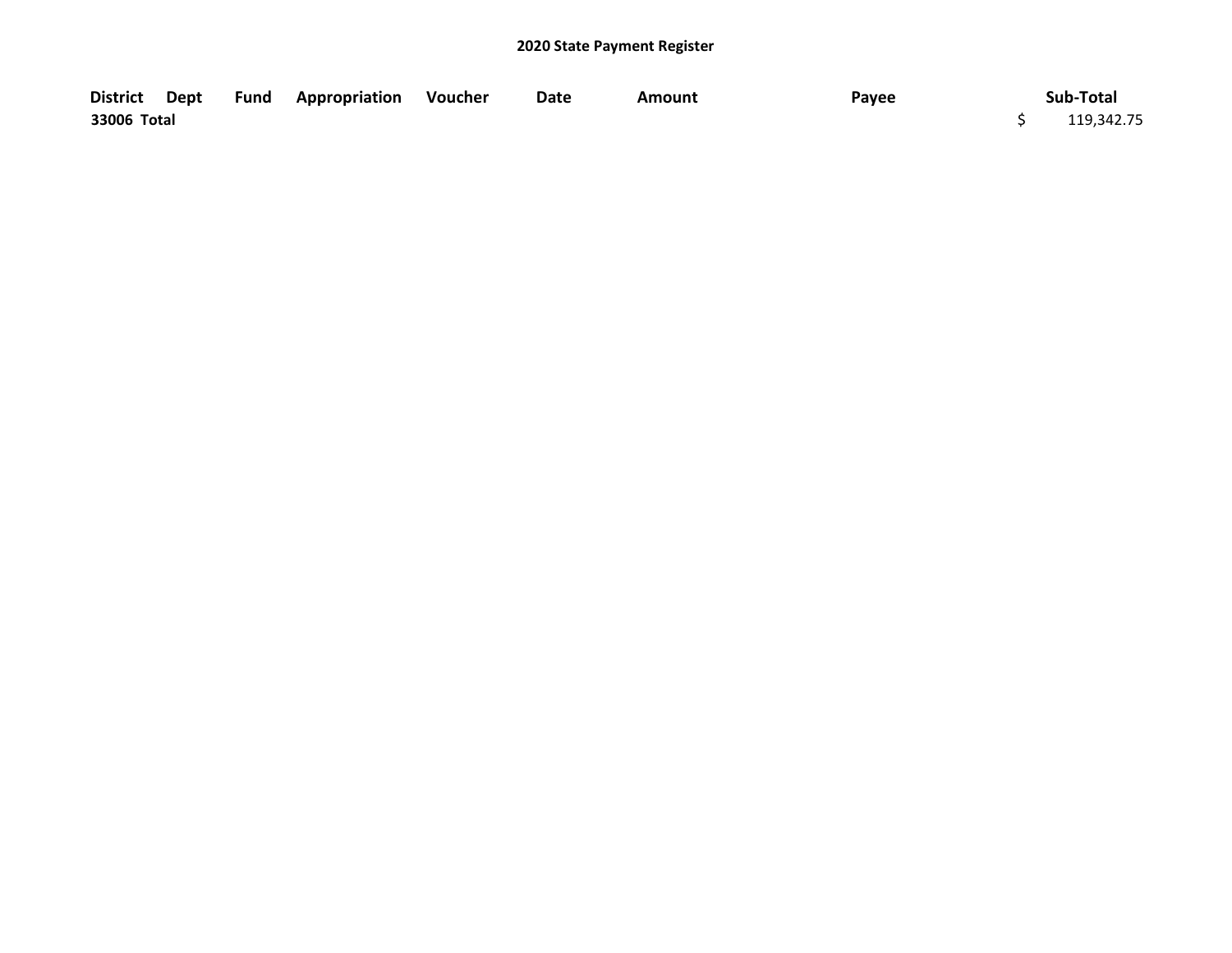## 2020 State Payment Register

| District | Dept | Fund | Appropriation | Voucher | Date | Amount | Payee | Sub-Total |
|---|---|---|---|---|---|---|---|---|
| 33006 Total | | | | | | | | $ 119,342.75 |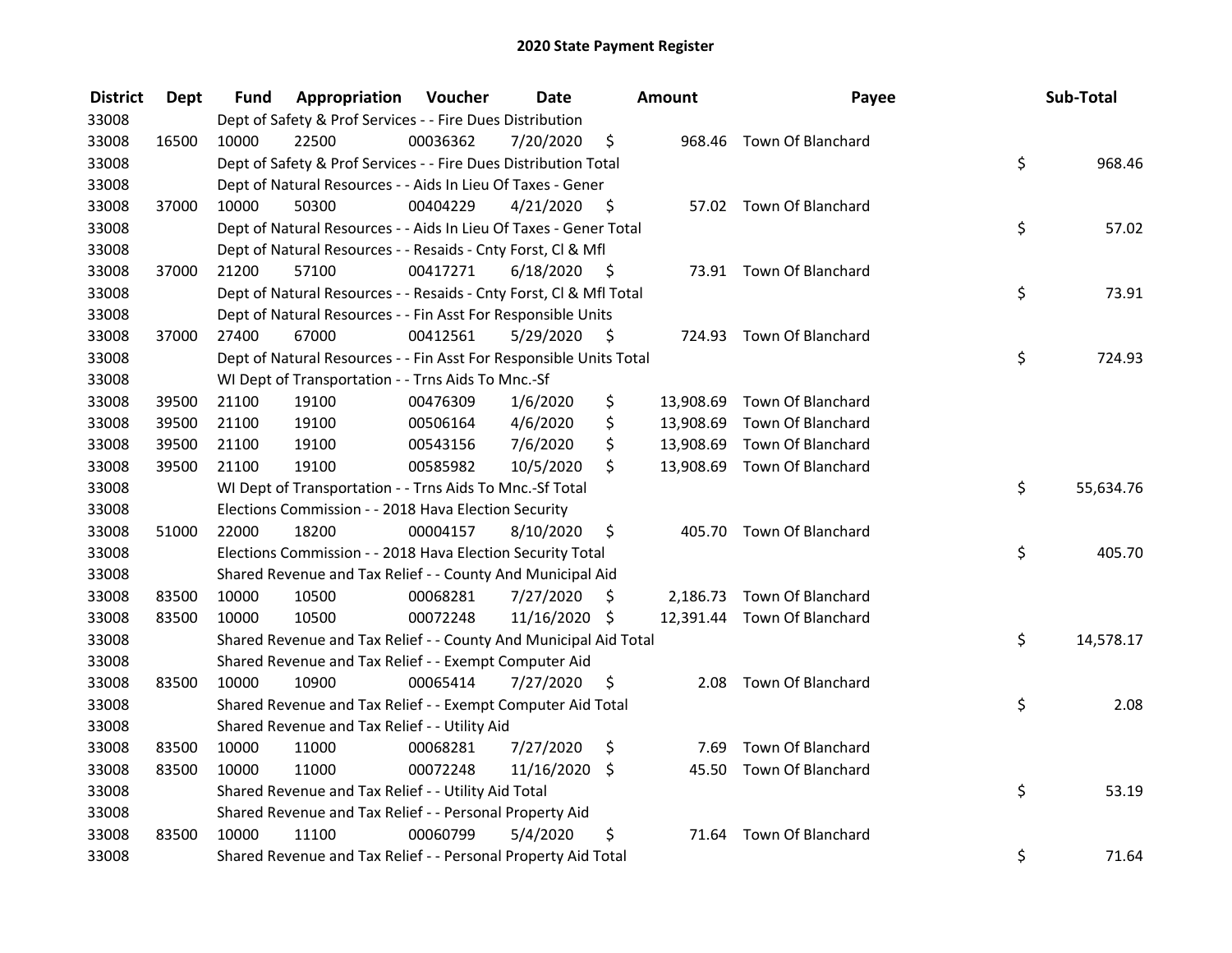# 2020 State Payment Register

| District | Dept | Fund | Appropriation | Voucher | Date | Amount | Payee | Sub-Total |
|---|---|---|---|---|---|---|---|---|
| 33008 | | Dept of Safety & Prof Services - - Fire Dues Distribution | | | | | | |
| 33008 | 16500 | 10000 | 22500 | 00036362 | 7/20/2020 | $ 968.46 | Town Of Blanchard | |
| 33008 | | Dept of Safety & Prof Services - - Fire Dues Distribution Total | | | | | | $ 968.46 |
| 33008 | | Dept of Natural Resources - - Aids In Lieu Of Taxes - Gener | | | | | | |
| 33008 | 37000 | 10000 | 50300 | 00404229 | 4/21/2020 | $ 57.02 | Town Of Blanchard | |
| 33008 | | Dept of Natural Resources - - Aids In Lieu Of Taxes - Gener Total | | | | | | $ 57.02 |
| 33008 | | Dept of Natural Resources - - Resaids - Cnty Forst, Cl & Mfl | | | | | | |
| 33008 | 37000 | 21200 | 57100 | 00417271 | 6/18/2020 | $ 73.91 | Town Of Blanchard | |
| 33008 | | Dept of Natural Resources - - Resaids - Cnty Forst, Cl & Mfl Total | | | | | | $ 73.91 |
| 33008 | | Dept of Natural Resources - - Fin Asst For Responsible Units | | | | | | |
| 33008 | 37000 | 27400 | 67000 | 00412561 | 5/29/2020 | $ 724.93 | Town Of Blanchard | |
| 33008 | | Dept of Natural Resources - - Fin Asst For Responsible Units Total | | | | | | $ 724.93 |
| 33008 | | WI Dept of Transportation - - Trns Aids To Mnc.-Sf | | | | | | |
| 33008 | 39500 | 21100 | 19100 | 00476309 | 1/6/2020 | $ 13,908.69 | Town Of Blanchard | |
| 33008 | 39500 | 21100 | 19100 | 00506164 | 4/6/2020 | $ 13,908.69 | Town Of Blanchard | |
| 33008 | 39500 | 21100 | 19100 | 00543156 | 7/6/2020 | $ 13,908.69 | Town Of Blanchard | |
| 33008 | 39500 | 21100 | 19100 | 00585982 | 10/5/2020 | $ 13,908.69 | Town Of Blanchard | |
| 33008 | | WI Dept of Transportation - - Trns Aids To Mnc.-Sf Total | | | | | | $ 55,634.76 |
| 33008 | | Elections Commission - - 2018 Hava Election Security | | | | | | |
| 33008 | 51000 | 22000 | 18200 | 00004157 | 8/10/2020 | $ 405.70 | Town Of Blanchard | |
| 33008 | | Elections Commission - - 2018 Hava Election Security Total | | | | | | $ 405.70 |
| 33008 | | Shared Revenue and Tax Relief - - County And Municipal Aid | | | | | | |
| 33008 | 83500 | 10000 | 10500 | 00068281 | 7/27/2020 | $ 2,186.73 | Town Of Blanchard | |
| 33008 | 83500 | 10000 | 10500 | 00072248 | 11/16/2020 | $ 12,391.44 | Town Of Blanchard | |
| 33008 | | Shared Revenue and Tax Relief - - County And Municipal Aid Total | | | | | | $ 14,578.17 |
| 33008 | | Shared Revenue and Tax Relief - - Exempt Computer Aid | | | | | | |
| 33008 | 83500 | 10000 | 10900 | 00065414 | 7/27/2020 | $ 2.08 | Town Of Blanchard | |
| 33008 | | Shared Revenue and Tax Relief - - Exempt Computer Aid Total | | | | | | $ 2.08 |
| 33008 | | Shared Revenue and Tax Relief - - Utility Aid | | | | | | |
| 33008 | 83500 | 10000 | 11000 | 00068281 | 7/27/2020 | $ 7.69 | Town Of Blanchard | |
| 33008 | 83500 | 10000 | 11000 | 00072248 | 11/16/2020 | $ 45.50 | Town Of Blanchard | |
| 33008 | | Shared Revenue and Tax Relief - - Utility Aid Total | | | | | | $ 53.19 |
| 33008 | | Shared Revenue and Tax Relief - - Personal Property Aid | | | | | | |
| 33008 | 83500 | 10000 | 11100 | 00060799 | 5/4/2020 | $ 71.64 | Town Of Blanchard | |
| 33008 | | Shared Revenue and Tax Relief - - Personal Property Aid Total | | | | | | $ 71.64 |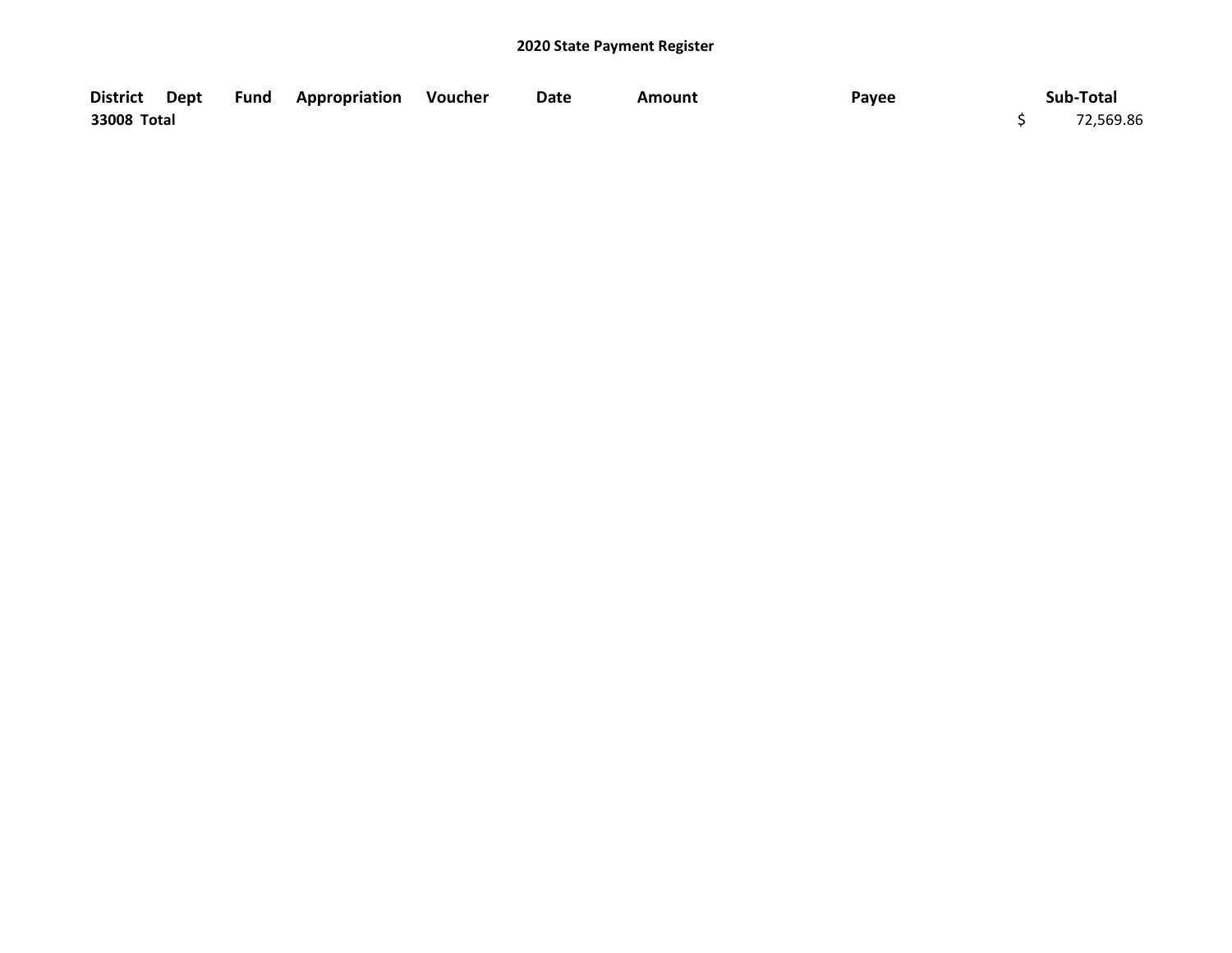**2020 State Payment Register**

| District | Dept | Fund | Appropriation | Voucher | Date | Amount | Payee | Sub-Total |
|---|---|---|---|---|---|---|---|---|
| 33008 Total | | | | | | | | $ 72,569.86 |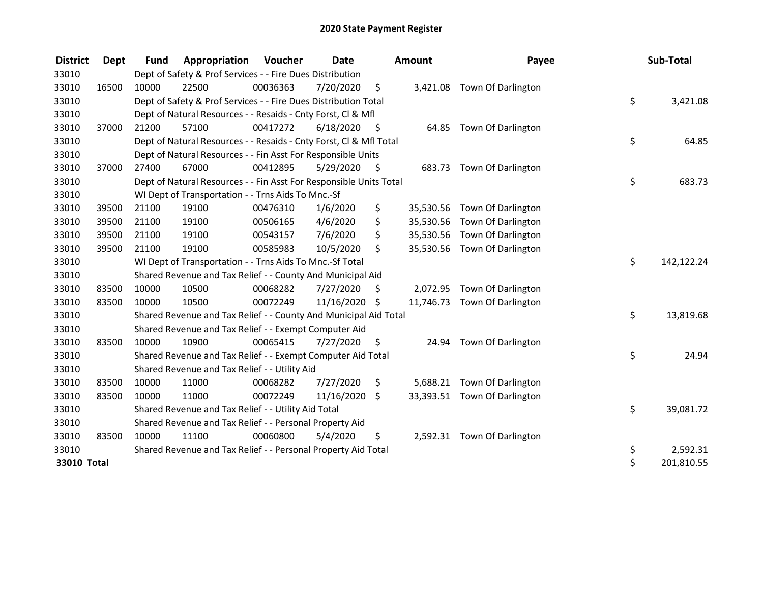# 2020 State Payment Register

| District | Dept | Fund | Appropriation | Voucher | Date | Amount | Payee | Sub-Total |
|---|---|---|---|---|---|---|---|---|
| 33010 | | Dept of Safety & Prof Services - - Fire Dues Distribution | | | | | | |
| 33010 | 16500 | 10000 | 22500 | 00036363 | 7/20/2020 | $ 3,421.08 | Town Of Darlington | |
| 33010 | | Dept of Safety & Prof Services - - Fire Dues Distribution Total | | | | | | $ 3,421.08 |
| 33010 | | Dept of Natural Resources - - Resaids - Cnty Forst, Cl & Mfl | | | | | | |
| 33010 | 37000 | 21200 | 57100 | 00417272 | 6/18/2020 | $ 64.85 | Town Of Darlington | |
| 33010 | | Dept of Natural Resources - - Resaids - Cnty Forst, Cl & Mfl Total | | | | | | $ 64.85 |
| 33010 | | Dept of Natural Resources - - Fin Asst For Responsible Units | | | | | | |
| 33010 | 37000 | 27400 | 67000 | 00412895 | 5/29/2020 | $ 683.73 | Town Of Darlington | |
| 33010 | | Dept of Natural Resources - - Fin Asst For Responsible Units Total | | | | | | $ 683.73 |
| 33010 | | WI Dept of Transportation - - Trns Aids To Mnc.-Sf | | | | | | |
| 33010 | 39500 | 21100 | 19100 | 00476310 | 1/6/2020 | $ 35,530.56 | Town Of Darlington | |
| 33010 | 39500 | 21100 | 19100 | 00506165 | 4/6/2020 | $ 35,530.56 | Town Of Darlington | |
| 33010 | 39500 | 21100 | 19100 | 00543157 | 7/6/2020 | $ 35,530.56 | Town Of Darlington | |
| 33010 | 39500 | 21100 | 19100 | 00585983 | 10/5/2020 | $ 35,530.56 | Town Of Darlington | |
| 33010 | | WI Dept of Transportation - - Trns Aids To Mnc.-Sf Total | | | | | | $ 142,122.24 |
| 33010 | | Shared Revenue and Tax Relief - - County And Municipal Aid | | | | | | |
| 33010 | 83500 | 10000 | 10500 | 00068282 | 7/27/2020 | $ 2,072.95 | Town Of Darlington | |
| 33010 | 83500 | 10000 | 10500 | 00072249 | 11/16/2020 | $ 11,746.73 | Town Of Darlington | |
| 33010 | | Shared Revenue and Tax Relief - - County And Municipal Aid Total | | | | | | $ 13,819.68 |
| 33010 | | Shared Revenue and Tax Relief - - Exempt Computer Aid | | | | | | |
| 33010 | 83500 | 10000 | 10900 | 00065415 | 7/27/2020 | $ 24.94 | Town Of Darlington | |
| 33010 | | Shared Revenue and Tax Relief - - Exempt Computer Aid Total | | | | | | $ 24.94 |
| 33010 | | Shared Revenue and Tax Relief - - Utility Aid | | | | | | |
| 33010 | 83500 | 10000 | 11000 | 00068282 | 7/27/2020 | $ 5,688.21 | Town Of Darlington | |
| 33010 | 83500 | 10000 | 11000 | 00072249 | 11/16/2020 | $ 33,393.51 | Town Of Darlington | |
| 33010 | | Shared Revenue and Tax Relief - - Utility Aid Total | | | | | | $ 39,081.72 |
| 33010 | | Shared Revenue and Tax Relief - - Personal Property Aid | | | | | | |
| 33010 | 83500 | 10000 | 11100 | 00060800 | 5/4/2020 | $ 2,592.31 | Town Of Darlington | |
| 33010 | | Shared Revenue and Tax Relief - - Personal Property Aid Total | | | | | | $ 2,592.31 |
| **33010 Total** | | | | | | | | $ 201,810.55 |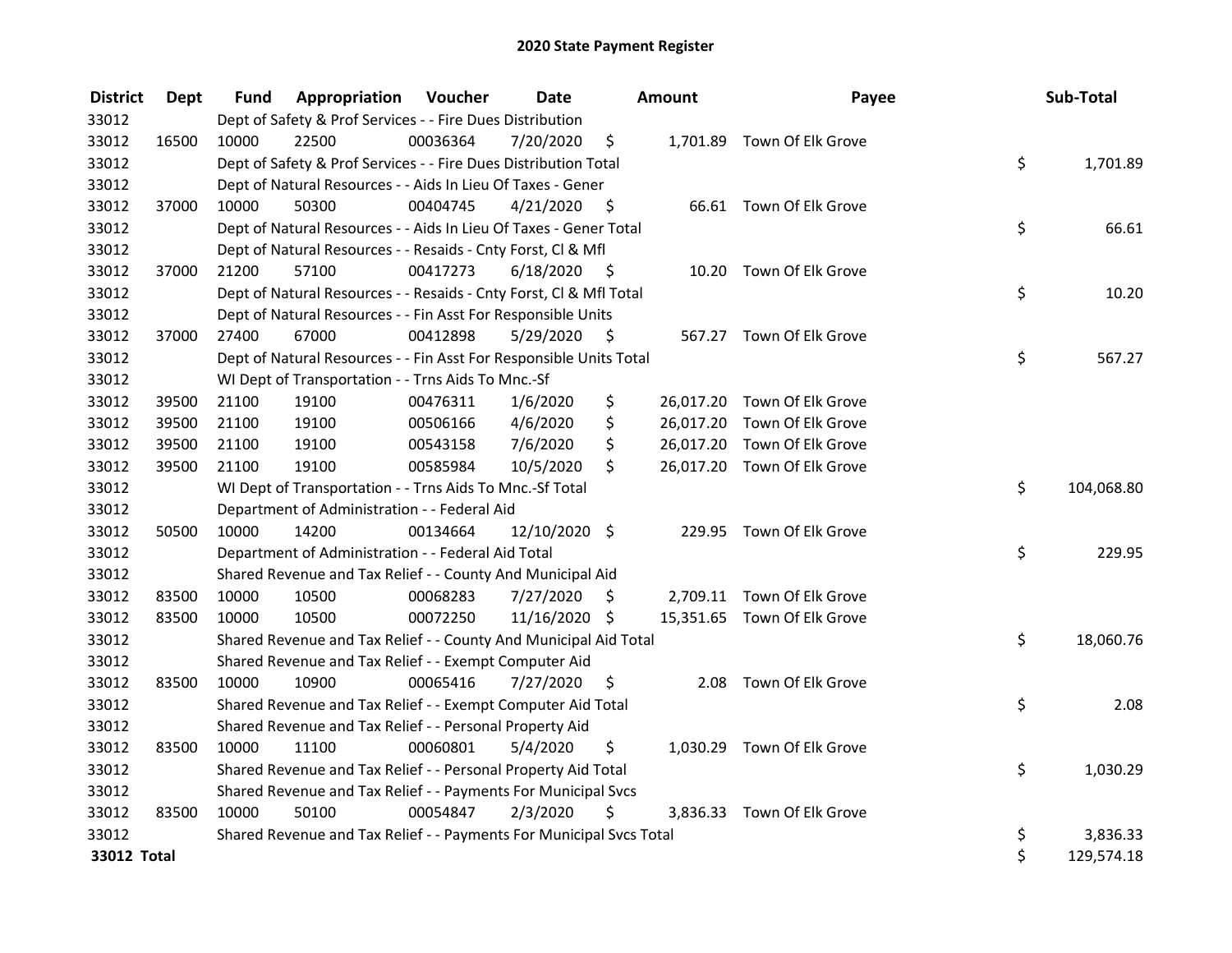# 2020 State Payment Register

| District | Dept | Fund | Appropriation | Voucher | Date | Amount | Payee | Sub-Total |
|---|---|---|---|---|---|---|---|---|
| 33012 | | Dept of Safety & Prof Services - - Fire Dues Distribution | | | | | | |
| 33012 | 16500 | 10000 | 22500 | 00036364 | 7/20/2020 | $ 1,701.89 | Town Of Elk Grove | |
| 33012 | | Dept of Safety & Prof Services - - Fire Dues Distribution Total | | | | | | $ 1,701.89 |
| 33012 | | Dept of Natural Resources - - Aids In Lieu Of Taxes - Gener | | | | | | |
| 33012 | 37000 | 10000 | 50300 | 00404745 | 4/21/2020 | $ 66.61 | Town Of Elk Grove | |
| 33012 | | Dept of Natural Resources - - Aids In Lieu Of Taxes - Gener Total | | | | | | $ 66.61 |
| 33012 | | Dept of Natural Resources - - Resaids - Cnty Forst, Cl & Mfl | | | | | | |
| 33012 | 37000 | 21200 | 57100 | 00417273 | 6/18/2020 | $ 10.20 | Town Of Elk Grove | |
| 33012 | | Dept of Natural Resources - - Resaids - Cnty Forst, Cl & Mfl Total | | | | | | $ 10.20 |
| 33012 | | Dept of Natural Resources - - Fin Asst For Responsible Units | | | | | | |
| 33012 | 37000 | 27400 | 67000 | 00412898 | 5/29/2020 | $ 567.27 | Town Of Elk Grove | |
| 33012 | | Dept of Natural Resources - - Fin Asst For Responsible Units Total | | | | | | $ 567.27 |
| 33012 | | WI Dept of Transportation - - Trns Aids To Mnc.-Sf | | | | | | |
| 33012 | 39500 | 21100 | 19100 | 00476311 | 1/6/2020 | $ 26,017.20 | Town Of Elk Grove | |
| 33012 | 39500 | 21100 | 19100 | 00506166 | 4/6/2020 | $ 26,017.20 | Town Of Elk Grove | |
| 33012 | 39500 | 21100 | 19100 | 00543158 | 7/6/2020 | $ 26,017.20 | Town Of Elk Grove | |
| 33012 | 39500 | 21100 | 19100 | 00585984 | 10/5/2020 | $ 26,017.20 | Town Of Elk Grove | |
| 33012 | | WI Dept of Transportation - - Trns Aids To Mnc.-Sf Total | | | | | | $ 104,068.80 |
| 33012 | | Department of Administration - - Federal Aid | | | | | | |
| 33012 | 50500 | 10000 | 14200 | 00134664 | 12/10/2020 | $ 229.95 | Town Of Elk Grove | |
| 33012 | | Department of Administration - - Federal Aid Total | | | | | | $ 229.95 |
| 33012 | | Shared Revenue and Tax Relief - - County And Municipal Aid | | | | | | |
| 33012 | 83500 | 10000 | 10500 | 00068283 | 7/27/2020 | $ 2,709.11 | Town Of Elk Grove | |
| 33012 | 83500 | 10000 | 10500 | 00072250 | 11/16/2020 | $ 15,351.65 | Town Of Elk Grove | |
| 33012 | | Shared Revenue and Tax Relief - - County And Municipal Aid Total | | | | | | $ 18,060.76 |
| 33012 | | Shared Revenue and Tax Relief - - Exempt Computer Aid | | | | | | |
| 33012 | 83500 | 10000 | 10900 | 00065416 | 7/27/2020 | $ 2.08 | Town Of Elk Grove | |
| 33012 | | Shared Revenue and Tax Relief - - Exempt Computer Aid Total | | | | | | $ 2.08 |
| 33012 | | Shared Revenue and Tax Relief - - Personal Property Aid | | | | | | |
| 33012 | 83500 | 10000 | 11100 | 00060801 | 5/4/2020 | $ 1,030.29 | Town Of Elk Grove | |
| 33012 | | Shared Revenue and Tax Relief - - Personal Property Aid Total | | | | | | $ 1,030.29 |
| 33012 | | Shared Revenue and Tax Relief - - Payments For Municipal Svcs | | | | | | |
| 33012 | 83500 | 10000 | 50100 | 00054847 | 2/3/2020 | $ 3,836.33 | Town Of Elk Grove | |
| 33012 | | Shared Revenue and Tax Relief - - Payments For Municipal Svcs Total | | | | | | $ 3,836.33 |
| **33012 Total** | | | | | | | | $ 129,574.18 |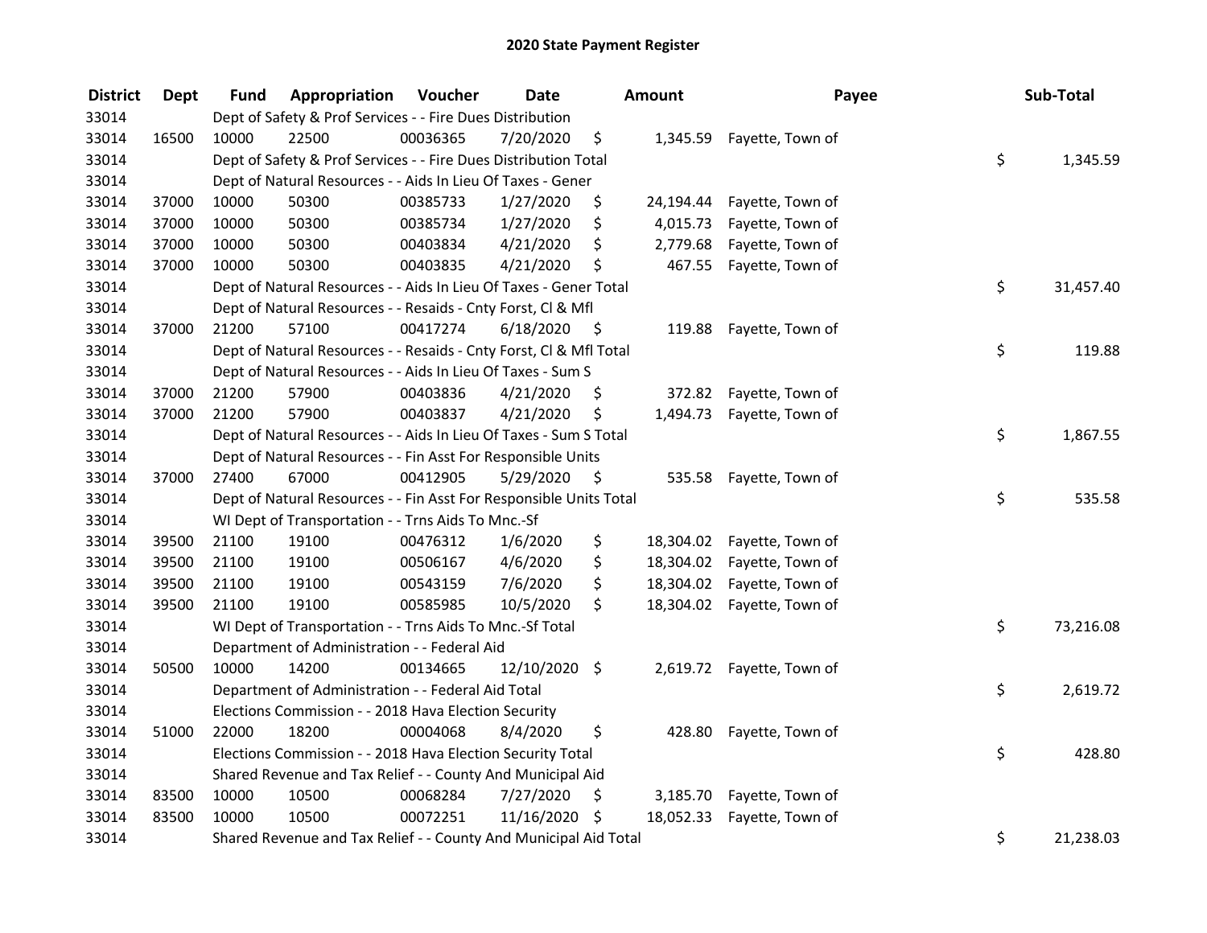# 2020 State Payment Register

| District | Dept | Fund | Appropriation | Voucher | Date | Amount | Payee | Sub-Total |
|---|---|---|---|---|---|---|---|---|
| 33014 | | Dept of Safety & Prof Services - - Fire Dues Distribution | | | | | | |
| 33014 | 16500 | 10000 | 22500 | 00036365 | 7/20/2020 | $ 1,345.59 | Fayette, Town of | |
| 33014 | | Dept of Safety & Prof Services - - Fire Dues Distribution Total | | | | | | $ 1,345.59 |
| 33014 | | Dept of Natural Resources - - Aids In Lieu Of Taxes - Gener | | | | | | |
| 33014 | 37000 | 10000 | 50300 | 00385733 | 1/27/2020 | $ 24,194.44 | Fayette, Town of | |
| 33014 | 37000 | 10000 | 50300 | 00385734 | 1/27/2020 | $ 4,015.73 | Fayette, Town of | |
| 33014 | 37000 | 10000 | 50300 | 00403834 | 4/21/2020 | $ 2,779.68 | Fayette, Town of | |
| 33014 | 37000 | 10000 | 50300 | 00403835 | 4/21/2020 | $ 467.55 | Fayette, Town of | |
| 33014 | | Dept of Natural Resources - - Aids In Lieu Of Taxes - Gener Total | | | | | | $ 31,457.40 |
| 33014 | | Dept of Natural Resources - - Resaids - Cnty Forst, Cl & Mfl | | | | | | |
| 33014 | 37000 | 21200 | 57100 | 00417274 | 6/18/2020 | $ 119.88 | Fayette, Town of | |
| 33014 | | Dept of Natural Resources - - Resaids - Cnty Forst, Cl & Mfl Total | | | | | | $ 119.88 |
| 33014 | | Dept of Natural Resources - - Aids In Lieu Of Taxes - Sum S | | | | | | |
| 33014 | 37000 | 21200 | 57900 | 00403836 | 4/21/2020 | $ 372.82 | Fayette, Town of | |
| 33014 | 37000 | 21200 | 57900 | 00403837 | 4/21/2020 | $ 1,494.73 | Fayette, Town of | |
| 33014 | | Dept of Natural Resources - - Aids In Lieu Of Taxes - Sum S Total | | | | | | $ 1,867.55 |
| 33014 | | Dept of Natural Resources - - Fin Asst For Responsible Units | | | | | | |
| 33014 | 37000 | 27400 | 67000 | 00412905 | 5/29/2020 | $ 535.58 | Fayette, Town of | |
| 33014 | | Dept of Natural Resources - - Fin Asst For Responsible Units Total | | | | | | $ 535.58 |
| 33014 | | WI Dept of Transportation - - Trns Aids To Mnc.-Sf | | | | | | |
| 33014 | 39500 | 21100 | 19100 | 00476312 | 1/6/2020 | $ 18,304.02 | Fayette, Town of | |
| 33014 | 39500 | 21100 | 19100 | 00506167 | 4/6/2020 | $ 18,304.02 | Fayette, Town of | |
| 33014 | 39500 | 21100 | 19100 | 00543159 | 7/6/2020 | $ 18,304.02 | Fayette, Town of | |
| 33014 | 39500 | 21100 | 19100 | 00585985 | 10/5/2020 | $ 18,304.02 | Fayette, Town of | |
| 33014 | | WI Dept of Transportation - - Trns Aids To Mnc.-Sf Total | | | | | | $ 73,216.08 |
| 33014 | | Department of Administration - - Federal Aid | | | | | | |
| 33014 | 50500 | 10000 | 14200 | 00134665 | 12/10/2020 | $ 2,619.72 | Fayette, Town of | |
| 33014 | | Department of Administration - - Federal Aid Total | | | | | | $ 2,619.72 |
| 33014 | | Elections Commission - - 2018 Hava Election Security | | | | | | |
| 33014 | 51000 | 22000 | 18200 | 00004068 | 8/4/2020 | $ 428.80 | Fayette, Town of | |
| 33014 | | Elections Commission - - 2018 Hava Election Security Total | | | | | | $ 428.80 |
| 33014 | | Shared Revenue and Tax Relief - - County And Municipal Aid | | | | | | |
| 33014 | 83500 | 10000 | 10500 | 00068284 | 7/27/2020 | $ 3,185.70 | Fayette, Town of | |
| 33014 | 83500 | 10000 | 10500 | 00072251 | 11/16/2020 | $ 18,052.33 | Fayette, Town of | |
| 33014 | | Shared Revenue and Tax Relief - - County And Municipal Aid Total | | | | | | $ 21,238.03 |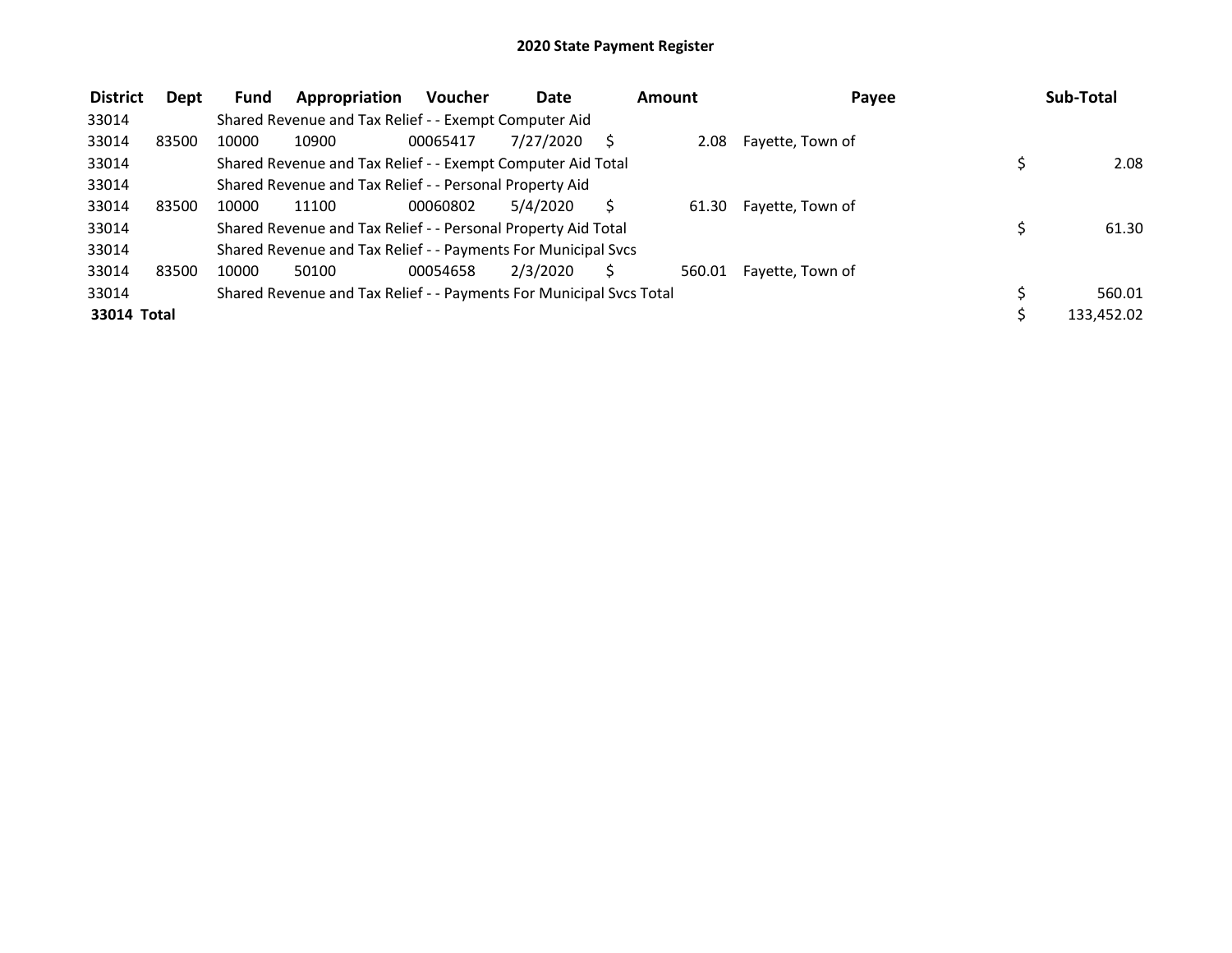# 2020 State Payment Register

| District | Dept | Fund | Appropriation | Voucher | Date | Amount | Payee | Sub-Total |
|---|---|---|---|---|---|---|---|---|
| 33014 | | Shared Revenue and Tax Relief - - Exempt Computer Aid | | | | | | |
| 33014 | 83500 | 10000 | 10900 | 00065417 | 7/27/2020 | $ 2.08 | Fayette, Town of | |
| 33014 | | Shared Revenue and Tax Relief - - Exempt Computer Aid Total | | | | | | $ 2.08 |
| 33014 | | Shared Revenue and Tax Relief - - Personal Property Aid | | | | | | |
| 33014 | 83500 | 10000 | 11100 | 00060802 | 5/4/2020 | $ 61.30 | Fayette, Town of | |
| 33014 | | Shared Revenue and Tax Relief - - Personal Property Aid Total | | | | | | $ 61.30 |
| 33014 | | Shared Revenue and Tax Relief - - Payments For Municipal Svcs | | | | | | |
| 33014 | 83500 | 10000 | 50100 | 00054658 | 2/3/2020 | $ 560.01 | Fayette, Town of | |
| 33014 | | Shared Revenue and Tax Relief - - Payments For Municipal Svcs Total | | | | | | $ 560.01 |
| **33014 Total** | | | | | | | | $ 133,452.02 |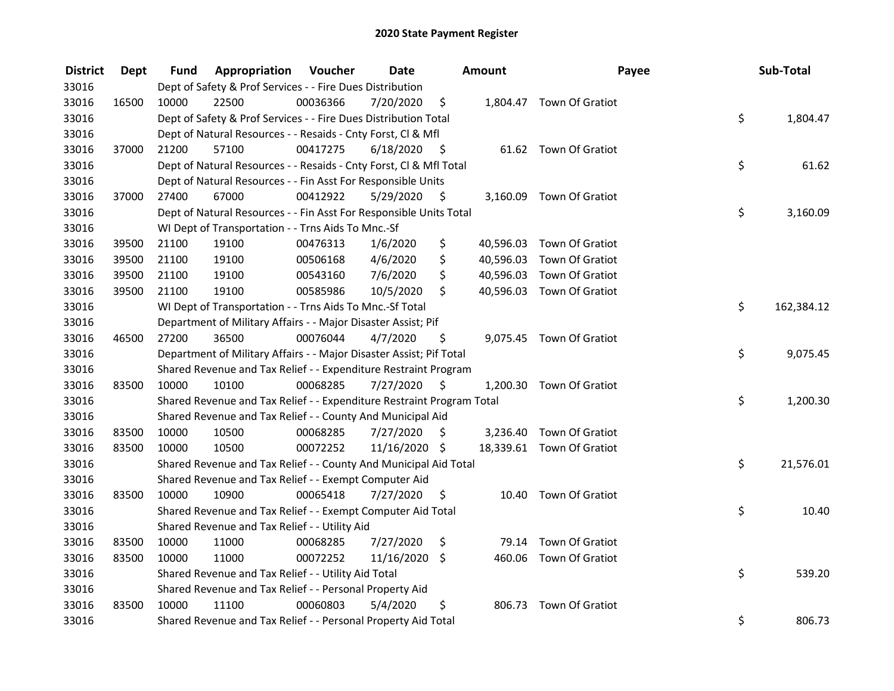# 2020 State Payment Register

| District | Dept | Fund | Appropriation | Voucher | Date | Amount | Payee | Sub-Total |
|---|---|---|---|---|---|---|---|---|
| 33016 | | Dept of Safety & Prof Services - - Fire Dues Distribution | | | | | | |
| 33016 | 16500 | 10000 | 22500 | 00036366 | 7/20/2020 | $ 1,804.47 | Town Of Gratiot | |
| 33016 | | Dept of Safety & Prof Services - - Fire Dues Distribution Total | | | | | | $ 1,804.47 |
| 33016 | | Dept of Natural Resources - - Resaids - Cnty Forst, Cl & Mfl | | | | | | |
| 33016 | 37000 | 21200 | 57100 | 00417275 | 6/18/2020 | $ 61.62 | Town Of Gratiot | |
| 33016 | | Dept of Natural Resources - - Resaids - Cnty Forst, Cl & Mfl Total | | | | | | $ 61.62 |
| 33016 | | Dept of Natural Resources - - Fin Asst For Responsible Units | | | | | | |
| 33016 | 37000 | 27400 | 67000 | 00412922 | 5/29/2020 | $ 3,160.09 | Town Of Gratiot | |
| 33016 | | Dept of Natural Resources - - Fin Asst For Responsible Units Total | | | | | | $ 3,160.09 |
| 33016 | | WI Dept of Transportation - - Trns Aids To Mnc.-Sf | | | | | | |
| 33016 | 39500 | 21100 | 19100 | 00476313 | 1/6/2020 | $ 40,596.03 | Town Of Gratiot | |
| 33016 | 39500 | 21100 | 19100 | 00506168 | 4/6/2020 | $ 40,596.03 | Town Of Gratiot | |
| 33016 | 39500 | 21100 | 19100 | 00543160 | 7/6/2020 | $ 40,596.03 | Town Of Gratiot | |
| 33016 | 39500 | 21100 | 19100 | 00585986 | 10/5/2020 | $ 40,596.03 | Town Of Gratiot | |
| 33016 | | WI Dept of Transportation - - Trns Aids To Mnc.-Sf Total | | | | | | $ 162,384.12 |
| 33016 | | Department of Military Affairs - - Major Disaster Assist; Pif | | | | | | |
| 33016 | 46500 | 27200 | 36500 | 00076044 | 4/7/2020 | $ 9,075.45 | Town Of Gratiot | |
| 33016 | | Department of Military Affairs - - Major Disaster Assist; Pif Total | | | | | | $ 9,075.45 |
| 33016 | | Shared Revenue and Tax Relief - - Expenditure Restraint Program | | | | | | |
| 33016 | 83500 | 10000 | 10100 | 00068285 | 7/27/2020 | $ 1,200.30 | Town Of Gratiot | |
| 33016 | | Shared Revenue and Tax Relief - - Expenditure Restraint Program Total | | | | | | $ 1,200.30 |
| 33016 | | Shared Revenue and Tax Relief - - County And Municipal Aid | | | | | | |
| 33016 | 83500 | 10000 | 10500 | 00068285 | 7/27/2020 | $ 3,236.40 | Town Of Gratiot | |
| 33016 | 83500 | 10000 | 10500 | 00072252 | 11/16/2020 | $ 18,339.61 | Town Of Gratiot | |
| 33016 | | Shared Revenue and Tax Relief - - County And Municipal Aid Total | | | | | | $ 21,576.01 |
| 33016 | | Shared Revenue and Tax Relief - - Exempt Computer Aid | | | | | | |
| 33016 | 83500 | 10000 | 10900 | 00065418 | 7/27/2020 | $ 10.40 | Town Of Gratiot | |
| 33016 | | Shared Revenue and Tax Relief - - Exempt Computer Aid Total | | | | | | $ 10.40 |
| 33016 | | Shared Revenue and Tax Relief - - Utility Aid | | | | | | |
| 33016 | 83500 | 10000 | 11000 | 00068285 | 7/27/2020 | $ 79.14 | Town Of Gratiot | |
| 33016 | 83500 | 10000 | 11000 | 00072252 | 11/16/2020 | $ 460.06 | Town Of Gratiot | |
| 33016 | | Shared Revenue and Tax Relief - - Utility Aid Total | | | | | | $ 539.20 |
| 33016 | | Shared Revenue and Tax Relief - - Personal Property Aid | | | | | | |
| 33016 | 83500 | 10000 | 11100 | 00060803 | 5/4/2020 | $ 806.73 | Town Of Gratiot | |
| 33016 | | Shared Revenue and Tax Relief - - Personal Property Aid Total | | | | | | $ 806.73 |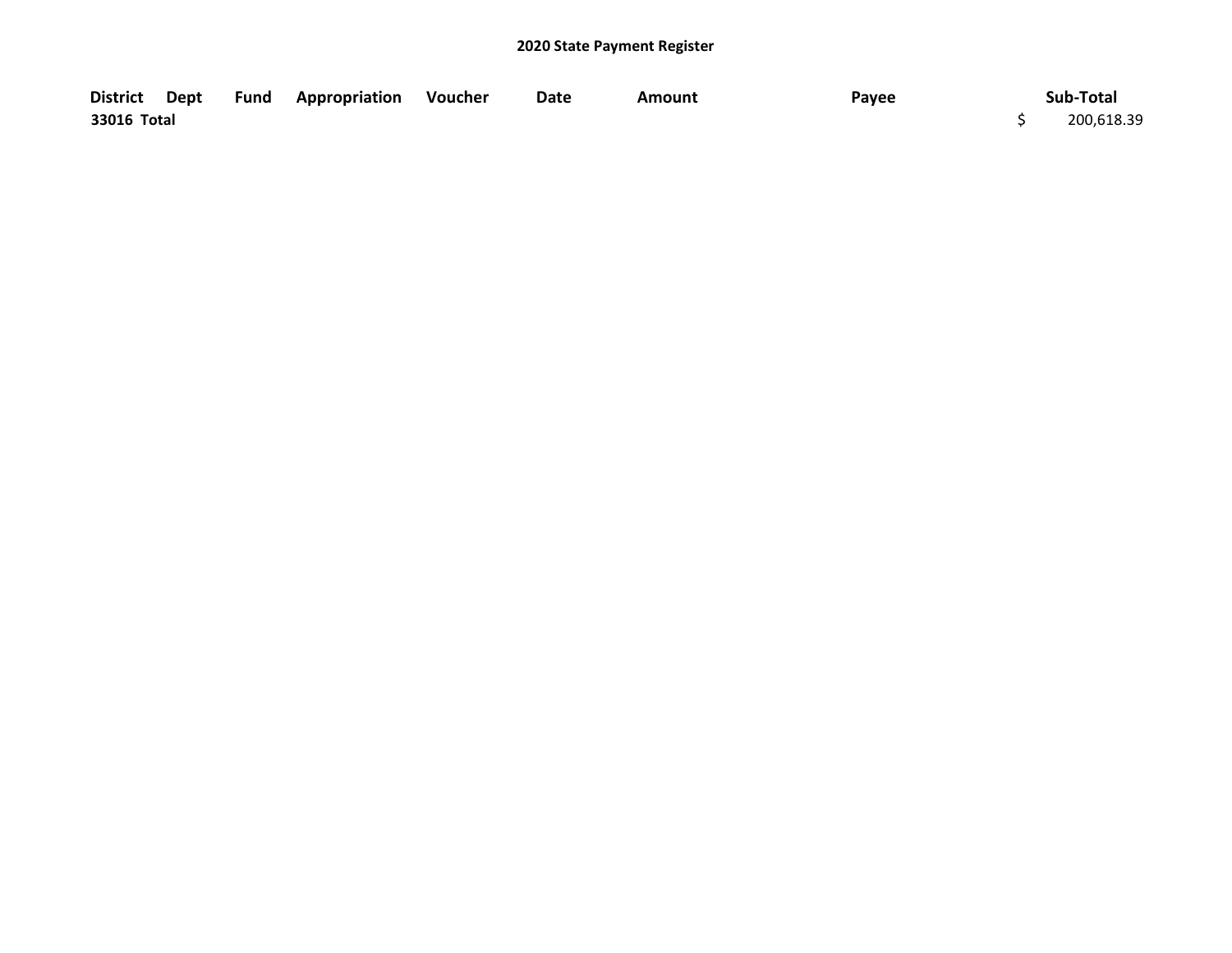## 2020 State Payment Register

| District | Dept | Fund | Appropriation | Voucher | Date | Amount | Payee | Sub-Total |
|---|---|---|---|---|---|---|---|---|
| **33016 Total** | | | | | | | | $ 200,618.39 |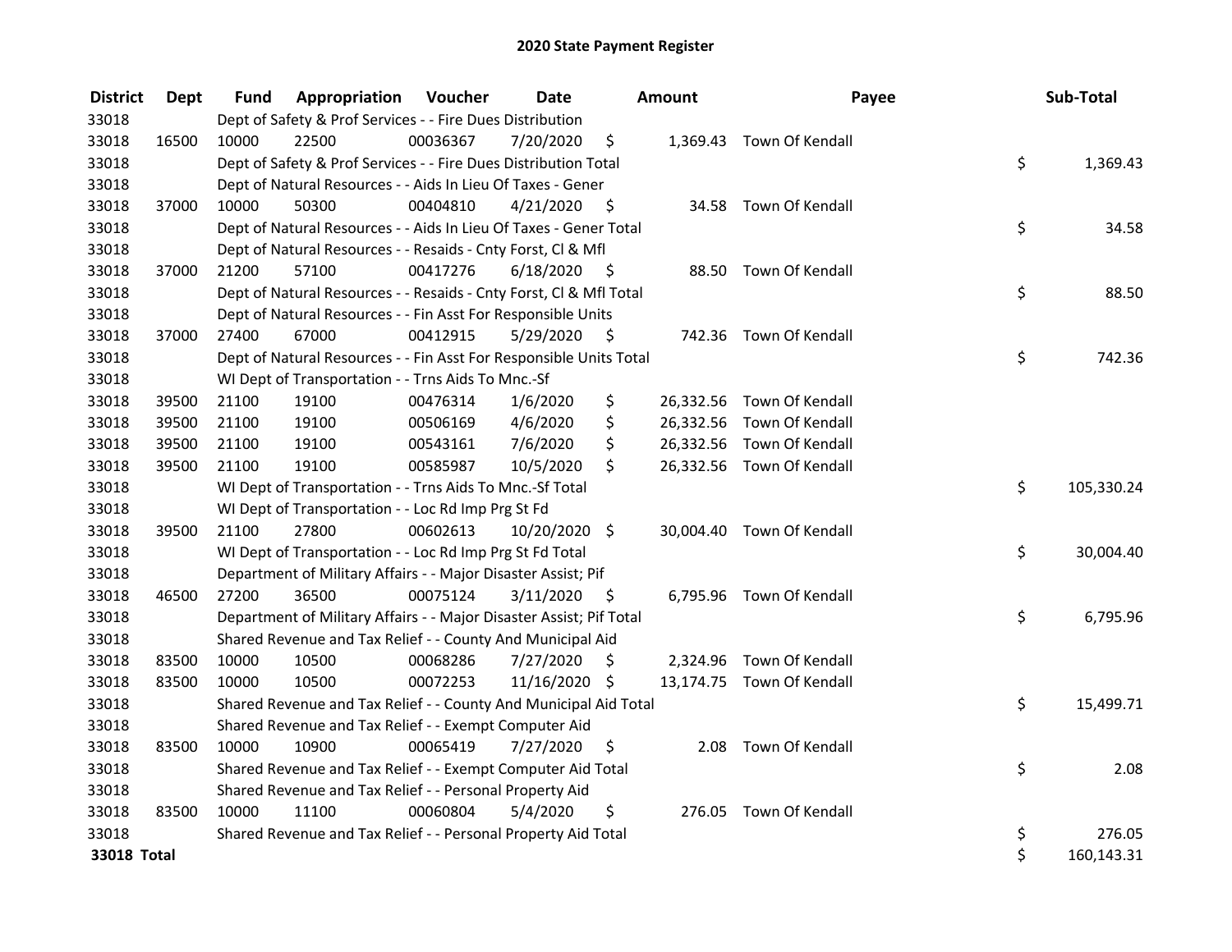# 2020 State Payment Register

| District | Dept | Fund | Appropriation | Voucher | Date | Amount | Payee | Sub-Total |
|---|---|---|---|---|---|---|---|---|
| 33018 | | Dept of Safety & Prof Services - - Fire Dues Distribution | | | | | | |
| 33018 | 16500 | 10000 | 22500 | 00036367 | 7/20/2020 | $ 1,369.43 | Town Of Kendall | |
| 33018 | | Dept of Safety & Prof Services - - Fire Dues Distribution Total | | | | | | $ 1,369.43 |
| 33018 | | Dept of Natural Resources - - Aids In Lieu Of Taxes - Gener | | | | | | |
| 33018 | 37000 | 10000 | 50300 | 00404810 | 4/21/2020 | $ 34.58 | Town Of Kendall | |
| 33018 | | Dept of Natural Resources - - Aids In Lieu Of Taxes - Gener Total | | | | | | $ 34.58 |
| 33018 | | Dept of Natural Resources - - Resaids - Cnty Forst, Cl & Mfl | | | | | | |
| 33018 | 37000 | 21200 | 57100 | 00417276 | 6/18/2020 | $ 88.50 | Town Of Kendall | |
| 33018 | | Dept of Natural Resources - - Resaids - Cnty Forst, Cl & Mfl Total | | | | | | $ 88.50 |
| 33018 | | Dept of Natural Resources - - Fin Asst For Responsible Units | | | | | | |
| 33018 | 37000 | 27400 | 67000 | 00412915 | 5/29/2020 | $ 742.36 | Town Of Kendall | |
| 33018 | | Dept of Natural Resources - - Fin Asst For Responsible Units Total | | | | | | $ 742.36 |
| 33018 | | WI Dept of Transportation - - Trns Aids To Mnc.-Sf | | | | | | |
| 33018 | 39500 | 21100 | 19100 | 00476314 | 1/6/2020 | $ 26,332.56 | Town Of Kendall | |
| 33018 | 39500 | 21100 | 19100 | 00506169 | 4/6/2020 | $ 26,332.56 | Town Of Kendall | |
| 33018 | 39500 | 21100 | 19100 | 00543161 | 7/6/2020 | $ 26,332.56 | Town Of Kendall | |
| 33018 | 39500 | 21100 | 19100 | 00585987 | 10/5/2020 | $ 26,332.56 | Town Of Kendall | |
| 33018 | | WI Dept of Transportation - - Trns Aids To Mnc.-Sf Total | | | | | | $ 105,330.24 |
| 33018 | | WI Dept of Transportation - - Loc Rd Imp Prg St Fd | | | | | | |
| 33018 | 39500 | 21100 | 27800 | 00602613 | 10/20/2020 | $ 30,004.40 | Town Of Kendall | |
| 33018 | | WI Dept of Transportation - - Loc Rd Imp Prg St Fd Total | | | | | | $ 30,004.40 |
| 33018 | | Department of Military Affairs - - Major Disaster Assist; Pif | | | | | | |
| 33018 | 46500 | 27200 | 36500 | 00075124 | 3/11/2020 | $ 6,795.96 | Town Of Kendall | |
| 33018 | | Department of Military Affairs - - Major Disaster Assist; Pif Total | | | | | | $ 6,795.96 |
| 33018 | | Shared Revenue and Tax Relief - - County And Municipal Aid | | | | | | |
| 33018 | 83500 | 10000 | 10500 | 00068286 | 7/27/2020 | $ 2,324.96 | Town Of Kendall | |
| 33018 | 83500 | 10000 | 10500 | 00072253 | 11/16/2020 | $ 13,174.75 | Town Of Kendall | |
| 33018 | | Shared Revenue and Tax Relief - - County And Municipal Aid Total | | | | | | $ 15,499.71 |
| 33018 | | Shared Revenue and Tax Relief - - Exempt Computer Aid | | | | | | |
| 33018 | 83500 | 10000 | 10900 | 00065419 | 7/27/2020 | $ 2.08 | Town Of Kendall | |
| 33018 | | Shared Revenue and Tax Relief - - Exempt Computer Aid Total | | | | | | $ 2.08 |
| 33018 | | Shared Revenue and Tax Relief - - Personal Property Aid | | | | | | |
| 33018 | 83500 | 10000 | 11100 | 00060804 | 5/4/2020 | $ 276.05 | Town Of Kendall | |
| 33018 | | Shared Revenue and Tax Relief - - Personal Property Aid Total | | | | | | $ 276.05 |
| **33018 Total** | | | | | | | | $ 160,143.31 |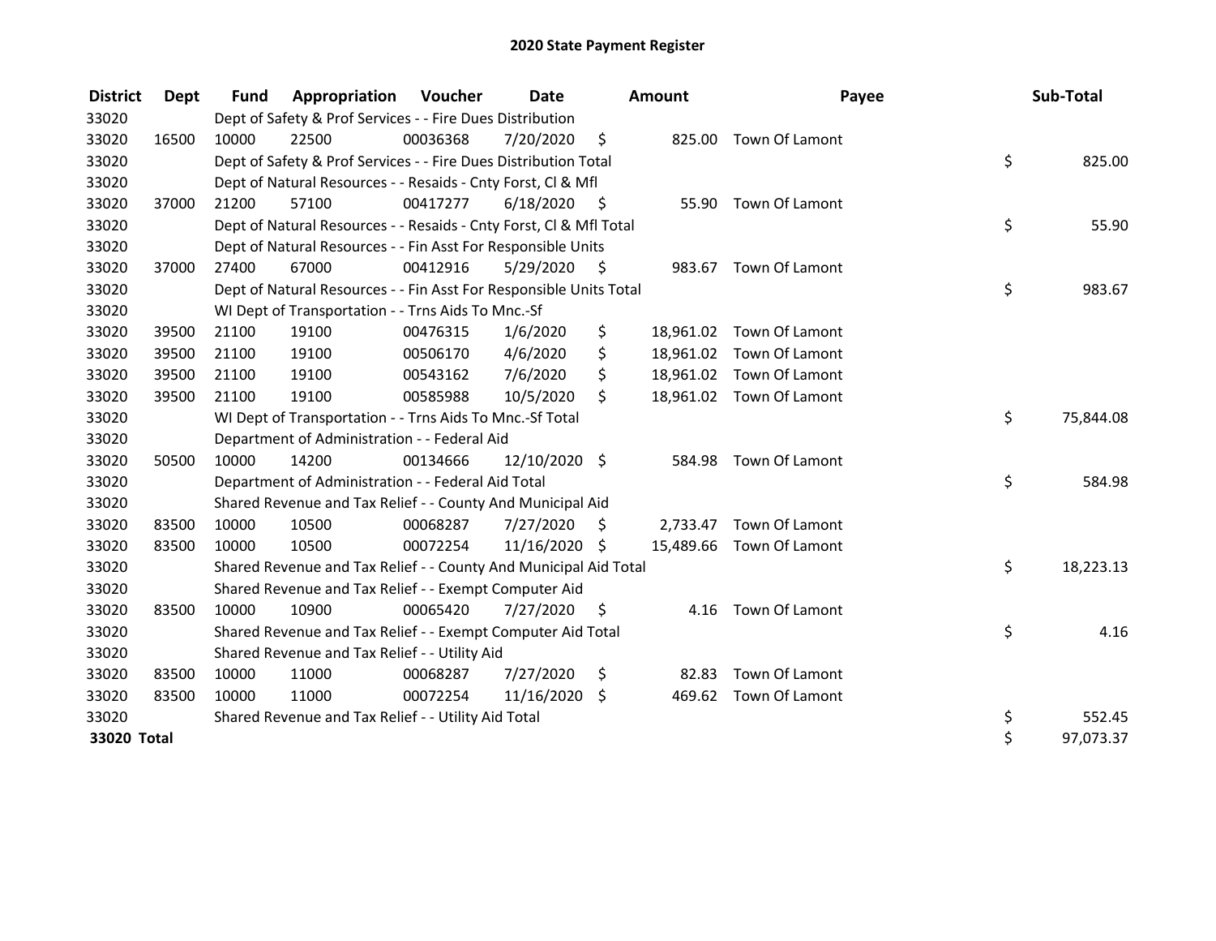# 2020 State Payment Register

| District | Dept | Fund | Appropriation | Voucher | Date | Amount | Payee | Sub-Total |
|---|---|---|---|---|---|---|---|---|
| 33020 | | Dept of Safety & Prof Services - - Fire Dues Distribution | | | | | | |
| 33020 | 16500 | 10000 | 22500 | 00036368 | 7/20/2020 | $ 825.00 | Town Of Lamont | |
| 33020 | | Dept of Safety & Prof Services - - Fire Dues Distribution Total | | | | | | $ 825.00 |
| 33020 | | Dept of Natural Resources - - Resaids - Cnty Forst, Cl & Mfl | | | | | | |
| 33020 | 37000 | 21200 | 57100 | 00417277 | 6/18/2020 | $ 55.90 | Town Of Lamont | |
| 33020 | | Dept of Natural Resources - - Resaids - Cnty Forst, Cl & Mfl Total | | | | | | $ 55.90 |
| 33020 | | Dept of Natural Resources - - Fin Asst For Responsible Units | | | | | | |
| 33020 | 37000 | 27400 | 67000 | 00412916 | 5/29/2020 | $ 983.67 | Town Of Lamont | |
| 33020 | | Dept of Natural Resources - - Fin Asst For Responsible Units Total | | | | | | $ 983.67 |
| 33020 | | WI Dept of Transportation - - Trns Aids To Mnc.-Sf | | | | | | |
| 33020 | 39500 | 21100 | 19100 | 00476315 | 1/6/2020 | $ 18,961.02 | Town Of Lamont | |
| 33020 | 39500 | 21100 | 19100 | 00506170 | 4/6/2020 | $ 18,961.02 | Town Of Lamont | |
| 33020 | 39500 | 21100 | 19100 | 00543162 | 7/6/2020 | $ 18,961.02 | Town Of Lamont | |
| 33020 | 39500 | 21100 | 19100 | 00585988 | 10/5/2020 | $ 18,961.02 | Town Of Lamont | |
| 33020 | | WI Dept of Transportation - - Trns Aids To Mnc.-Sf Total | | | | | | $ 75,844.08 |
| 33020 | | Department of Administration - - Federal Aid | | | | | | |
| 33020 | 50500 | 10000 | 14200 | 00134666 | 12/10/2020 | $ 584.98 | Town Of Lamont | |
| 33020 | | Department of Administration - - Federal Aid Total | | | | | | $ 584.98 |
| 33020 | | Shared Revenue and Tax Relief - - County And Municipal Aid | | | | | | |
| 33020 | 83500 | 10000 | 10500 | 00068287 | 7/27/2020 | $ 2,733.47 | Town Of Lamont | |
| 33020 | 83500 | 10000 | 10500 | 00072254 | 11/16/2020 | $ 15,489.66 | Town Of Lamont | |
| 33020 | | Shared Revenue and Tax Relief - - County And Municipal Aid Total | | | | | | $ 18,223.13 |
| 33020 | | Shared Revenue and Tax Relief - - Exempt Computer Aid | | | | | | |
| 33020 | 83500 | 10000 | 10900 | 00065420 | 7/27/2020 | $ 4.16 | Town Of Lamont | |
| 33020 | | Shared Revenue and Tax Relief - - Exempt Computer Aid Total | | | | | | $ 4.16 |
| 33020 | | Shared Revenue and Tax Relief - - Utility Aid | | | | | | |
| 33020 | 83500 | 10000 | 11000 | 00068287 | 7/27/2020 | $ 82.83 | Town Of Lamont | |
| 33020 | 83500 | 10000 | 11000 | 00072254 | 11/16/2020 | $ 469.62 | Town Of Lamont | |
| 33020 | | Shared Revenue and Tax Relief - - Utility Aid Total | | | | | | $ 552.45 |
| **33020 Total** | | | | | | | | $ 97,073.37 |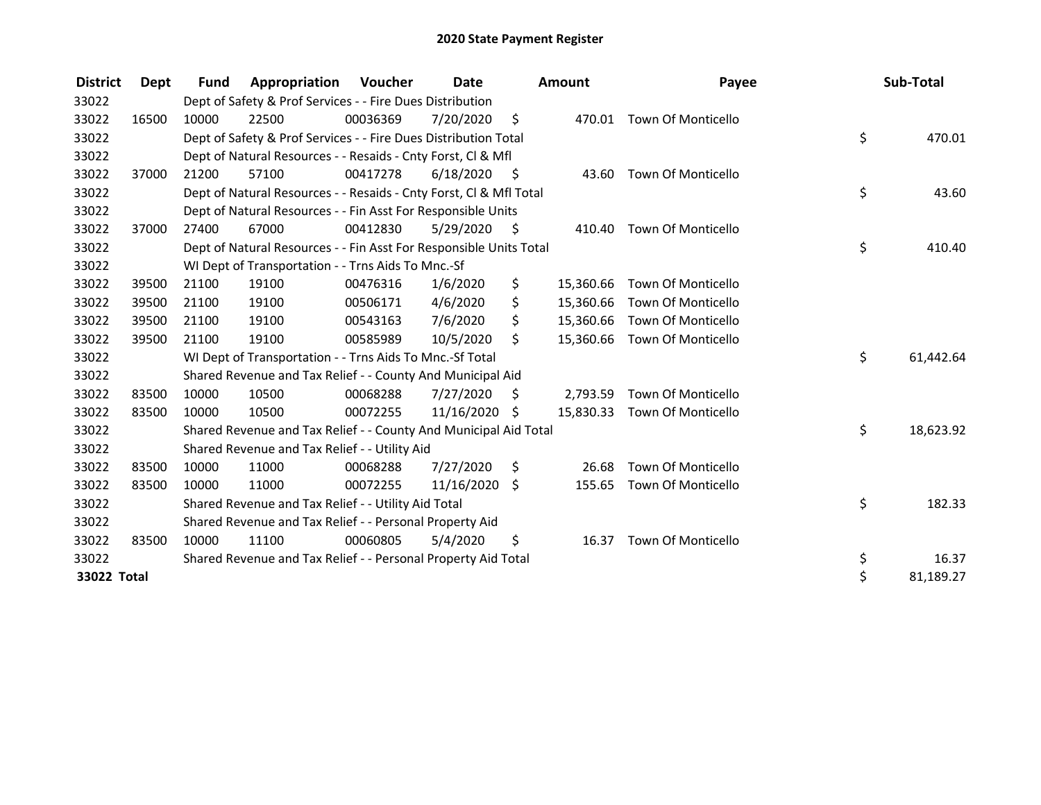# 2020 State Payment Register

| District | Dept | Fund | Appropriation | Voucher | Date | Amount | Payee | Sub-Total |
|---|---|---|---|---|---|---|---|---|
| 33022 | | Dept of Safety & Prof Services - - Fire Dues Distribution | | | | | | |
| 33022 | 16500 | 10000 | 22500 | 00036369 | 7/20/2020 | $ 470.01 | Town Of Monticello | |
| 33022 | | Dept of Safety & Prof Services - - Fire Dues Distribution Total | | | | | | $ 470.01 |
| 33022 | | Dept of Natural Resources - - Resaids - Cnty Forst, Cl & Mfl | | | | | | |
| 33022 | 37000 | 21200 | 57100 | 00417278 | 6/18/2020 | $ 43.60 | Town Of Monticello | |
| 33022 | | Dept of Natural Resources - - Resaids - Cnty Forst, Cl & Mfl Total | | | | | | $ 43.60 |
| 33022 | | Dept of Natural Resources - - Fin Asst For Responsible Units | | | | | | |
| 33022 | 37000 | 27400 | 67000 | 00412830 | 5/29/2020 | $ 410.40 | Town Of Monticello | |
| 33022 | | Dept of Natural Resources - - Fin Asst For Responsible Units Total | | | | | | $ 410.40 |
| 33022 | | WI Dept of Transportation - - Trns Aids To Mnc.-Sf | | | | | | |
| 33022 | 39500 | 21100 | 19100 | 00476316 | 1/6/2020 | $ 15,360.66 | Town Of Monticello | |
| 33022 | 39500 | 21100 | 19100 | 00506171 | 4/6/2020 | $ 15,360.66 | Town Of Monticello | |
| 33022 | 39500 | 21100 | 19100 | 00543163 | 7/6/2020 | $ 15,360.66 | Town Of Monticello | |
| 33022 | 39500 | 21100 | 19100 | 00585989 | 10/5/2020 | $ 15,360.66 | Town Of Monticello | |
| 33022 | | WI Dept of Transportation - - Trns Aids To Mnc.-Sf Total | | | | | | $ 61,442.64 |
| 33022 | | Shared Revenue and Tax Relief - - County And Municipal Aid | | | | | | |
| 33022 | 83500 | 10000 | 10500 | 00068288 | 7/27/2020 | $ 2,793.59 | Town Of Monticello | |
| 33022 | 83500 | 10000 | 10500 | 00072255 | 11/16/2020 | $ 15,830.33 | Town Of Monticello | |
| 33022 | | Shared Revenue and Tax Relief - - County And Municipal Aid Total | | | | | | $ 18,623.92 |
| 33022 | | Shared Revenue and Tax Relief - - Utility Aid | | | | | | |
| 33022 | 83500 | 10000 | 11000 | 00068288 | 7/27/2020 | $ 26.68 | Town Of Monticello | |
| 33022 | 83500 | 10000 | 11000 | 00072255 | 11/16/2020 | $ 155.65 | Town Of Monticello | |
| 33022 | | Shared Revenue and Tax Relief - - Utility Aid Total | | | | | | $ 182.33 |
| 33022 | | Shared Revenue and Tax Relief - - Personal Property Aid | | | | | | |
| 33022 | 83500 | 10000 | 11100 | 00060805 | 5/4/2020 | $ 16.37 | Town Of Monticello | |
| 33022 | | Shared Revenue and Tax Relief - - Personal Property Aid Total | | | | | | $ 16.37 |
| **33022 Total** | | | | | | | | $ 81,189.27 |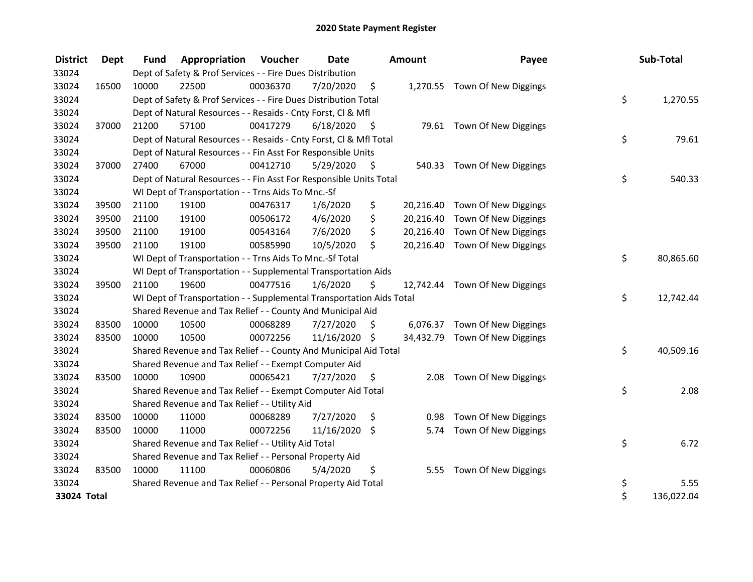# 2020 State Payment Register

| District | Dept | Fund | Appropriation | Voucher | Date | Amount | Payee | Sub-Total |
|---|---|---|---|---|---|---|---|---|
| 33024 | | Dept of Safety & Prof Services - - Fire Dues Distribution | | | | | | |
| 33024 | 16500 | 10000 | 22500 | 00036370 | 7/20/2020 | $ 1,270.55 | Town Of New Diggings | |
| 33024 | | Dept of Safety & Prof Services - - Fire Dues Distribution Total | | | | | | $ 1,270.55 |
| 33024 | | Dept of Natural Resources - - Resaids - Cnty Forst, Cl & Mfl | | | | | | |
| 33024 | 37000 | 21200 | 57100 | 00417279 | 6/18/2020 | $ 79.61 | Town Of New Diggings | |
| 33024 | | Dept of Natural Resources - - Resaids - Cnty Forst, Cl & Mfl Total | | | | | | $ 79.61 |
| 33024 | | Dept of Natural Resources - - Fin Asst For Responsible Units | | | | | | |
| 33024 | 37000 | 27400 | 67000 | 00412710 | 5/29/2020 | $ 540.33 | Town Of New Diggings | |
| 33024 | | Dept of Natural Resources - - Fin Asst For Responsible Units Total | | | | | | $ 540.33 |
| 33024 | | WI Dept of Transportation - - Trns Aids To Mnc.-Sf | | | | | | |
| 33024 | 39500 | 21100 | 19100 | 00476317 | 1/6/2020 | $ 20,216.40 | Town Of New Diggings | |
| 33024 | 39500 | 21100 | 19100 | 00506172 | 4/6/2020 | $ 20,216.40 | Town Of New Diggings | |
| 33024 | 39500 | 21100 | 19100 | 00543164 | 7/6/2020 | $ 20,216.40 | Town Of New Diggings | |
| 33024 | 39500 | 21100 | 19100 | 00585990 | 10/5/2020 | $ 20,216.40 | Town Of New Diggings | |
| 33024 | | WI Dept of Transportation - - Trns Aids To Mnc.-Sf Total | | | | | | $ 80,865.60 |
| 33024 | | WI Dept of Transportation - - Supplemental Transportation Aids | | | | | | |
| 33024 | 39500 | 21100 | 19600 | 00477516 | 1/6/2020 | $ 12,742.44 | Town Of New Diggings | |
| 33024 | | WI Dept of Transportation - - Supplemental Transportation Aids Total | | | | | | $ 12,742.44 |
| 33024 | | Shared Revenue and Tax Relief - - County And Municipal Aid | | | | | | |
| 33024 | 83500 | 10000 | 10500 | 00068289 | 7/27/2020 | $ 6,076.37 | Town Of New Diggings | |
| 33024 | 83500 | 10000 | 10500 | 00072256 | 11/16/2020 | $ 34,432.79 | Town Of New Diggings | |
| 33024 | | Shared Revenue and Tax Relief - - County And Municipal Aid Total | | | | | | $ 40,509.16 |
| 33024 | | Shared Revenue and Tax Relief - - Exempt Computer Aid | | | | | | |
| 33024 | 83500 | 10000 | 10900 | 00065421 | 7/27/2020 | $ 2.08 | Town Of New Diggings | |
| 33024 | | Shared Revenue and Tax Relief - - Exempt Computer Aid Total | | | | | | $ 2.08 |
| 33024 | | Shared Revenue and Tax Relief - - Utility Aid | | | | | | |
| 33024 | 83500 | 10000 | 11000 | 00068289 | 7/27/2020 | $ 0.98 | Town Of New Diggings | |
| 33024 | 83500 | 10000 | 11000 | 00072256 | 11/16/2020 | $ 5.74 | Town Of New Diggings | |
| 33024 | | Shared Revenue and Tax Relief - - Utility Aid Total | | | | | | $ 6.72 |
| 33024 | | Shared Revenue and Tax Relief - - Personal Property Aid | | | | | | |
| 33024 | 83500 | 10000 | 11100 | 00060806 | 5/4/2020 | $ 5.55 | Town Of New Diggings | |
| 33024 | | Shared Revenue and Tax Relief - - Personal Property Aid Total | | | | | | $ 5.55 |
| **33024 Total** | | | | | | | | $ 136,022.04 |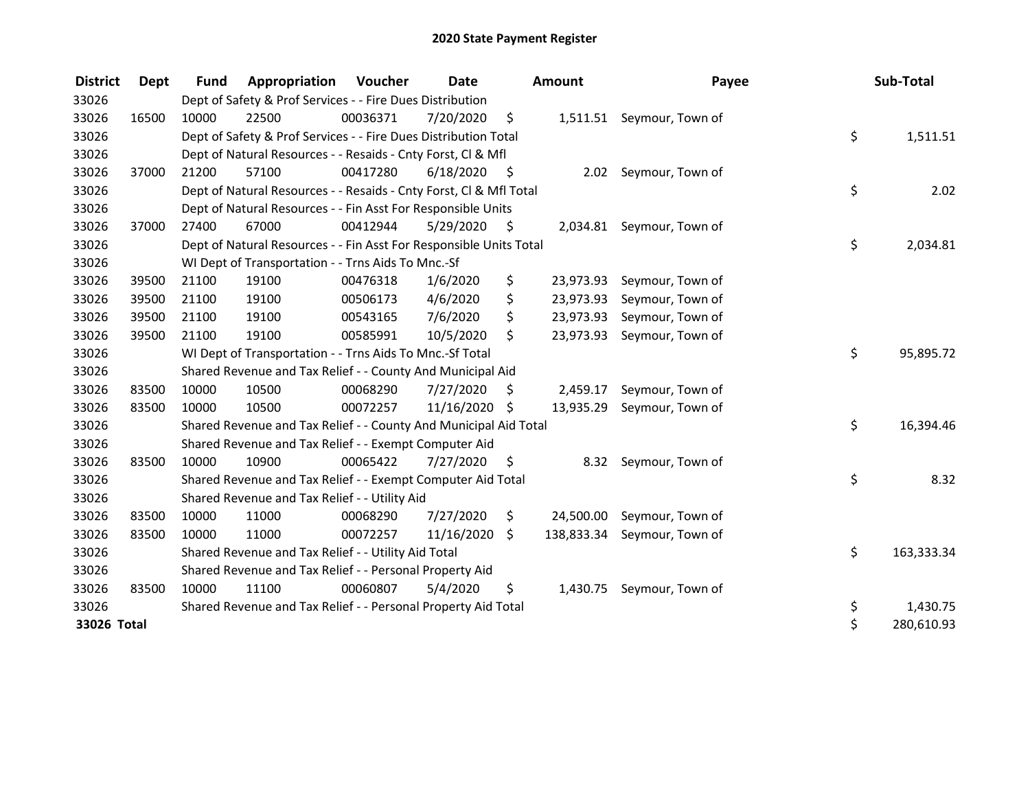# 2020 State Payment Register

| District | Dept | Fund | Appropriation | Voucher | Date | Amount | Payee | Sub-Total |
|---|---|---|---|---|---|---|---|---|
| 33026 | | Dept of Safety & Prof Services - - Fire Dues Distribution | | | | | | |
| 33026 | 16500 | 10000 | 22500 | 00036371 | 7/20/2020 | $ 1,511.51 | Seymour, Town of | |
| 33026 | | Dept of Safety & Prof Services - - Fire Dues Distribution Total | | | | | | $ 1,511.51 |
| 33026 | | Dept of Natural Resources - - Resaids - Cnty Forst, Cl & Mfl | | | | | | |
| 33026 | 37000 | 21200 | 57100 | 00417280 | 6/18/2020 | $ 2.02 | Seymour, Town of | |
| 33026 | | Dept of Natural Resources - - Resaids - Cnty Forst, Cl & Mfl Total | | | | | | $ 2.02 |
| 33026 | | Dept of Natural Resources - - Fin Asst For Responsible Units | | | | | | |
| 33026 | 37000 | 27400 | 67000 | 00412944 | 5/29/2020 | $ 2,034.81 | Seymour, Town of | |
| 33026 | | Dept of Natural Resources - - Fin Asst For Responsible Units Total | | | | | | $ 2,034.81 |
| 33026 | | WI Dept of Transportation - - Trns Aids To Mnc.-Sf | | | | | | |
| 33026 | 39500 | 21100 | 19100 | 00476318 | 1/6/2020 | $ 23,973.93 | Seymour, Town of | |
| 33026 | 39500 | 21100 | 19100 | 00506173 | 4/6/2020 | $ 23,973.93 | Seymour, Town of | |
| 33026 | 39500 | 21100 | 19100 | 00543165 | 7/6/2020 | $ 23,973.93 | Seymour, Town of | |
| 33026 | 39500 | 21100 | 19100 | 00585991 | 10/5/2020 | $ 23,973.93 | Seymour, Town of | |
| 33026 | | WI Dept of Transportation - - Trns Aids To Mnc.-Sf Total | | | | | | $ 95,895.72 |
| 33026 | | Shared Revenue and Tax Relief - - County And Municipal Aid | | | | | | |
| 33026 | 83500 | 10000 | 10500 | 00068290 | 7/27/2020 | $ 2,459.17 | Seymour, Town of | |
| 33026 | 83500 | 10000 | 10500 | 00072257 | 11/16/2020 | $ 13,935.29 | Seymour, Town of | |
| 33026 | | Shared Revenue and Tax Relief - - County And Municipal Aid Total | | | | | | $ 16,394.46 |
| 33026 | | Shared Revenue and Tax Relief - - Exempt Computer Aid | | | | | | |
| 33026 | 83500 | 10000 | 10900 | 00065422 | 7/27/2020 | $ 8.32 | Seymour, Town of | |
| 33026 | | Shared Revenue and Tax Relief - - Exempt Computer Aid Total | | | | | | $ 8.32 |
| 33026 | | Shared Revenue and Tax Relief - - Utility Aid | | | | | | |
| 33026 | 83500 | 10000 | 11000 | 00068290 | 7/27/2020 | $ 24,500.00 | Seymour, Town of | |
| 33026 | 83500 | 10000 | 11000 | 00072257 | 11/16/2020 | $ 138,833.34 | Seymour, Town of | |
| 33026 | | Shared Revenue and Tax Relief - - Utility Aid Total | | | | | | $ 163,333.34 |
| 33026 | | Shared Revenue and Tax Relief - - Personal Property Aid | | | | | | |
| 33026 | 83500 | 10000 | 11100 | 00060807 | 5/4/2020 | $ 1,430.75 | Seymour, Town of | |
| 33026 | | Shared Revenue and Tax Relief - - Personal Property Aid Total | | | | | | $ 1,430.75 |
| **33026 Total** | | | | | | | | $ 280,610.93 |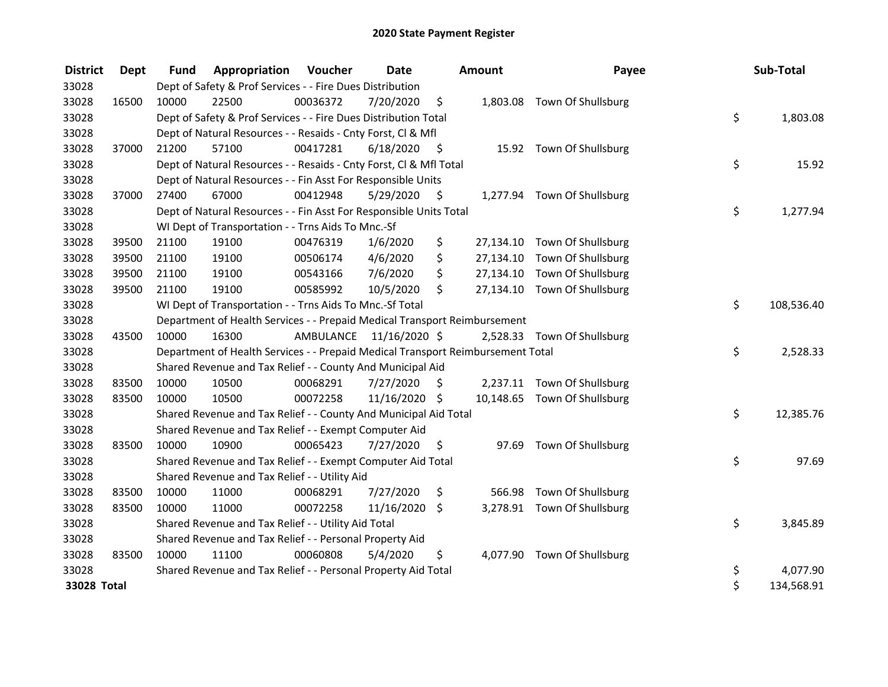# 2020 State Payment Register

| District | Dept | Fund | Appropriation | Voucher | Date | Amount | Payee | Sub-Total |
|---|---|---|---|---|---|---|---|---|
| 33028 | | Dept of Safety & Prof Services - - Fire Dues Distribution | | | | | | |
| 33028 | 16500 | 10000 | 22500 | 00036372 | 7/20/2020 | $ 1,803.08 | Town Of Shullsburg | |
| 33028 | | Dept of Safety & Prof Services - - Fire Dues Distribution Total | | | | | | $ 1,803.08 |
| 33028 | | Dept of Natural Resources - - Resaids - Cnty Forst, Cl & Mfl | | | | | | |
| 33028 | 37000 | 21200 | 57100 | 00417281 | 6/18/2020 | $ 15.92 | Town Of Shullsburg | |
| 33028 | | Dept of Natural Resources - - Resaids - Cnty Forst, Cl & Mfl Total | | | | | | $ 15.92 |
| 33028 | | Dept of Natural Resources - - Fin Asst For Responsible Units | | | | | | |
| 33028 | 37000 | 27400 | 67000 | 00412948 | 5/29/2020 | $ 1,277.94 | Town Of Shullsburg | |
| 33028 | | Dept of Natural Resources - - Fin Asst For Responsible Units Total | | | | | | $ 1,277.94 |
| 33028 | | WI Dept of Transportation - - Trns Aids To Mnc.-Sf | | | | | | |
| 33028 | 39500 | 21100 | 19100 | 00476319 | 1/6/2020 | $ 27,134.10 | Town Of Shullsburg | |
| 33028 | 39500 | 21100 | 19100 | 00506174 | 4/6/2020 | $ 27,134.10 | Town Of Shullsburg | |
| 33028 | 39500 | 21100 | 19100 | 00543166 | 7/6/2020 | $ 27,134.10 | Town Of Shullsburg | |
| 33028 | 39500 | 21100 | 19100 | 00585992 | 10/5/2020 | $ 27,134.10 | Town Of Shullsburg | |
| 33028 | | WI Dept of Transportation - - Trns Aids To Mnc.-Sf Total | | | | | | $ 108,536.40 |
| 33028 | | Department of Health Services - - Prepaid Medical Transport Reimbursement | | | | | | |
| 33028 | 43500 | 10000 | 16300 | AMBULANCE | 11/16/2020 | $ 2,528.33 | Town Of Shullsburg | |
| 33028 | | Department of Health Services - - Prepaid Medical Transport Reimbursement Total | | | | | | $ 2,528.33 |
| 33028 | | Shared Revenue and Tax Relief - - County And Municipal Aid | | | | | | |
| 33028 | 83500 | 10000 | 10500 | 00068291 | 7/27/2020 | $ 2,237.11 | Town Of Shullsburg | |
| 33028 | 83500 | 10000 | 10500 | 00072258 | 11/16/2020 | $ 10,148.65 | Town Of Shullsburg | |
| 33028 | | Shared Revenue and Tax Relief - - County And Municipal Aid Total | | | | | | $ 12,385.76 |
| 33028 | | Shared Revenue and Tax Relief - - Exempt Computer Aid | | | | | | |
| 33028 | 83500 | 10000 | 10900 | 00065423 | 7/27/2020 | $ 97.69 | Town Of Shullsburg | |
| 33028 | | Shared Revenue and Tax Relief - - Exempt Computer Aid Total | | | | | | $ 97.69 |
| 33028 | | Shared Revenue and Tax Relief - - Utility Aid | | | | | | |
| 33028 | 83500 | 10000 | 11000 | 00068291 | 7/27/2020 | $ 566.98 | Town Of Shullsburg | |
| 33028 | 83500 | 10000 | 11000 | 00072258 | 11/16/2020 | $ 3,278.91 | Town Of Shullsburg | |
| 33028 | | Shared Revenue and Tax Relief - - Utility Aid Total | | | | | | $ 3,845.89 |
| 33028 | | Shared Revenue and Tax Relief - - Personal Property Aid | | | | | | |
| 33028 | 83500 | 10000 | 11100 | 00060808 | 5/4/2020 | $ 4,077.90 | Town Of Shullsburg | |
| 33028 | | Shared Revenue and Tax Relief - - Personal Property Aid Total | | | | | | $ 4,077.90 |
| **33028 Total** | | | | | | | | $ 134,568.91 |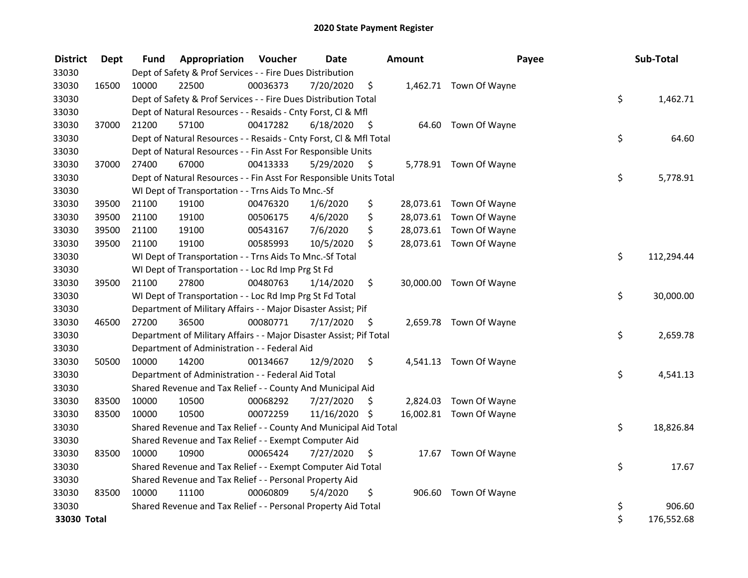# 2020 State Payment Register

| District | Dept | Fund | Appropriation | Voucher | Date | Amount | Payee | Sub-Total |
|---|---|---|---|---|---|---|---|---|
| 33030 | | Dept of Safety & Prof Services - - Fire Dues Distribution | | | | | | |
| 33030 | 16500 | 10000 | 22500 | 00036373 | 7/20/2020 | $ 1,462.71 | Town Of Wayne | |
| 33030 | | Dept of Safety & Prof Services - - Fire Dues Distribution Total | | | | | | $ 1,462.71 |
| 33030 | | Dept of Natural Resources - - Resaids - Cnty Forst, Cl & Mfl | | | | | | |
| 33030 | 37000 | 21200 | 57100 | 00417282 | 6/18/2020 | $ 64.60 | Town Of Wayne | |
| 33030 | | Dept of Natural Resources - - Resaids - Cnty Forst, Cl & Mfl Total | | | | | | $ 64.60 |
| 33030 | | Dept of Natural Resources - - Fin Asst For Responsible Units | | | | | | |
| 33030 | 37000 | 27400 | 67000 | 00413333 | 5/29/2020 | $ 5,778.91 | Town Of Wayne | |
| 33030 | | Dept of Natural Resources - - Fin Asst For Responsible Units Total | | | | | | $ 5,778.91 |
| 33030 | | WI Dept of Transportation - - Trns Aids To Mnc.-Sf | | | | | | |
| 33030 | 39500 | 21100 | 19100 | 00476320 | 1/6/2020 | $ 28,073.61 | Town Of Wayne | |
| 33030 | 39500 | 21100 | 19100 | 00506175 | 4/6/2020 | $ 28,073.61 | Town Of Wayne | |
| 33030 | 39500 | 21100 | 19100 | 00543167 | 7/6/2020 | $ 28,073.61 | Town Of Wayne | |
| 33030 | 39500 | 21100 | 19100 | 00585993 | 10/5/2020 | $ 28,073.61 | Town Of Wayne | |
| 33030 | | WI Dept of Transportation - - Trns Aids To Mnc.-Sf Total | | | | | | $ 112,294.44 |
| 33030 | | WI Dept of Transportation - - Loc Rd Imp Prg St Fd | | | | | | |
| 33030 | 39500 | 21100 | 27800 | 00480763 | 1/14/2020 | $ 30,000.00 | Town Of Wayne | |
| 33030 | | WI Dept of Transportation - - Loc Rd Imp Prg St Fd Total | | | | | | $ 30,000.00 |
| 33030 | | Department of Military Affairs - - Major Disaster Assist; Pif | | | | | | |
| 33030 | 46500 | 27200 | 36500 | 00080771 | 7/17/2020 | $ 2,659.78 | Town Of Wayne | |
| 33030 | | Department of Military Affairs - - Major Disaster Assist; Pif Total | | | | | | $ 2,659.78 |
| 33030 | | Department of Administration - - Federal Aid | | | | | | |
| 33030 | 50500 | 10000 | 14200 | 00134667 | 12/9/2020 | $ 4,541.13 | Town Of Wayne | |
| 33030 | | Department of Administration - - Federal Aid Total | | | | | | $ 4,541.13 |
| 33030 | | Shared Revenue and Tax Relief - - County And Municipal Aid | | | | | | |
| 33030 | 83500 | 10000 | 10500 | 00068292 | 7/27/2020 | $ 2,824.03 | Town Of Wayne | |
| 33030 | 83500 | 10000 | 10500 | 00072259 | 11/16/2020 | $ 16,002.81 | Town Of Wayne | |
| 33030 | | Shared Revenue and Tax Relief - - County And Municipal Aid Total | | | | | | $ 18,826.84 |
| 33030 | | Shared Revenue and Tax Relief - - Exempt Computer Aid | | | | | | |
| 33030 | 83500 | 10000 | 10900 | 00065424 | 7/27/2020 | $ 17.67 | Town Of Wayne | |
| 33030 | | Shared Revenue and Tax Relief - - Exempt Computer Aid Total | | | | | | $ 17.67 |
| 33030 | | Shared Revenue and Tax Relief - - Personal Property Aid | | | | | | |
| 33030 | 83500 | 10000 | 11100 | 00060809 | 5/4/2020 | $ 906.60 | Town Of Wayne | |
| 33030 | | Shared Revenue and Tax Relief - - Personal Property Aid Total | | | | | | $ 906.60 |
| **33030 Total** | | | | | | | | $ 176,552.68 |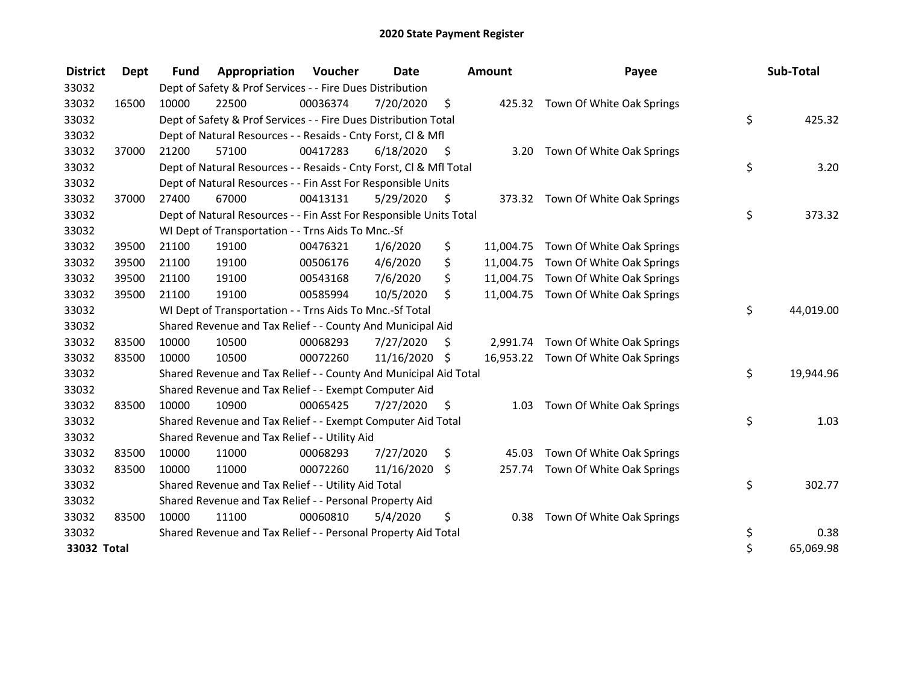# 2020 State Payment Register

| District | Dept | Fund | Appropriation | Voucher | Date | Amount | Payee | Sub-Total |
|---|---|---|---|---|---|---|---|---|
| 33032 | | Dept of Safety & Prof Services - - Fire Dues Distribution | | | | | | |
| 33032 | 16500 | 10000 | 22500 | 00036374 | 7/20/2020 | $ 425.32 | Town Of White Oak Springs | |
| 33032 | | Dept of Safety & Prof Services - - Fire Dues Distribution Total | | | | | | $ 425.32 |
| 33032 | | Dept of Natural Resources - - Resaids - Cnty Forst, Cl & Mfl | | | | | | |
| 33032 | 37000 | 21200 | 57100 | 00417283 | 6/18/2020 | $ 3.20 | Town Of White Oak Springs | |
| 33032 | | Dept of Natural Resources - - Resaids - Cnty Forst, Cl & Mfl Total | | | | | | $ 3.20 |
| 33032 | | Dept of Natural Resources - - Fin Asst For Responsible Units | | | | | | |
| 33032 | 37000 | 27400 | 67000 | 00413131 | 5/29/2020 | $ 373.32 | Town Of White Oak Springs | |
| 33032 | | Dept of Natural Resources - - Fin Asst For Responsible Units Total | | | | | | $ 373.32 |
| 33032 | | WI Dept of Transportation - - Trns Aids To Mnc.-Sf | | | | | | |
| 33032 | 39500 | 21100 | 19100 | 00476321 | 1/6/2020 | $ 11,004.75 | Town Of White Oak Springs | |
| 33032 | 39500 | 21100 | 19100 | 00506176 | 4/6/2020 | $ 11,004.75 | Town Of White Oak Springs | |
| 33032 | 39500 | 21100 | 19100 | 00543168 | 7/6/2020 | $ 11,004.75 | Town Of White Oak Springs | |
| 33032 | 39500 | 21100 | 19100 | 00585994 | 10/5/2020 | $ 11,004.75 | Town Of White Oak Springs | |
| 33032 | | WI Dept of Transportation - - Trns Aids To Mnc.-Sf Total | | | | | | $ 44,019.00 |
| 33032 | | Shared Revenue and Tax Relief - - County And Municipal Aid | | | | | | |
| 33032 | 83500 | 10000 | 10500 | 00068293 | 7/27/2020 | $ 2,991.74 | Town Of White Oak Springs | |
| 33032 | 83500 | 10000 | 10500 | 00072260 | 11/16/2020 | $ 16,953.22 | Town Of White Oak Springs | |
| 33032 | | Shared Revenue and Tax Relief - - County And Municipal Aid Total | | | | | | $ 19,944.96 |
| 33032 | | Shared Revenue and Tax Relief - - Exempt Computer Aid | | | | | | |
| 33032 | 83500 | 10000 | 10900 | 00065425 | 7/27/2020 | $ 1.03 | Town Of White Oak Springs | |
| 33032 | | Shared Revenue and Tax Relief - - Exempt Computer Aid Total | | | | | | $ 1.03 |
| 33032 | | Shared Revenue and Tax Relief - - Utility Aid | | | | | | |
| 33032 | 83500 | 10000 | 11000 | 00068293 | 7/27/2020 | $ 45.03 | Town Of White Oak Springs | |
| 33032 | 83500 | 10000 | 11000 | 00072260 | 11/16/2020 | $ 257.74 | Town Of White Oak Springs | |
| 33032 | | Shared Revenue and Tax Relief - - Utility Aid Total | | | | | | $ 302.77 |
| 33032 | | Shared Revenue and Tax Relief - - Personal Property Aid | | | | | | |
| 33032 | 83500 | 10000 | 11100 | 00060810 | 5/4/2020 | $ 0.38 | Town Of White Oak Springs | |
| 33032 | | Shared Revenue and Tax Relief - - Personal Property Aid Total | | | | | | $ 0.38 |
| **33032 Total** | | | | | | | | $ 65,069.98 |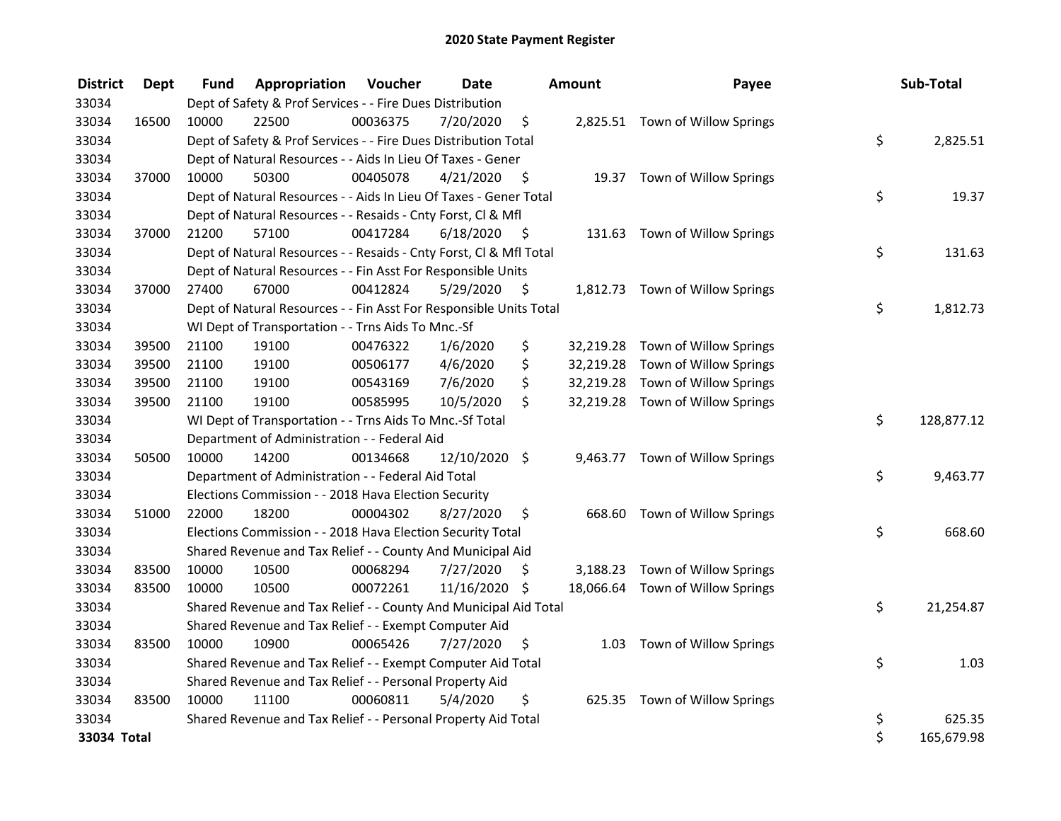# 2020 State Payment Register

| District | Dept | Fund | Appropriation | Voucher | Date | Amount | Payee | Sub-Total |
|---|---|---|---|---|---|---|---|---|
| 33034 | | Dept of Safety & Prof Services - - Fire Dues Distribution | | | | | | |
| 33034 | 16500 | 10000 | 22500 | 00036375 | 7/20/2020 | $ 2,825.51 | Town of Willow Springs | |
| 33034 | | Dept of Safety & Prof Services - - Fire Dues Distribution Total | | | | | | $ 2,825.51 |
| 33034 | | Dept of Natural Resources - - Aids In Lieu Of Taxes - Gener | | | | | | |
| 33034 | 37000 | 10000 | 50300 | 00405078 | 4/21/2020 | $ 19.37 | Town of Willow Springs | |
| 33034 | | Dept of Natural Resources - - Aids In Lieu Of Taxes - Gener Total | | | | | | $ 19.37 |
| 33034 | | Dept of Natural Resources - - Resaids - Cnty Forst, Cl & Mfl | | | | | | |
| 33034 | 37000 | 21200 | 57100 | 00417284 | 6/18/2020 | $ 131.63 | Town of Willow Springs | |
| 33034 | | Dept of Natural Resources - - Resaids - Cnty Forst, Cl & Mfl Total | | | | | | $ 131.63 |
| 33034 | | Dept of Natural Resources - - Fin Asst For Responsible Units | | | | | | |
| 33034 | 37000 | 27400 | 67000 | 00412824 | 5/29/2020 | $ 1,812.73 | Town of Willow Springs | |
| 33034 | | Dept of Natural Resources - - Fin Asst For Responsible Units Total | | | | | | $ 1,812.73 |
| 33034 | | WI Dept of Transportation - - Trns Aids To Mnc.-Sf | | | | | | |
| 33034 | 39500 | 21100 | 19100 | 00476322 | 1/6/2020 | $ 32,219.28 | Town of Willow Springs | |
| 33034 | 39500 | 21100 | 19100 | 00506177 | 4/6/2020 | $ 32,219.28 | Town of Willow Springs | |
| 33034 | 39500 | 21100 | 19100 | 00543169 | 7/6/2020 | $ 32,219.28 | Town of Willow Springs | |
| 33034 | 39500 | 21100 | 19100 | 00585995 | 10/5/2020 | $ 32,219.28 | Town of Willow Springs | |
| 33034 | | WI Dept of Transportation - - Trns Aids To Mnc.-Sf Total | | | | | | $ 128,877.12 |
| 33034 | | Department of Administration - - Federal Aid | | | | | | |
| 33034 | 50500 | 10000 | 14200 | 00134668 | 12/10/2020 | $ 9,463.77 | Town of Willow Springs | |
| 33034 | | Department of Administration - - Federal Aid Total | | | | | | $ 9,463.77 |
| 33034 | | Elections Commission - - 2018 Hava Election Security | | | | | | |
| 33034 | 51000 | 22000 | 18200 | 00004302 | 8/27/2020 | $ 668.60 | Town of Willow Springs | |
| 33034 | | Elections Commission - - 2018 Hava Election Security Total | | | | | | $ 668.60 |
| 33034 | | Shared Revenue and Tax Relief - - County And Municipal Aid | | | | | | |
| 33034 | 83500 | 10000 | 10500 | 00068294 | 7/27/2020 | $ 3,188.23 | Town of Willow Springs | |
| 33034 | 83500 | 10000 | 10500 | 00072261 | 11/16/2020 | $ 18,066.64 | Town of Willow Springs | |
| 33034 | | Shared Revenue and Tax Relief - - County And Municipal Aid Total | | | | | | $ 21,254.87 |
| 33034 | | Shared Revenue and Tax Relief - - Exempt Computer Aid | | | | | | |
| 33034 | 83500 | 10000 | 10900 | 00065426 | 7/27/2020 | $ 1.03 | Town of Willow Springs | |
| 33034 | | Shared Revenue and Tax Relief - - Exempt Computer Aid Total | | | | | | $ 1.03 |
| 33034 | | Shared Revenue and Tax Relief - - Personal Property Aid | | | | | | |
| 33034 | 83500 | 10000 | 11100 | 00060811 | 5/4/2020 | $ 625.35 | Town of Willow Springs | |
| 33034 | | Shared Revenue and Tax Relief - - Personal Property Aid Total | | | | | | $ 625.35 |
| **33034 Total** | | | | | | | | $ 165,679.98 |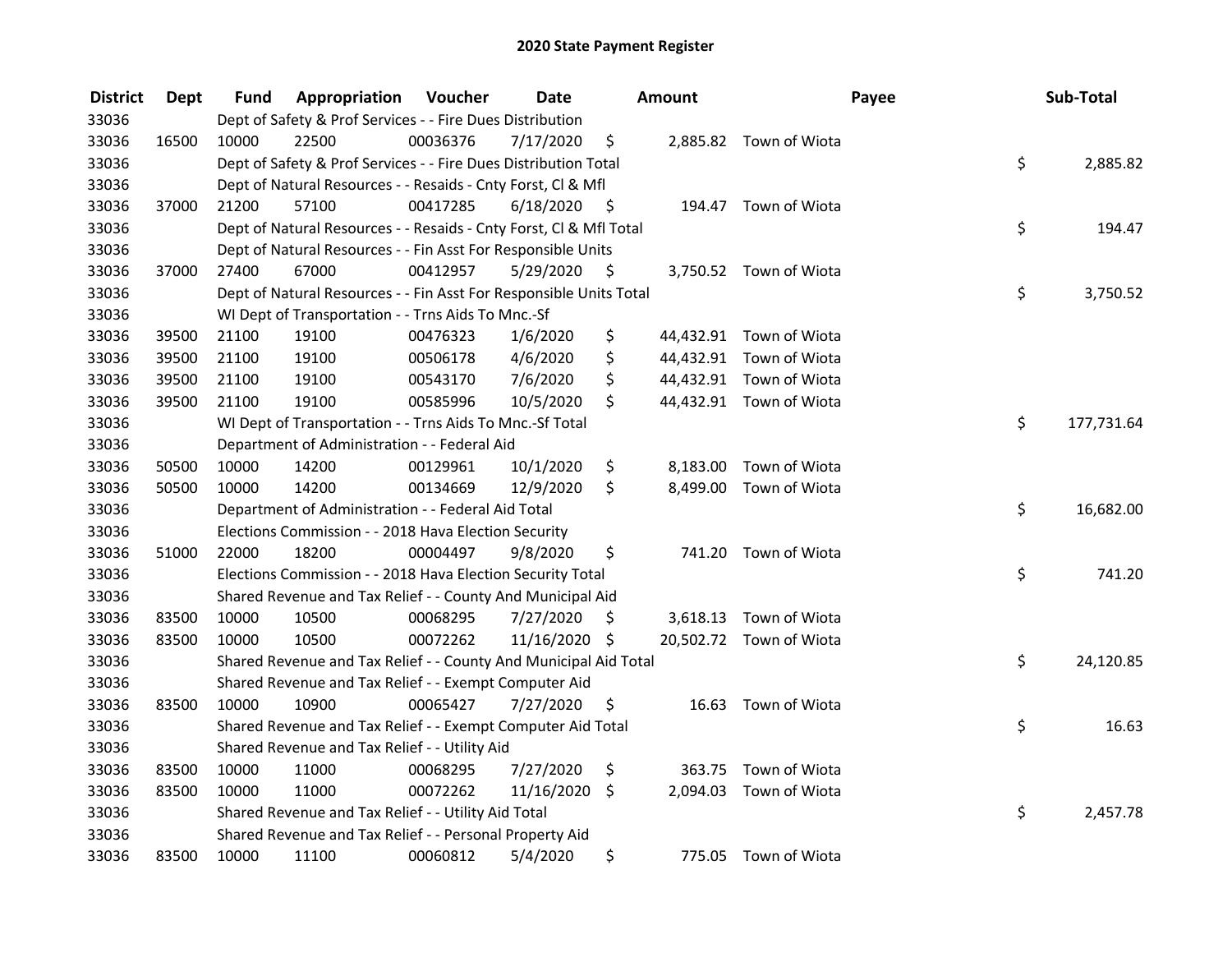# 2020 State Payment Register

| District | Dept | Fund | Appropriation | Voucher | Date | Amount | Payee | Sub-Total |
|---|---|---|---|---|---|---|---|---|
| 33036 | | Dept of Safety & Prof Services - - Fire Dues Distribution | | | | | | |
| 33036 | 16500 | 10000 | 22500 | 00036376 | 7/17/2020 | $ 2,885.82 | Town of Wiota | |
| 33036 | | Dept of Safety & Prof Services - - Fire Dues Distribution Total | | | | | | $ 2,885.82 |
| 33036 | | Dept of Natural Resources - - Resaids - Cnty Forst, Cl & Mfl | | | | | | |
| 33036 | 37000 | 21200 | 57100 | 00417285 | 6/18/2020 | $ 194.47 | Town of Wiota | |
| 33036 | | Dept of Natural Resources - - Resaids - Cnty Forst, Cl & Mfl Total | | | | | | $ 194.47 |
| 33036 | | Dept of Natural Resources - - Fin Asst For Responsible Units | | | | | | |
| 33036 | 37000 | 27400 | 67000 | 00412957 | 5/29/2020 | $ 3,750.52 | Town of Wiota | |
| 33036 | | Dept of Natural Resources - - Fin Asst For Responsible Units Total | | | | | | $ 3,750.52 |
| 33036 | | WI Dept of Transportation - - Trns Aids To Mnc.-Sf | | | | | | |
| 33036 | 39500 | 21100 | 19100 | 00476323 | 1/6/2020 | $ 44,432.91 | Town of Wiota | |
| 33036 | 39500 | 21100 | 19100 | 00506178 | 4/6/2020 | $ 44,432.91 | Town of Wiota | |
| 33036 | 39500 | 21100 | 19100 | 00543170 | 7/6/2020 | $ 44,432.91 | Town of Wiota | |
| 33036 | 39500 | 21100 | 19100 | 00585996 | 10/5/2020 | $ 44,432.91 | Town of Wiota | |
| 33036 | | WI Dept of Transportation - - Trns Aids To Mnc.-Sf Total | | | | | | $ 177,731.64 |
| 33036 | | Department of Administration - - Federal Aid | | | | | | |
| 33036 | 50500 | 10000 | 14200 | 00129961 | 10/1/2020 | $ 8,183.00 | Town of Wiota | |
| 33036 | 50500 | 10000 | 14200 | 00134669 | 12/9/2020 | $ 8,499.00 | Town of Wiota | |
| 33036 | | Department of Administration - - Federal Aid Total | | | | | | $ 16,682.00 |
| 33036 | | Elections Commission - - 2018 Hava Election Security | | | | | | |
| 33036 | 51000 | 22000 | 18200 | 00004497 | 9/8/2020 | $ 741.20 | Town of Wiota | |
| 33036 | | Elections Commission - - 2018 Hava Election Security Total | | | | | | $ 741.20 |
| 33036 | | Shared Revenue and Tax Relief - - County And Municipal Aid | | | | | | |
| 33036 | 83500 | 10000 | 10500 | 00068295 | 7/27/2020 | $ 3,618.13 | Town of Wiota | |
| 33036 | 83500 | 10000 | 10500 | 00072262 | 11/16/2020 | $ 20,502.72 | Town of Wiota | |
| 33036 | | Shared Revenue and Tax Relief - - County And Municipal Aid Total | | | | | | $ 24,120.85 |
| 33036 | | Shared Revenue and Tax Relief - - Exempt Computer Aid | | | | | | |
| 33036 | 83500 | 10000 | 10900 | 00065427 | 7/27/2020 | $ 16.63 | Town of Wiota | |
| 33036 | | Shared Revenue and Tax Relief - - Exempt Computer Aid Total | | | | | | $ 16.63 |
| 33036 | | Shared Revenue and Tax Relief - - Utility Aid | | | | | | |
| 33036 | 83500 | 10000 | 11000 | 00068295 | 7/27/2020 | $ 363.75 | Town of Wiota | |
| 33036 | 83500 | 10000 | 11000 | 00072262 | 11/16/2020 | $ 2,094.03 | Town of Wiota | |
| 33036 | | Shared Revenue and Tax Relief - - Utility Aid Total | | | | | | $ 2,457.78 |
| 33036 | | Shared Revenue and Tax Relief - - Personal Property Aid | | | | | | |
| 33036 | 83500 | 10000 | 11100 | 00060812 | 5/4/2020 | $ 775.05 | Town of Wiota | |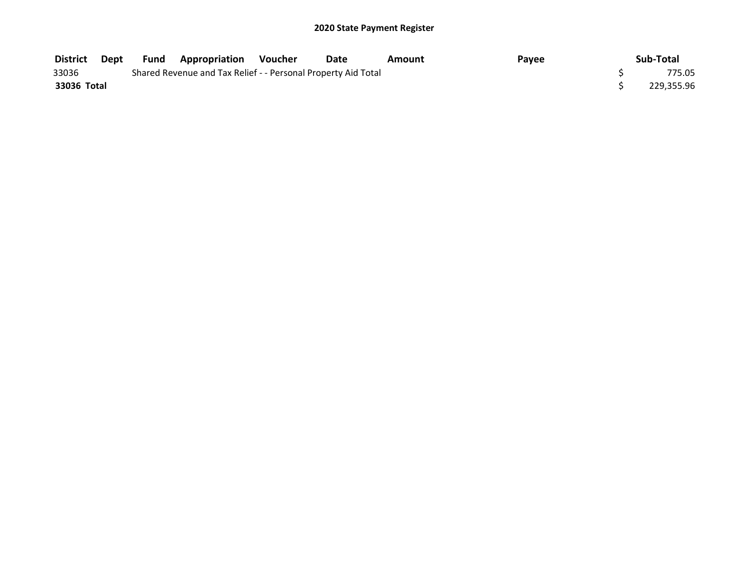## 2020 State Payment Register

| District | Dept | Fund | Appropriation | Voucher | Date | Amount | Payee | Sub-Total |
|---|---|---|---|---|---|---|---|---|
| 33036 | | Shared Revenue and Tax Relief - - Personal Property Aid Total | | | | | | $ 775.05 |
| **33036 Total** | | | | | | | | $ 229,355.96 |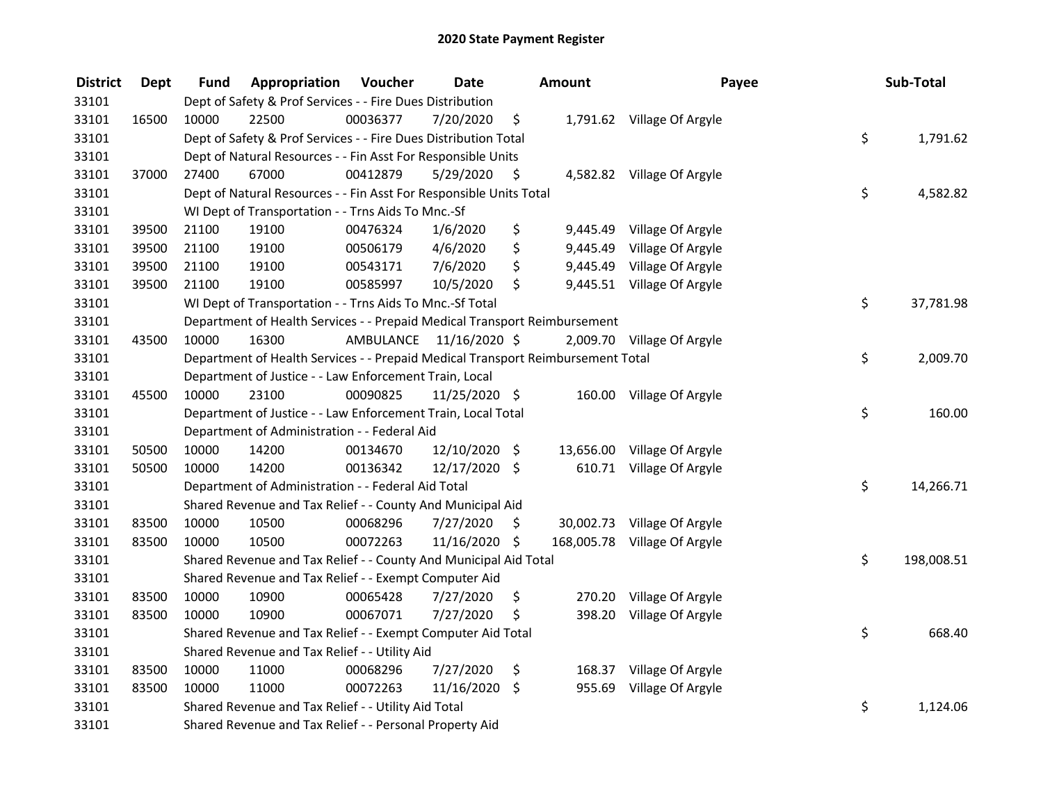# 2020 State Payment Register

| District | Dept | Fund | Appropriation | Voucher | Date | Amount | Payee | Sub-Total |
|---|---|---|---|---|---|---|---|---|
| 33101 | | Dept of Safety & Prof Services - - Fire Dues Distribution | | | | | | |
| 33101 | 16500 | 10000 | 22500 | 00036377 | 7/20/2020 | $ 1,791.62 | Village Of Argyle | |
| 33101 | | Dept of Safety & Prof Services - - Fire Dues Distribution Total | | | | | | $ 1,791.62 |
| 33101 | | Dept of Natural Resources - - Fin Asst For Responsible Units | | | | | | |
| 33101 | 37000 | 27400 | 67000 | 00412879 | 5/29/2020 | $ 4,582.82 | Village Of Argyle | |
| 33101 | | Dept of Natural Resources - - Fin Asst For Responsible Units Total | | | | | | $ 4,582.82 |
| 33101 | | WI Dept of Transportation - - Trns Aids To Mnc.-Sf | | | | | | |
| 33101 | 39500 | 21100 | 19100 | 00476324 | 1/6/2020 | $ 9,445.49 | Village Of Argyle | |
| 33101 | 39500 | 21100 | 19100 | 00506179 | 4/6/2020 | $ 9,445.49 | Village Of Argyle | |
| 33101 | 39500 | 21100 | 19100 | 00543171 | 7/6/2020 | $ 9,445.49 | Village Of Argyle | |
| 33101 | 39500 | 21100 | 19100 | 00585997 | 10/5/2020 | $ 9,445.51 | Village Of Argyle | |
| 33101 | | WI Dept of Transportation - - Trns Aids To Mnc.-Sf Total | | | | | | $ 37,781.98 |
| 33101 | | Department of Health Services - - Prepaid Medical Transport Reimbursement | | | | | | |
| 33101 | 43500 | 10000 | 16300 | AMBULANCE | 11/16/2020 | $ 2,009.70 | Village Of Argyle | |
| 33101 | | Department of Health Services - - Prepaid Medical Transport Reimbursement Total | | | | | | $ 2,009.70 |
| 33101 | | Department of Justice - - Law Enforcement Train, Local | | | | | | |
| 33101 | 45500 | 10000 | 23100 | 00090825 | 11/25/2020 | $ 160.00 | Village Of Argyle | |
| 33101 | | Department of Justice - - Law Enforcement Train, Local Total | | | | | | $ 160.00 |
| 33101 | | Department of Administration - - Federal Aid | | | | | | |
| 33101 | 50500 | 10000 | 14200 | 00134670 | 12/10/2020 | $ 13,656.00 | Village Of Argyle | |
| 33101 | 50500 | 10000 | 14200 | 00136342 | 12/17/2020 | $ 610.71 | Village Of Argyle | |
| 33101 | | Department of Administration - - Federal Aid Total | | | | | | $ 14,266.71 |
| 33101 | | Shared Revenue and Tax Relief - - County And Municipal Aid | | | | | | |
| 33101 | 83500 | 10000 | 10500 | 00068296 | 7/27/2020 | $ 30,002.73 | Village Of Argyle | |
| 33101 | 83500 | 10000 | 10500 | 00072263 | 11/16/2020 | $ 168,005.78 | Village Of Argyle | |
| 33101 | | Shared Revenue and Tax Relief - - County And Municipal Aid Total | | | | | | $ 198,008.51 |
| 33101 | | Shared Revenue and Tax Relief - - Exempt Computer Aid | | | | | | |
| 33101 | 83500 | 10000 | 10900 | 00065428 | 7/27/2020 | $ 270.20 | Village Of Argyle | |
| 33101 | 83500 | 10000 | 10900 | 00067071 | 7/27/2020 | $ 398.20 | Village Of Argyle | |
| 33101 | | Shared Revenue and Tax Relief - - Exempt Computer Aid Total | | | | | | $ 668.40 |
| 33101 | | Shared Revenue and Tax Relief - - Utility Aid | | | | | | |
| 33101 | 83500 | 10000 | 11000 | 00068296 | 7/27/2020 | $ 168.37 | Village Of Argyle | |
| 33101 | 83500 | 10000 | 11000 | 00072263 | 11/16/2020 | $ 955.69 | Village Of Argyle | |
| 33101 | | Shared Revenue and Tax Relief - - Utility Aid Total | | | | | | $ 1,124.06 |
| 33101 | | Shared Revenue and Tax Relief - - Personal Property Aid | | | | | | |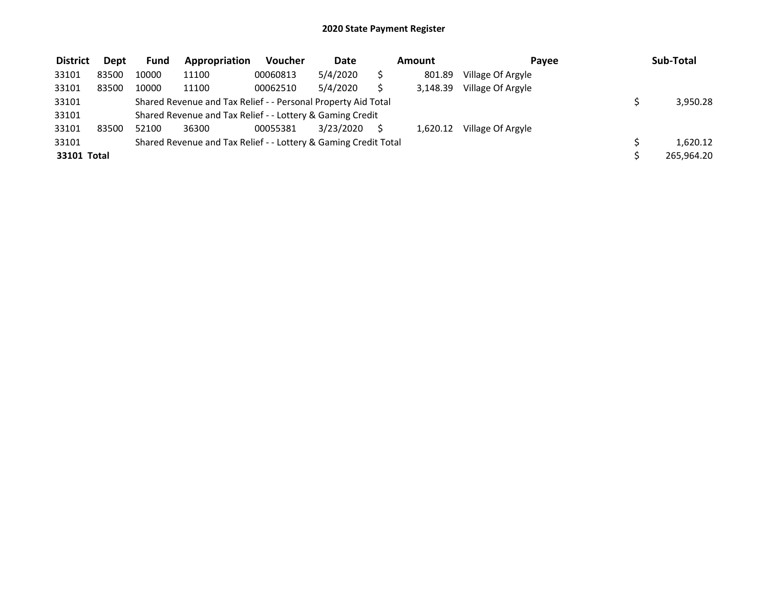## 2020 State Payment Register

| District | Dept | Fund | Appropriation | Voucher | Date | Amount | Payee | Sub-Total |
|---|---|---|---|---|---|---|---|---|
| 33101 | 83500 | 10000 | 11100 | 00060813 | 5/4/2020 | $ 801.89 | Village Of Argyle | |
| 33101 | 83500 | 10000 | 11100 | 00062510 | 5/4/2020 | $ 3,148.39 | Village Of Argyle | |
| 33101 | | Shared Revenue and Tax Relief - - Personal Property Aid Total | | | | | | $ 3,950.28 |
| 33101 | | Shared Revenue and Tax Relief - - Lottery & Gaming Credit | | | | | | |
| 33101 | 83500 | 52100 | 36300 | 00055381 | 3/23/2020 | $ 1,620.12 | Village Of Argyle | |
| 33101 | | Shared Revenue and Tax Relief - - Lottery & Gaming Credit Total | | | | | | $ 1,620.12 |
| **33101 Total** | | | | | | | | $ 265,964.20 |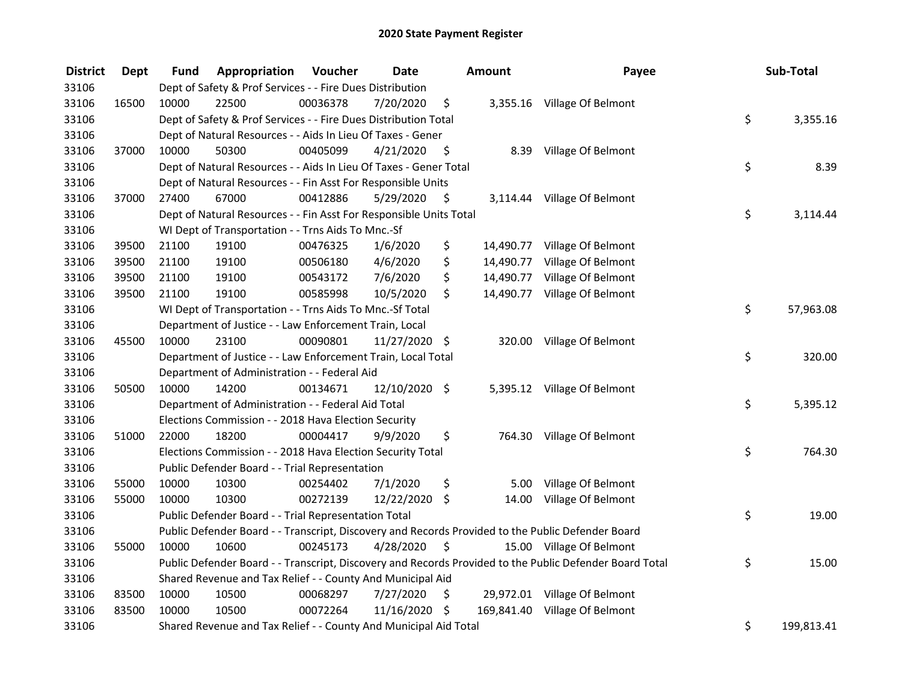# 2020 State Payment Register

| District | Dept | Fund | Appropriation | Voucher | Date | Amount | Payee | Sub-Total |
|---|---|---|---|---|---|---|---|---|
| 33106 | | Dept of Safety & Prof Services - - Fire Dues Distribution | | | | | | |
| 33106 | 16500 | 10000 | 22500 | 00036378 | 7/20/2020 | $ 3,355.16 | Village Of Belmont | |
| 33106 | | Dept of Safety & Prof Services - - Fire Dues Distribution Total | | | | | | $ 3,355.16 |
| 33106 | | Dept of Natural Resources - - Aids In Lieu Of Taxes - Gener | | | | | | |
| 33106 | 37000 | 10000 | 50300 | 00405099 | 4/21/2020 | $ 8.39 | Village Of Belmont | |
| 33106 | | Dept of Natural Resources - - Aids In Lieu Of Taxes - Gener Total | | | | | | $ 8.39 |
| 33106 | | Dept of Natural Resources - - Fin Asst For Responsible Units | | | | | | |
| 33106 | 37000 | 27400 | 67000 | 00412886 | 5/29/2020 | $ 3,114.44 | Village Of Belmont | |
| 33106 | | Dept of Natural Resources - - Fin Asst For Responsible Units Total | | | | | | $ 3,114.44 |
| 33106 | | WI Dept of Transportation - - Trns Aids To Mnc.-Sf | | | | | | |
| 33106 | 39500 | 21100 | 19100 | 00476325 | 1/6/2020 | $ 14,490.77 | Village Of Belmont | |
| 33106 | 39500 | 21100 | 19100 | 00506180 | 4/6/2020 | $ 14,490.77 | Village Of Belmont | |
| 33106 | 39500 | 21100 | 19100 | 00543172 | 7/6/2020 | $ 14,490.77 | Village Of Belmont | |
| 33106 | 39500 | 21100 | 19100 | 00585998 | 10/5/2020 | $ 14,490.77 | Village Of Belmont | |
| 33106 | | WI Dept of Transportation - - Trns Aids To Mnc.-Sf Total | | | | | | $ 57,963.08 |
| 33106 | | Department of Justice - - Law Enforcement Train, Local | | | | | | |
| 33106 | 45500 | 10000 | 23100 | 00090801 | 11/27/2020 | $ 320.00 | Village Of Belmont | |
| 33106 | | Department of Justice - - Law Enforcement Train, Local Total | | | | | | $ 320.00 |
| 33106 | | Department of Administration - - Federal Aid | | | | | | |
| 33106 | 50500 | 10000 | 14200 | 00134671 | 12/10/2020 | $ 5,395.12 | Village Of Belmont | |
| 33106 | | Department of Administration - - Federal Aid Total | | | | | | $ 5,395.12 |
| 33106 | | Elections Commission - - 2018 Hava Election Security | | | | | | |
| 33106 | 51000 | 22000 | 18200 | 00004417 | 9/9/2020 | $ 764.30 | Village Of Belmont | |
| 33106 | | Elections Commission - - 2018 Hava Election Security Total | | | | | | $ 764.30 |
| 33106 | | Public Defender Board - - Trial Representation | | | | | | |
| 33106 | 55000 | 10000 | 10300 | 00254402 | 7/1/2020 | $ 5.00 | Village Of Belmont | |
| 33106 | 55000 | 10000 | 10300 | 00272139 | 12/22/2020 | $ 14.00 | Village Of Belmont | |
| 33106 | | Public Defender Board - - Trial Representation Total | | | | | | $ 19.00 |
| 33106 | | Public Defender Board - - Transcript, Discovery and Records Provided to the Public Defender Board | | | | | | |
| 33106 | 55000 | 10000 | 10600 | 00245173 | 4/28/2020 | $ 15.00 | Village Of Belmont | |
| 33106 | | Public Defender Board - - Transcript, Discovery and Records Provided to the Public Defender Board Total | | | | | | $ 15.00 |
| 33106 | | Shared Revenue and Tax Relief - - County And Municipal Aid | | | | | | |
| 33106 | 83500 | 10000 | 10500 | 00068297 | 7/27/2020 | $ 29,972.01 | Village Of Belmont | |
| 33106 | 83500 | 10000 | 10500 | 00072264 | 11/16/2020 | $ 169,841.40 | Village Of Belmont | |
| 33106 | | Shared Revenue and Tax Relief - - County And Municipal Aid Total | | | | | | $ 199,813.41 |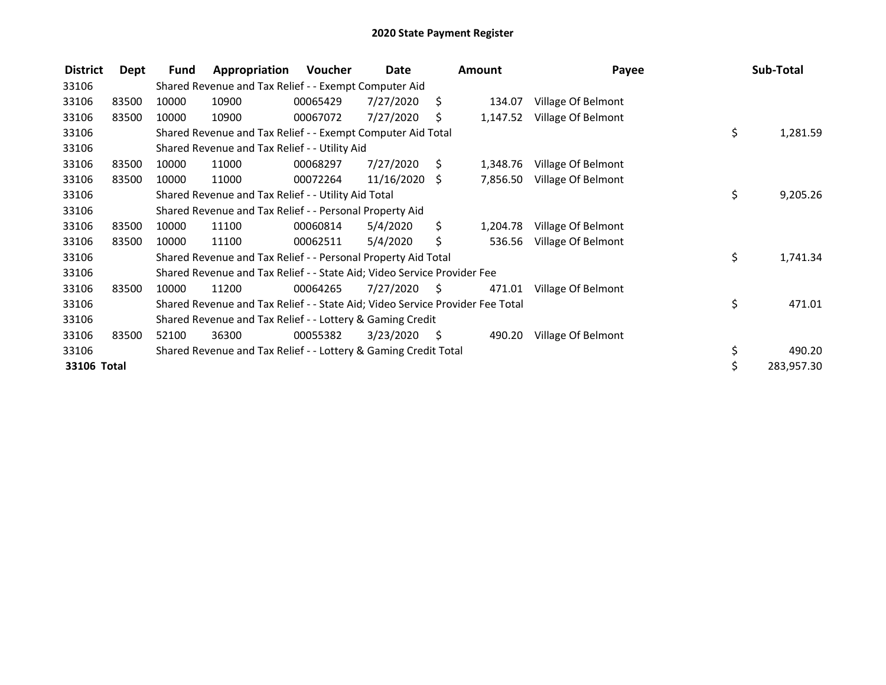# 2020 State Payment Register

| District | Dept | Fund | Appropriation | Voucher | Date | Amount | Payee | Sub-Total |
|---|---|---|---|---|---|---|---|---|
| 33106 | | Shared Revenue and Tax Relief - - Exempt Computer Aid | | | | | | |
| 33106 | 83500 | 10000 | 10900 | 00065429 | 7/27/2020 | $ 134.07 | Village Of Belmont | |
| 33106 | 83500 | 10000 | 10900 | 00067072 | 7/27/2020 | $ 1,147.52 | Village Of Belmont | |
| 33106 | | Shared Revenue and Tax Relief - - Exempt Computer Aid Total | | | | | | $ 1,281.59 |
| 33106 | | Shared Revenue and Tax Relief - - Utility Aid | | | | | | |
| 33106 | 83500 | 10000 | 11000 | 00068297 | 7/27/2020 | $ 1,348.76 | Village Of Belmont | |
| 33106 | 83500 | 10000 | 11000 | 00072264 | 11/16/2020 | $ 7,856.50 | Village Of Belmont | |
| 33106 | | Shared Revenue and Tax Relief - - Utility Aid Total | | | | | | $ 9,205.26 |
| 33106 | | Shared Revenue and Tax Relief - - Personal Property Aid | | | | | | |
| 33106 | 83500 | 10000 | 11100 | 00060814 | 5/4/2020 | $ 1,204.78 | Village Of Belmont | |
| 33106 | 83500 | 10000 | 11100 | 00062511 | 5/4/2020 | $ 536.56 | Village Of Belmont | |
| 33106 | | Shared Revenue and Tax Relief - - Personal Property Aid Total | | | | | | $ 1,741.34 |
| 33106 | | Shared Revenue and Tax Relief - - State Aid; Video Service Provider Fee | | | | | | |
| 33106 | 83500 | 10000 | 11200 | 00064265 | 7/27/2020 | $ 471.01 | Village Of Belmont | |
| 33106 | | Shared Revenue and Tax Relief - - State Aid; Video Service Provider Fee Total | | | | | | $ 471.01 |
| 33106 | | Shared Revenue and Tax Relief - - Lottery & Gaming Credit | | | | | | |
| 33106 | 83500 | 52100 | 36300 | 00055382 | 3/23/2020 | $ 490.20 | Village Of Belmont | |
| 33106 | | Shared Revenue and Tax Relief - - Lottery & Gaming Credit Total | | | | | | $ 490.20 |
| **33106 Total** | | | | | | | | $ 283,957.30 |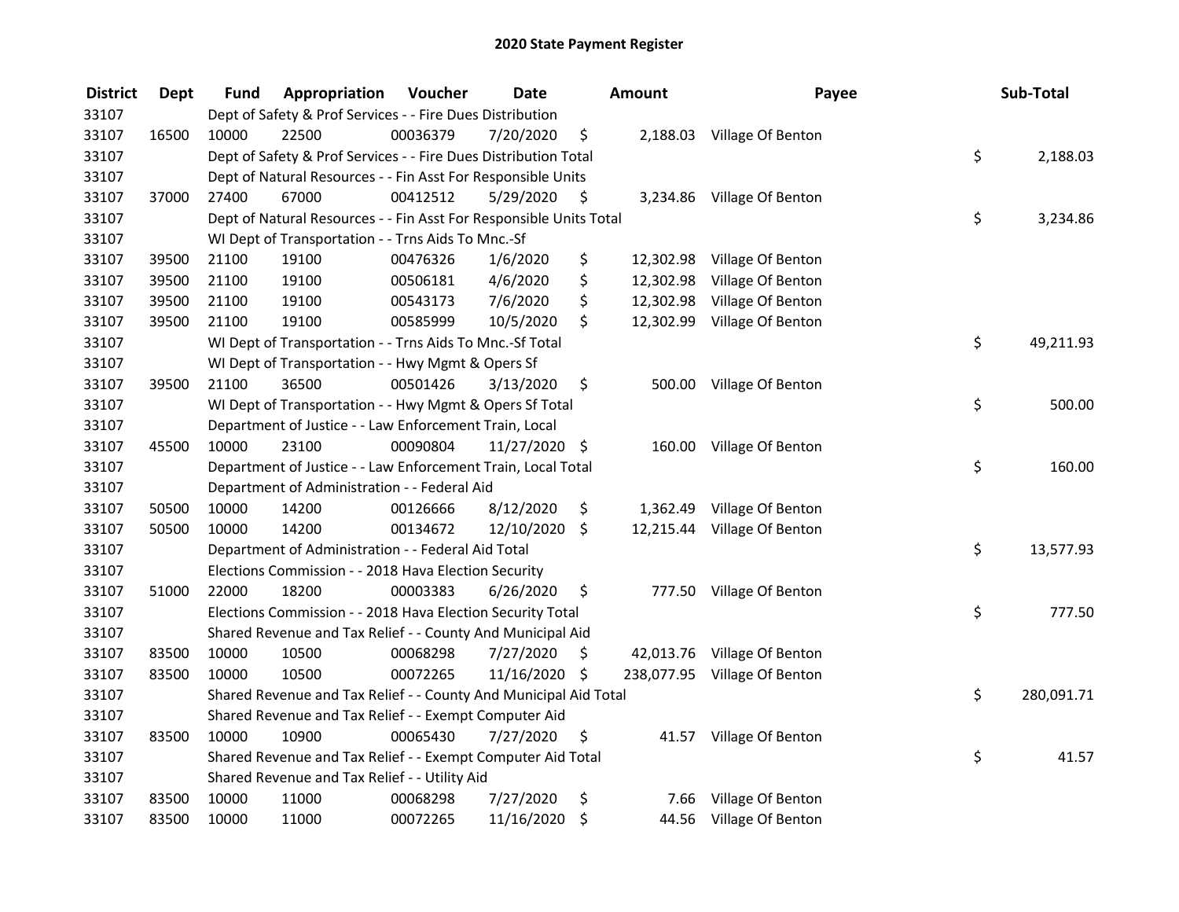## 2020 State Payment Register

| District | Dept | Fund | Appropriation | Voucher | Date | Amount | Payee | Sub-Total |
|---|---|---|---|---|---|---|---|---|
| 33107 | | Dept of Safety & Prof Services - - Fire Dues Distribution | | | | | | |
| 33107 | 16500 | 10000 | 22500 | 00036379 | 7/20/2020 | $ 2,188.03 | Village Of Benton | |
| 33107 | | Dept of Safety & Prof Services - - Fire Dues Distribution Total | | | | | | $ 2,188.03 |
| 33107 | | Dept of Natural Resources - - Fin Asst For Responsible Units | | | | | | |
| 33107 | 37000 | 27400 | 67000 | 00412512 | 5/29/2020 | $ 3,234.86 | Village Of Benton | |
| 33107 | | Dept of Natural Resources - - Fin Asst For Responsible Units Total | | | | | | $ 3,234.86 |
| 33107 | | WI Dept of Transportation - - Trns Aids To Mnc.-Sf | | | | | | |
| 33107 | 39500 | 21100 | 19100 | 00476326 | 1/6/2020 | $ 12,302.98 | Village Of Benton | |
| 33107 | 39500 | 21100 | 19100 | 00506181 | 4/6/2020 | $ 12,302.98 | Village Of Benton | |
| 33107 | 39500 | 21100 | 19100 | 00543173 | 7/6/2020 | $ 12,302.98 | Village Of Benton | |
| 33107 | 39500 | 21100 | 19100 | 00585999 | 10/5/2020 | $ 12,302.99 | Village Of Benton | |
| 33107 | | WI Dept of Transportation - - Trns Aids To Mnc.-Sf Total | | | | | | $ 49,211.93 |
| 33107 | | WI Dept of Transportation - - Hwy Mgmt & Opers Sf | | | | | | |
| 33107 | 39500 | 21100 | 36500 | 00501426 | 3/13/2020 | $ 500.00 | Village Of Benton | |
| 33107 | | WI Dept of Transportation - - Hwy Mgmt & Opers Sf Total | | | | | | $ 500.00 |
| 33107 | | Department of Justice - - Law Enforcement Train, Local | | | | | | |
| 33107 | 45500 | 10000 | 23100 | 00090804 | 11/27/2020 | $ 160.00 | Village Of Benton | |
| 33107 | | Department of Justice - - Law Enforcement Train, Local Total | | | | | | $ 160.00 |
| 33107 | | Department of Administration - - Federal Aid | | | | | | |
| 33107 | 50500 | 10000 | 14200 | 00126666 | 8/12/2020 | $ 1,362.49 | Village Of Benton | |
| 33107 | 50500 | 10000 | 14200 | 00134672 | 12/10/2020 | $ 12,215.44 | Village Of Benton | |
| 33107 | | Department of Administration - - Federal Aid Total | | | | | | $ 13,577.93 |
| 33107 | | Elections Commission - - 2018 Hava Election Security | | | | | | |
| 33107 | 51000 | 22000 | 18200 | 00003383 | 6/26/2020 | $ 777.50 | Village Of Benton | |
| 33107 | | Elections Commission - - 2018 Hava Election Security Total | | | | | | $ 777.50 |
| 33107 | | Shared Revenue and Tax Relief - - County And Municipal Aid | | | | | | |
| 33107 | 83500 | 10000 | 10500 | 00068298 | 7/27/2020 | $ 42,013.76 | Village Of Benton | |
| 33107 | 83500 | 10000 | 10500 | 00072265 | 11/16/2020 | $ 238,077.95 | Village Of Benton | |
| 33107 | | Shared Revenue and Tax Relief - - County And Municipal Aid Total | | | | | | $ 280,091.71 |
| 33107 | | Shared Revenue and Tax Relief - - Exempt Computer Aid | | | | | | |
| 33107 | 83500 | 10000 | 10900 | 00065430 | 7/27/2020 | $ 41.57 | Village Of Benton | |
| 33107 | | Shared Revenue and Tax Relief - - Exempt Computer Aid Total | | | | | | $ 41.57 |
| 33107 | | Shared Revenue and Tax Relief - - Utility Aid | | | | | | |
| 33107 | 83500 | 10000 | 11000 | 00068298 | 7/27/2020 | $ 7.66 | Village Of Benton | |
| 33107 | 83500 | 10000 | 11000 | 00072265 | 11/16/2020 | $ 44.56 | Village Of Benton | |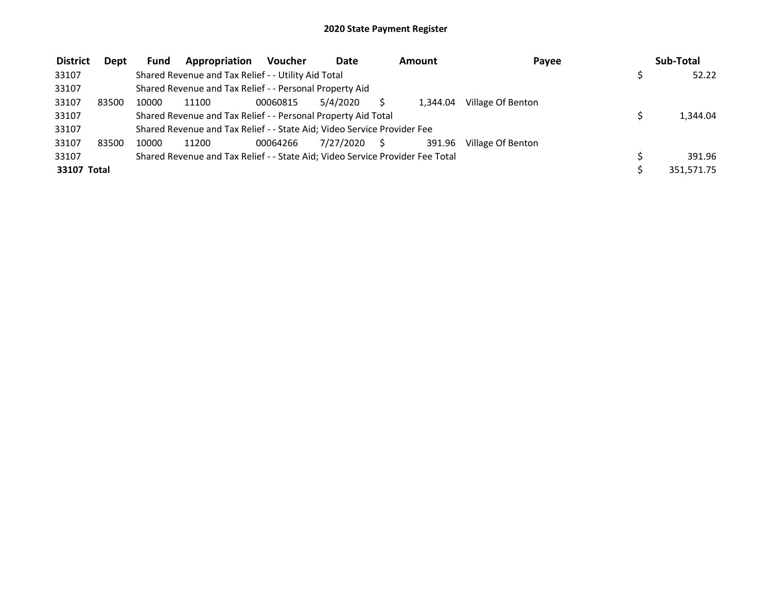# 2020 State Payment Register

| District | Dept | Fund | Appropriation | Voucher | Date | Amount | Payee | Sub-Total |
|---|---|---|---|---|---|---|---|---|
| 33107 | | Shared Revenue and Tax Relief - - Utility Aid Total | | | | | | $ 52.22 |
| 33107 | | Shared Revenue and Tax Relief - - Personal Property Aid | | | | | | |
| 33107 | 83500 | 10000 | 11100 | 00060815 | 5/4/2020 | $ 1,344.04 | Village Of Benton | |
| 33107 | | Shared Revenue and Tax Relief - - Personal Property Aid Total | | | | | | $ 1,344.04 |
| 33107 | | Shared Revenue and Tax Relief - - State Aid; Video Service Provider Fee | | | | | | |
| 33107 | 83500 | 10000 | 11200 | 00064266 | 7/27/2020 | $ 391.96 | Village Of Benton | |
| 33107 | | Shared Revenue and Tax Relief - - State Aid; Video Service Provider Fee Total | | | | | | $ 391.96 |
| **33107 Total** | | | | | | | | $ 351,571.75 |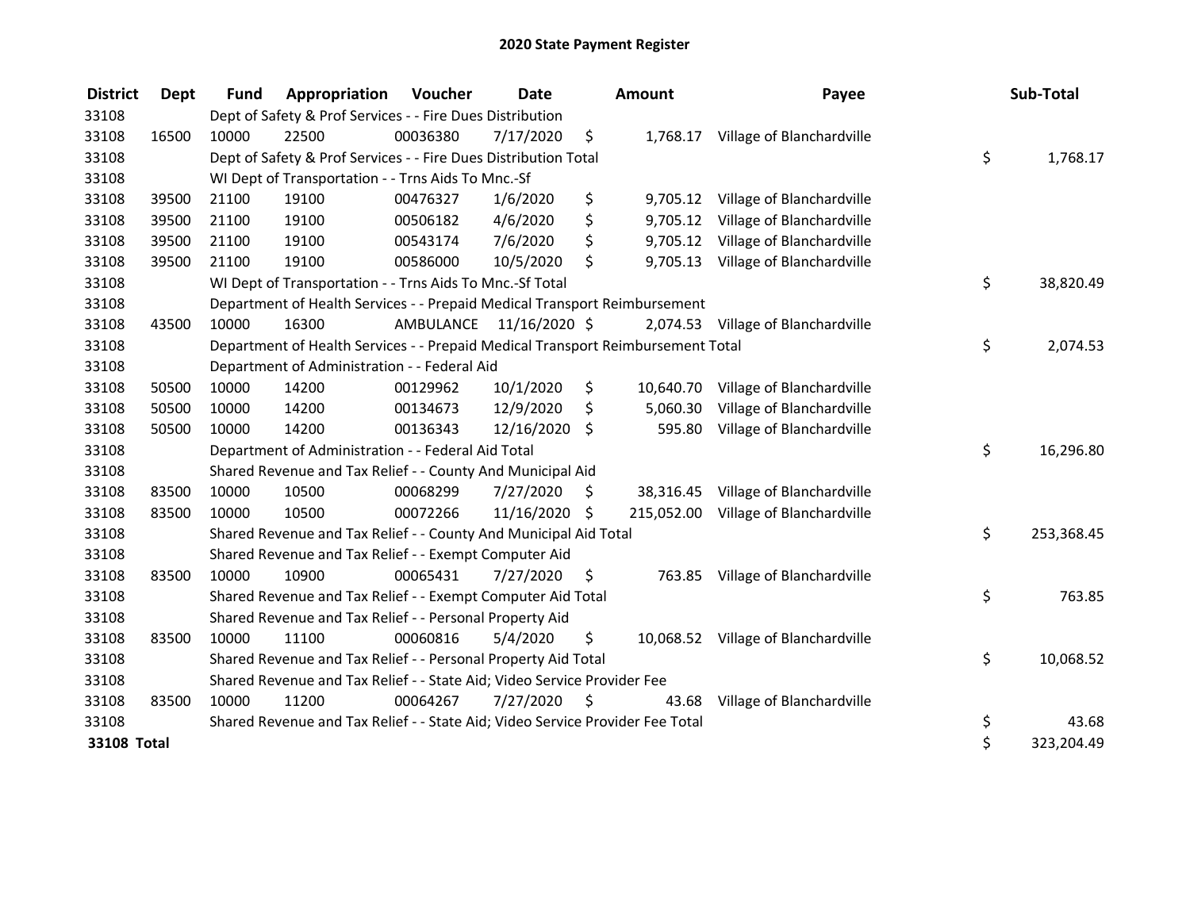# 2020 State Payment Register

| District | Dept | Fund | Appropriation | Voucher | Date | Amount | Payee | Sub-Total |
|---|---|---|---|---|---|---|---|---|
| 33108 | | Dept of Safety & Prof Services - - Fire Dues Distribution | | | | | | |
| 33108 | 16500 | 10000 | 22500 | 00036380 | 7/17/2020 | $ 1,768.17 | Village of Blanchardville | |
| 33108 | | Dept of Safety & Prof Services - - Fire Dues Distribution Total | | | | | | $ 1,768.17 |
| 33108 | | WI Dept of Transportation - - Trns Aids To Mnc.-Sf | | | | | | |
| 33108 | 39500 | 21100 | 19100 | 00476327 | 1/6/2020 | $ 9,705.12 | Village of Blanchardville | |
| 33108 | 39500 | 21100 | 19100 | 00506182 | 4/6/2020 | $ 9,705.12 | Village of Blanchardville | |
| 33108 | 39500 | 21100 | 19100 | 00543174 | 7/6/2020 | $ 9,705.12 | Village of Blanchardville | |
| 33108 | 39500 | 21100 | 19100 | 00586000 | 10/5/2020 | $ 9,705.13 | Village of Blanchardville | |
| 33108 | | WI Dept of Transportation - - Trns Aids To Mnc.-Sf Total | | | | | | $ 38,820.49 |
| 33108 | | Department of Health Services - - Prepaid Medical Transport Reimbursement | | | | | | |
| 33108 | 43500 | 10000 | 16300 | AMBULANCE | 11/16/2020 | $ 2,074.53 | Village of Blanchardville | |
| 33108 | | Department of Health Services - - Prepaid Medical Transport Reimbursement Total | | | | | | $ 2,074.53 |
| 33108 | | Department of Administration - - Federal Aid | | | | | | |
| 33108 | 50500 | 10000 | 14200 | 00129962 | 10/1/2020 | $ 10,640.70 | Village of Blanchardville | |
| 33108 | 50500 | 10000 | 14200 | 00134673 | 12/9/2020 | $ 5,060.30 | Village of Blanchardville | |
| 33108 | 50500 | 10000 | 14200 | 00136343 | 12/16/2020 | $ 595.80 | Village of Blanchardville | |
| 33108 | | Department of Administration - - Federal Aid Total | | | | | | $ 16,296.80 |
| 33108 | | Shared Revenue and Tax Relief - - County And Municipal Aid | | | | | | |
| 33108 | 83500 | 10000 | 10500 | 00068299 | 7/27/2020 | $ 38,316.45 | Village of Blanchardville | |
| 33108 | 83500 | 10000 | 10500 | 00072266 | 11/16/2020 | $ 215,052.00 | Village of Blanchardville | |
| 33108 | | Shared Revenue and Tax Relief - - County And Municipal Aid Total | | | | | | $ 253,368.45 |
| 33108 | | Shared Revenue and Tax Relief - - Exempt Computer Aid | | | | | | |
| 33108 | 83500 | 10000 | 10900 | 00065431 | 7/27/2020 | $ 763.85 | Village of Blanchardville | |
| 33108 | | Shared Revenue and Tax Relief - - Exempt Computer Aid Total | | | | | | $ 763.85 |
| 33108 | | Shared Revenue and Tax Relief - - Personal Property Aid | | | | | | |
| 33108 | 83500 | 10000 | 11100 | 00060816 | 5/4/2020 | $ 10,068.52 | Village of Blanchardville | |
| 33108 | | Shared Revenue and Tax Relief - - Personal Property Aid Total | | | | | | $ 10,068.52 |
| 33108 | | Shared Revenue and Tax Relief - - State Aid; Video Service Provider Fee | | | | | | |
| 33108 | 83500 | 10000 | 11200 | 00064267 | 7/27/2020 | $ 43.68 | Village of Blanchardville | |
| 33108 | | Shared Revenue and Tax Relief - - State Aid; Video Service Provider Fee Total | | | | | | $ 43.68 |
| **33108 Total** | | | | | | | | $ 323,204.49 |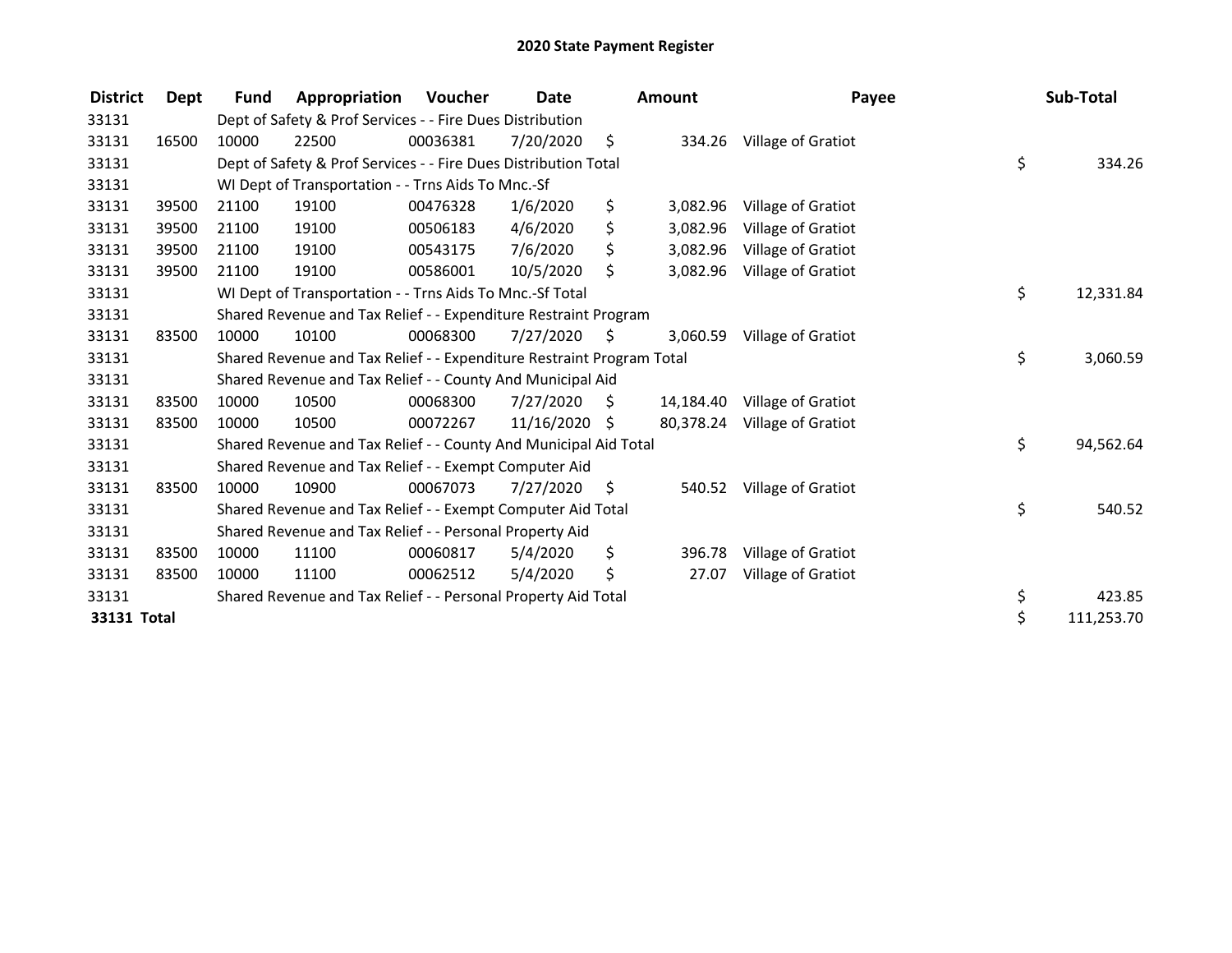# 2020 State Payment Register

| District | Dept | Fund | Appropriation | Voucher | Date | Amount | Payee | Sub-Total |
|---|---|---|---|---|---|---|---|---|
| 33131 | | Dept of Safety & Prof Services - - Fire Dues Distribution | | | | | | |
| 33131 | 16500 | 10000 | 22500 | 00036381 | 7/20/2020 | $ 334.26 | Village of Gratiot | |
| 33131 | | Dept of Safety & Prof Services - - Fire Dues Distribution Total | | | | | | $ 334.26 |
| 33131 | | WI Dept of Transportation - - Trns Aids To Mnc.-Sf | | | | | | |
| 33131 | 39500 | 21100 | 19100 | 00476328 | 1/6/2020 | $ 3,082.96 | Village of Gratiot | |
| 33131 | 39500 | 21100 | 19100 | 00506183 | 4/6/2020 | $ 3,082.96 | Village of Gratiot | |
| 33131 | 39500 | 21100 | 19100 | 00543175 | 7/6/2020 | $ 3,082.96 | Village of Gratiot | |
| 33131 | 39500 | 21100 | 19100 | 00586001 | 10/5/2020 | $ 3,082.96 | Village of Gratiot | |
| 33131 | | WI Dept of Transportation - - Trns Aids To Mnc.-Sf Total | | | | | | $ 12,331.84 |
| 33131 | | Shared Revenue and Tax Relief - - Expenditure Restraint Program | | | | | | |
| 33131 | 83500 | 10000 | 10100 | 00068300 | 7/27/2020 | $ 3,060.59 | Village of Gratiot | |
| 33131 | | Shared Revenue and Tax Relief - - Expenditure Restraint Program Total | | | | | | $ 3,060.59 |
| 33131 | | Shared Revenue and Tax Relief - - County And Municipal Aid | | | | | | |
| 33131 | 83500 | 10000 | 10500 | 00068300 | 7/27/2020 | $ 14,184.40 | Village of Gratiot | |
| 33131 | 83500 | 10000 | 10500 | 00072267 | 11/16/2020 | $ 80,378.24 | Village of Gratiot | |
| 33131 | | Shared Revenue and Tax Relief - - County And Municipal Aid Total | | | | | | $ 94,562.64 |
| 33131 | | Shared Revenue and Tax Relief - - Exempt Computer Aid | | | | | | |
| 33131 | 83500 | 10000 | 10900 | 00067073 | 7/27/2020 | $ 540.52 | Village of Gratiot | |
| 33131 | | Shared Revenue and Tax Relief - - Exempt Computer Aid Total | | | | | | $ 540.52 |
| 33131 | | Shared Revenue and Tax Relief - - Personal Property Aid | | | | | | |
| 33131 | 83500 | 10000 | 11100 | 00060817 | 5/4/2020 | $ 396.78 | Village of Gratiot | |
| 33131 | 83500 | 10000 | 11100 | 00062512 | 5/4/2020 | $ 27.07 | Village of Gratiot | |
| 33131 | | Shared Revenue and Tax Relief - - Personal Property Aid Total | | | | | | $ 423.85 |
| **33131 Total** | | | | | | | | $ 111,253.70 |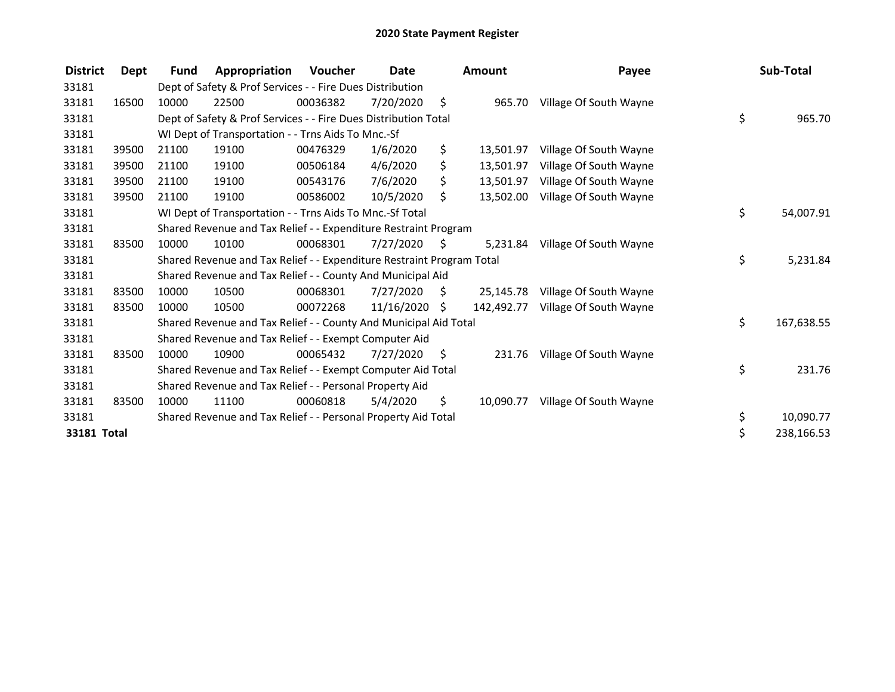# 2020 State Payment Register

| District | Dept | Fund | Appropriation | Voucher | Date | Amount | Payee | Sub-Total |
|---|---|---|---|---|---|---|---|---|
| 33181 | | Dept of Safety & Prof Services - - Fire Dues Distribution | | | | | | |
| 33181 | 16500 | 10000 | 22500 | 00036382 | 7/20/2020 | $ 965.70 | Village Of South Wayne | |
| 33181 | | Dept of Safety & Prof Services - - Fire Dues Distribution Total | | | | | | $ 965.70 |
| 33181 | | WI Dept of Transportation - - Trns Aids To Mnc.-Sf | | | | | | |
| 33181 | 39500 | 21100 | 19100 | 00476329 | 1/6/2020 | $ 13,501.97 | Village Of South Wayne | |
| 33181 | 39500 | 21100 | 19100 | 00506184 | 4/6/2020 | $ 13,501.97 | Village Of South Wayne | |
| 33181 | 39500 | 21100 | 19100 | 00543176 | 7/6/2020 | $ 13,501.97 | Village Of South Wayne | |
| 33181 | 39500 | 21100 | 19100 | 00586002 | 10/5/2020 | $ 13,502.00 | Village Of South Wayne | |
| 33181 | | WI Dept of Transportation - - Trns Aids To Mnc.-Sf Total | | | | | | $ 54,007.91 |
| 33181 | | Shared Revenue and Tax Relief - - Expenditure Restraint Program | | | | | | |
| 33181 | 83500 | 10000 | 10100 | 00068301 | 7/27/2020 | $ 5,231.84 | Village Of South Wayne | |
| 33181 | | Shared Revenue and Tax Relief - - Expenditure Restraint Program Total | | | | | | $ 5,231.84 |
| 33181 | | Shared Revenue and Tax Relief - - County And Municipal Aid | | | | | | |
| 33181 | 83500 | 10000 | 10500 | 00068301 | 7/27/2020 | $ 25,145.78 | Village Of South Wayne | |
| 33181 | 83500 | 10000 | 10500 | 00072268 | 11/16/2020 | $ 142,492.77 | Village Of South Wayne | |
| 33181 | | Shared Revenue and Tax Relief - - County And Municipal Aid Total | | | | | | $ 167,638.55 |
| 33181 | | Shared Revenue and Tax Relief - - Exempt Computer Aid | | | | | | |
| 33181 | 83500 | 10000 | 10900 | 00065432 | 7/27/2020 | $ 231.76 | Village Of South Wayne | |
| 33181 | | Shared Revenue and Tax Relief - - Exempt Computer Aid Total | | | | | | $ 231.76 |
| 33181 | | Shared Revenue and Tax Relief - - Personal Property Aid | | | | | | |
| 33181 | 83500 | 10000 | 11100 | 00060818 | 5/4/2020 | $ 10,090.77 | Village Of South Wayne | |
| 33181 | | Shared Revenue and Tax Relief - - Personal Property Aid Total | | | | | | $ 10,090.77 |
| **33181 Total** | | | | | | | | $ 238,166.53 |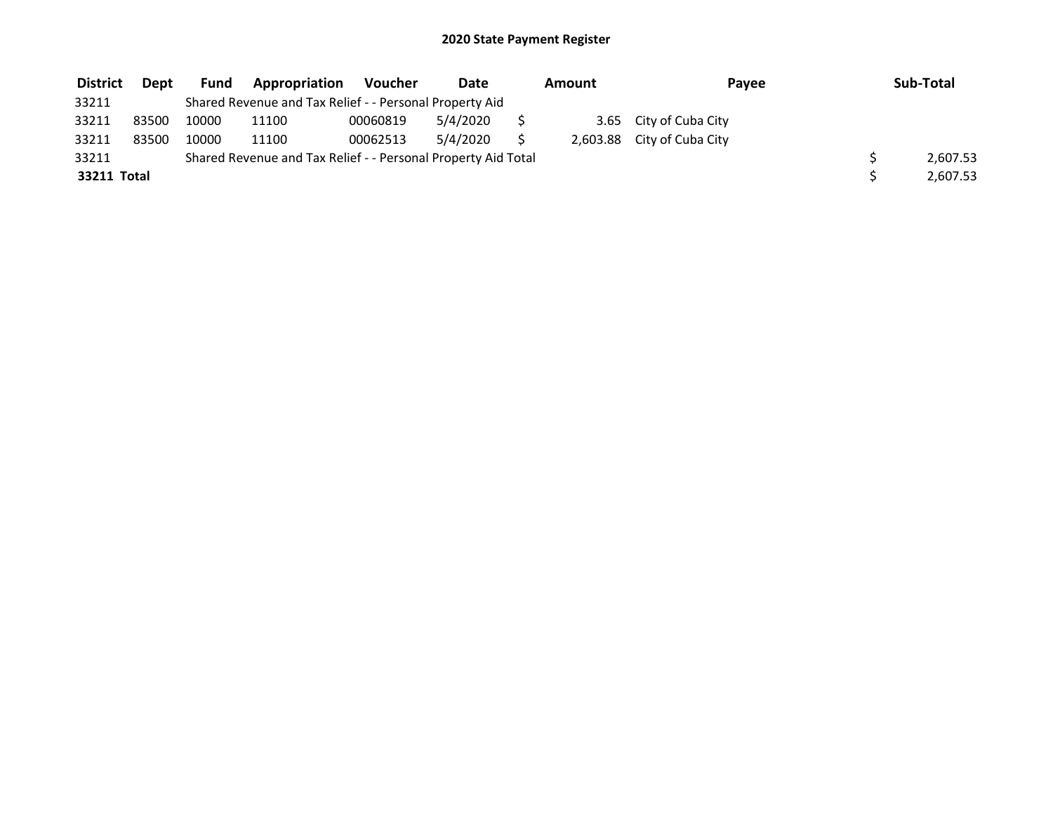# 2020 State Payment Register

| District | Dept | Fund | Appropriation | Voucher | Date | Amount | Payee | Sub-Total |
|---|---|---|---|---|---|---|---|---|
| 33211 | | Shared Revenue and Tax Relief - - Personal Property Aid | | | | | | |
| 33211 | 83500 | 10000 | 11100 | 00060819 | 5/4/2020 | $ 3.65 | City of Cuba City | |
| 33211 | 83500 | 10000 | 11100 | 00062513 | 5/4/2020 | $ 2,603.88 | City of Cuba City | |
| 33211 | | Shared Revenue and Tax Relief - - Personal Property Aid Total | | | | | | $ 2,607.53 |
| **33211 Total** | | | | | | | | $ 2,607.53 |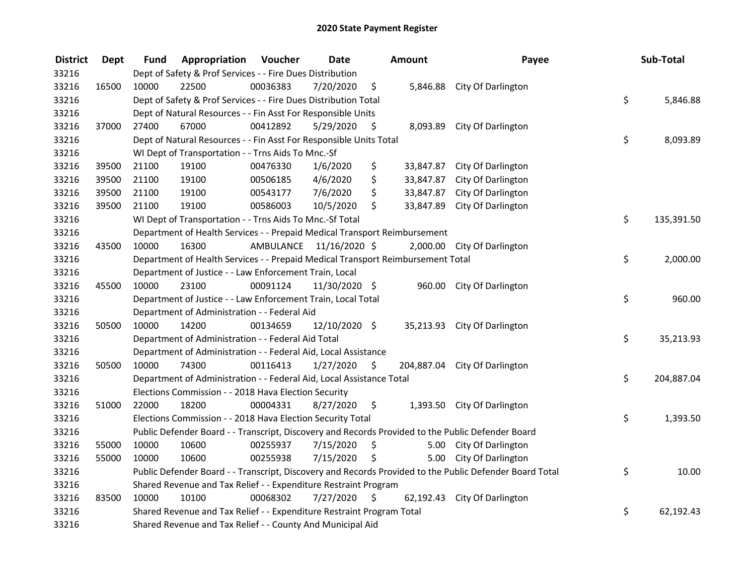# 2020 State Payment Register

| District | Dept | Fund | Appropriation | Voucher | Date | Amount | Payee | Sub-Total |
|---|---|---|---|---|---|---|---|---|
| 33216 | | Dept of Safety & Prof Services - - Fire Dues Distribution | | | | | | |
| 33216 | 16500 | 10000 | 22500 | 00036383 | 7/20/2020 | $ 5,846.88 | City Of Darlington | |
| 33216 | | Dept of Safety & Prof Services - - Fire Dues Distribution Total | | | | | | $ 5,846.88 |
| 33216 | | Dept of Natural Resources - - Fin Asst For Responsible Units | | | | | | |
| 33216 | 37000 | 27400 | 67000 | 00412892 | 5/29/2020 | $ 8,093.89 | City Of Darlington | |
| 33216 | | Dept of Natural Resources - - Fin Asst For Responsible Units Total | | | | | | $ 8,093.89 |
| 33216 | | WI Dept of Transportation - - Trns Aids To Mnc.-Sf | | | | | | |
| 33216 | 39500 | 21100 | 19100 | 00476330 | 1/6/2020 | $ 33,847.87 | City Of Darlington | |
| 33216 | 39500 | 21100 | 19100 | 00506185 | 4/6/2020 | $ 33,847.87 | City Of Darlington | |
| 33216 | 39500 | 21100 | 19100 | 00543177 | 7/6/2020 | $ 33,847.87 | City Of Darlington | |
| 33216 | 39500 | 21100 | 19100 | 00586003 | 10/5/2020 | $ 33,847.89 | City Of Darlington | |
| 33216 | | WI Dept of Transportation - - Trns Aids To Mnc.-Sf Total | | | | | | $ 135,391.50 |
| 33216 | | Department of Health Services - - Prepaid Medical Transport Reimbursement | | | | | | |
| 33216 | 43500 | 10000 | 16300 | AMBULANCE | 11/16/2020 | $ 2,000.00 | City Of Darlington | |
| 33216 | | Department of Health Services - - Prepaid Medical Transport Reimbursement Total | | | | | | $ 2,000.00 |
| 33216 | | Department of Justice - - Law Enforcement Train, Local | | | | | | |
| 33216 | 45500 | 10000 | 23100 | 00091124 | 11/30/2020 | $ 960.00 | City Of Darlington | |
| 33216 | | Department of Justice - - Law Enforcement Train, Local Total | | | | | | $ 960.00 |
| 33216 | | Department of Administration - - Federal Aid | | | | | | |
| 33216 | 50500 | 10000 | 14200 | 00134659 | 12/10/2020 | $ 35,213.93 | City Of Darlington | |
| 33216 | | Department of Administration - - Federal Aid Total | | | | | | $ 35,213.93 |
| 33216 | | Department of Administration - - Federal Aid, Local Assistance | | | | | | |
| 33216 | 50500 | 10000 | 74300 | 00116413 | 1/27/2020 | $ 204,887.04 | City Of Darlington | |
| 33216 | | Department of Administration - - Federal Aid, Local Assistance Total | | | | | | $ 204,887.04 |
| 33216 | | Elections Commission - - 2018 Hava Election Security | | | | | | |
| 33216 | 51000 | 22000 | 18200 | 00004331 | 8/27/2020 | $ 1,393.50 | City Of Darlington | |
| 33216 | | Elections Commission - - 2018 Hava Election Security Total | | | | | | $ 1,393.50 |
| 33216 | | Public Defender Board - - Transcript, Discovery and Records Provided to the Public Defender Board | | | | | | |
| 33216 | 55000 | 10000 | 10600 | 00255937 | 7/15/2020 | $ 5.00 | City Of Darlington | |
| 33216 | 55000 | 10000 | 10600 | 00255938 | 7/15/2020 | $ 5.00 | City Of Darlington | |
| 33216 | | Public Defender Board - - Transcript, Discovery and Records Provided to the Public Defender Board Total | | | | | | $ 10.00 |
| 33216 | | Shared Revenue and Tax Relief - - Expenditure Restraint Program | | | | | | |
| 33216 | 83500 | 10000 | 10100 | 00068302 | 7/27/2020 | $ 62,192.43 | City Of Darlington | |
| 33216 | | Shared Revenue and Tax Relief - - Expenditure Restraint Program Total | | | | | | $ 62,192.43 |
| 33216 | | Shared Revenue and Tax Relief - - County And Municipal Aid | | | | | | |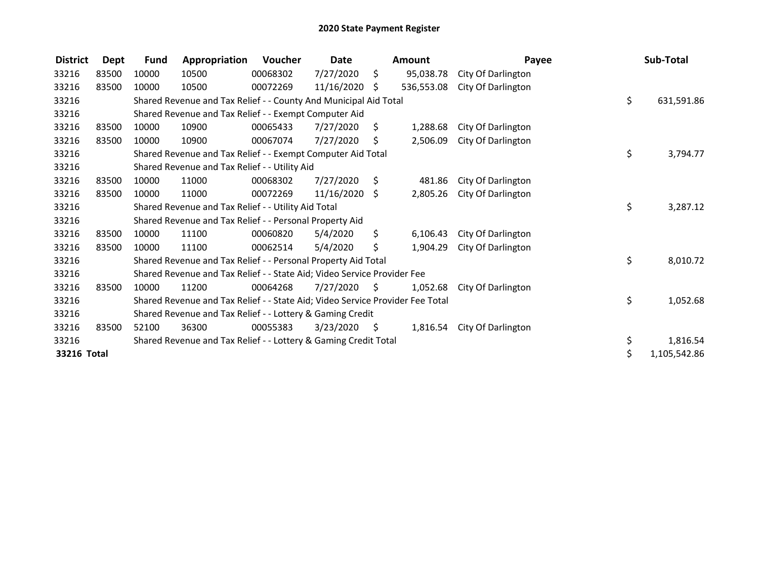# 2020 State Payment Register

| District | Dept | Fund | Appropriation | Voucher | Date | Amount | Payee | Sub-Total |
|---|---|---|---|---|---|---|---|---|
| 33216 | 83500 | 10000 | 10500 | 00068302 | 7/27/2020 | $ 95,038.78 | City Of Darlington | |
| 33216 | 83500 | 10000 | 10500 | 00072269 | 11/16/2020 | $ 536,553.08 | City Of Darlington | |
| 33216 | | Shared Revenue and Tax Relief - - County And Municipal Aid Total | | | | | | $ 631,591.86 |
| 33216 | | Shared Revenue and Tax Relief - - Exempt Computer Aid | | | | | | |
| 33216 | 83500 | 10000 | 10900 | 00065433 | 7/27/2020 | $ 1,288.68 | City Of Darlington | |
| 33216 | 83500 | 10000 | 10900 | 00067074 | 7/27/2020 | $ 2,506.09 | City Of Darlington | |
| 33216 | | Shared Revenue and Tax Relief - - Exempt Computer Aid Total | | | | | | $ 3,794.77 |
| 33216 | | Shared Revenue and Tax Relief - - Utility Aid | | | | | | |
| 33216 | 83500 | 10000 | 11000 | 00068302 | 7/27/2020 | $ 481.86 | City Of Darlington | |
| 33216 | 83500 | 10000 | 11000 | 00072269 | 11/16/2020 | $ 2,805.26 | City Of Darlington | |
| 33216 | | Shared Revenue and Tax Relief - - Utility Aid Total | | | | | | $ 3,287.12 |
| 33216 | | Shared Revenue and Tax Relief - - Personal Property Aid | | | | | | |
| 33216 | 83500 | 10000 | 11100 | 00060820 | 5/4/2020 | $ 6,106.43 | City Of Darlington | |
| 33216 | 83500 | 10000 | 11100 | 00062514 | 5/4/2020 | $ 1,904.29 | City Of Darlington | |
| 33216 | | Shared Revenue and Tax Relief - - Personal Property Aid Total | | | | | | $ 8,010.72 |
| 33216 | | Shared Revenue and Tax Relief - - State Aid; Video Service Provider Fee | | | | | | |
| 33216 | 83500 | 10000 | 11200 | 00064268 | 7/27/2020 | $ 1,052.68 | City Of Darlington | |
| 33216 | | Shared Revenue and Tax Relief - - State Aid; Video Service Provider Fee Total | | | | | | $ 1,052.68 |
| 33216 | | Shared Revenue and Tax Relief - - Lottery & Gaming Credit | | | | | | |
| 33216 | 83500 | 52100 | 36300 | 00055383 | 3/23/2020 | $ 1,816.54 | City Of Darlington | |
| 33216 | | Shared Revenue and Tax Relief - - Lottery & Gaming Credit Total | | | | | | $ 1,816.54 |
| **33216 Total** | | | | | | | | $ 1,105,542.86 |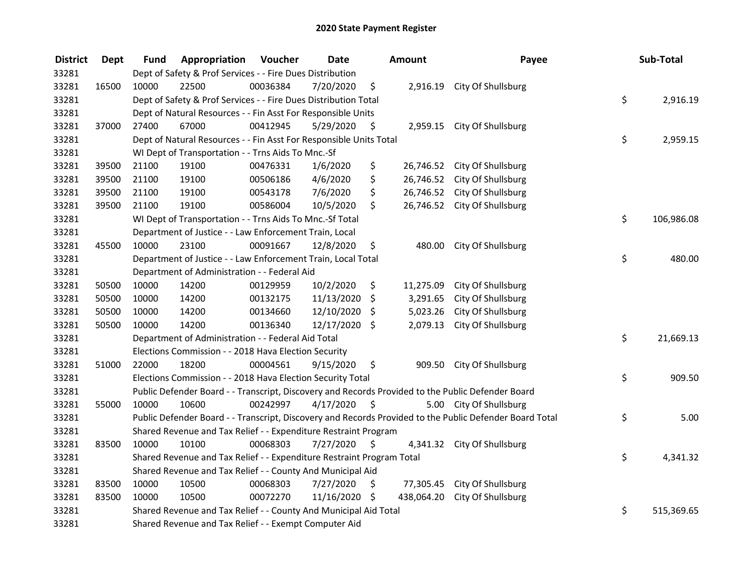# 2020 State Payment Register

| District | Dept | Fund | Appropriation | Voucher | Date | Amount | Payee | Sub-Total |
|---|---|---|---|---|---|---|---|---|
| 33281 | | Dept of Safety & Prof Services - - Fire Dues Distribution | | | | | | |
| 33281 | 16500 | 10000 | 22500 | 00036384 | 7/20/2020 | $ 2,916.19 | City Of Shullsburg | |
| 33281 | | Dept of Safety & Prof Services - - Fire Dues Distribution Total | | | | | | $ 2,916.19 |
| 33281 | | Dept of Natural Resources - - Fin Asst For Responsible Units | | | | | | |
| 33281 | 37000 | 27400 | 67000 | 00412945 | 5/29/2020 | $ 2,959.15 | City Of Shullsburg | |
| 33281 | | Dept of Natural Resources - - Fin Asst For Responsible Units Total | | | | | | $ 2,959.15 |
| 33281 | | WI Dept of Transportation - - Trns Aids To Mnc.-Sf | | | | | | |
| 33281 | 39500 | 21100 | 19100 | 00476331 | 1/6/2020 | $ 26,746.52 | City Of Shullsburg | |
| 33281 | 39500 | 21100 | 19100 | 00506186 | 4/6/2020 | $ 26,746.52 | City Of Shullsburg | |
| 33281 | 39500 | 21100 | 19100 | 00543178 | 7/6/2020 | $ 26,746.52 | City Of Shullsburg | |
| 33281 | 39500 | 21100 | 19100 | 00586004 | 10/5/2020 | $ 26,746.52 | City Of Shullsburg | |
| 33281 | | WI Dept of Transportation - - Trns Aids To Mnc.-Sf Total | | | | | | $ 106,986.08 |
| 33281 | | Department of Justice - - Law Enforcement Train, Local | | | | | | |
| 33281 | 45500 | 10000 | 23100 | 00091667 | 12/8/2020 | $ 480.00 | City Of Shullsburg | |
| 33281 | | Department of Justice - - Law Enforcement Train, Local Total | | | | | | $ 480.00 |
| 33281 | | Department of Administration - - Federal Aid | | | | | | |
| 33281 | 50500 | 10000 | 14200 | 00129959 | 10/2/2020 | $ 11,275.09 | City Of Shullsburg | |
| 33281 | 50500 | 10000 | 14200 | 00132175 | 11/13/2020 | $ 3,291.65 | City Of Shullsburg | |
| 33281 | 50500 | 10000 | 14200 | 00134660 | 12/10/2020 | $ 5,023.26 | City Of Shullsburg | |
| 33281 | 50500 | 10000 | 14200 | 00136340 | 12/17/2020 | $ 2,079.13 | City Of Shullsburg | |
| 33281 | | Department of Administration - - Federal Aid Total | | | | | | $ 21,669.13 |
| 33281 | | Elections Commission - - 2018 Hava Election Security | | | | | | |
| 33281 | 51000 | 22000 | 18200 | 00004561 | 9/15/2020 | $ 909.50 | City Of Shullsburg | |
| 33281 | | Elections Commission - - 2018 Hava Election Security Total | | | | | | $ 909.50 |
| 33281 | | Public Defender Board - - Transcript, Discovery and Records Provided to the Public Defender Board | | | | | | |
| 33281 | 55000 | 10000 | 10600 | 00242997 | 4/17/2020 | $ 5.00 | City Of Shullsburg | |
| 33281 | | Public Defender Board - - Transcript, Discovery and Records Provided to the Public Defender Board Total | | | | | | $ 5.00 |
| 33281 | | Shared Revenue and Tax Relief - - Expenditure Restraint Program | | | | | | |
| 33281 | 83500 | 10000 | 10100 | 00068303 | 7/27/2020 | $ 4,341.32 | City Of Shullsburg | |
| 33281 | | Shared Revenue and Tax Relief - - Expenditure Restraint Program Total | | | | | | $ 4,341.32 |
| 33281 | | Shared Revenue and Tax Relief - - County And Municipal Aid | | | | | | |
| 33281 | 83500 | 10000 | 10500 | 00068303 | 7/27/2020 | $ 77,305.45 | City Of Shullsburg | |
| 33281 | 83500 | 10000 | 10500 | 00072270 | 11/16/2020 | $ 438,064.20 | City Of Shullsburg | |
| 33281 | | Shared Revenue and Tax Relief - - County And Municipal Aid Total | | | | | | $ 515,369.65 |
| 33281 | | Shared Revenue and Tax Relief - - Exempt Computer Aid | | | | | | |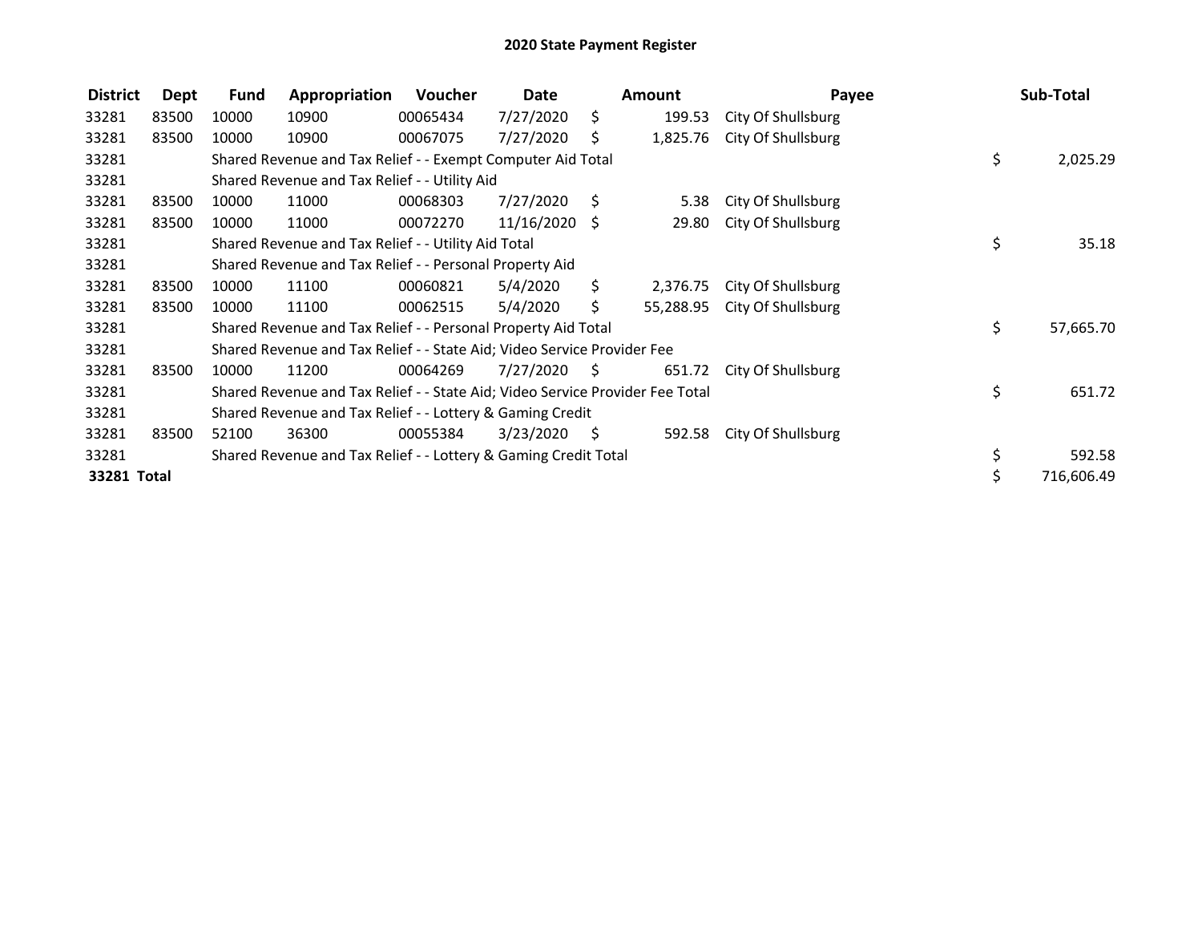# 2020 State Payment Register

| District | Dept | Fund | Appropriation | Voucher | Date | Amount | Payee | Sub-Total |
|---|---|---|---|---|---|---|---|---|
| 33281 | 83500 | 10000 | 10900 | 00065434 | 7/27/2020 | $ 199.53 | City Of Shullsburg | |
| 33281 | 83500 | 10000 | 10900 | 00067075 | 7/27/2020 | $ 1,825.76 | City Of Shullsburg | |
| 33281 | | Shared Revenue and Tax Relief - - Exempt Computer Aid Total | | | | | | $ 2,025.29 |
| 33281 | | Shared Revenue and Tax Relief - - Utility Aid | | | | | | |
| 33281 | 83500 | 10000 | 11000 | 00068303 | 7/27/2020 | $ 5.38 | City Of Shullsburg | |
| 33281 | 83500 | 10000 | 11000 | 00072270 | 11/16/2020 | $ 29.80 | City Of Shullsburg | |
| 33281 | | Shared Revenue and Tax Relief - - Utility Aid Total | | | | | | $ 35.18 |
| 33281 | | Shared Revenue and Tax Relief - - Personal Property Aid | | | | | | |
| 33281 | 83500 | 10000 | 11100 | 00060821 | 5/4/2020 | $ 2,376.75 | City Of Shullsburg | |
| 33281 | 83500 | 10000 | 11100 | 00062515 | 5/4/2020 | $ 55,288.95 | City Of Shullsburg | |
| 33281 | | Shared Revenue and Tax Relief - - Personal Property Aid Total | | | | | | $ 57,665.70 |
| 33281 | | Shared Revenue and Tax Relief - - State Aid; Video Service Provider Fee | | | | | | |
| 33281 | 83500 | 10000 | 11200 | 00064269 | 7/27/2020 | $ 651.72 | City Of Shullsburg | |
| 33281 | | Shared Revenue and Tax Relief - - State Aid; Video Service Provider Fee Total | | | | | | $ 651.72 |
| 33281 | | Shared Revenue and Tax Relief - - Lottery & Gaming Credit | | | | | | |
| 33281 | 83500 | 52100 | 36300 | 00055384 | 3/23/2020 | $ 592.58 | City Of Shullsburg | |
| 33281 | | Shared Revenue and Tax Relief - - Lottery & Gaming Credit Total | | | | | | $ 592.58 |
| **33281 Total** | | | | | | | | $ 716,606.49 |